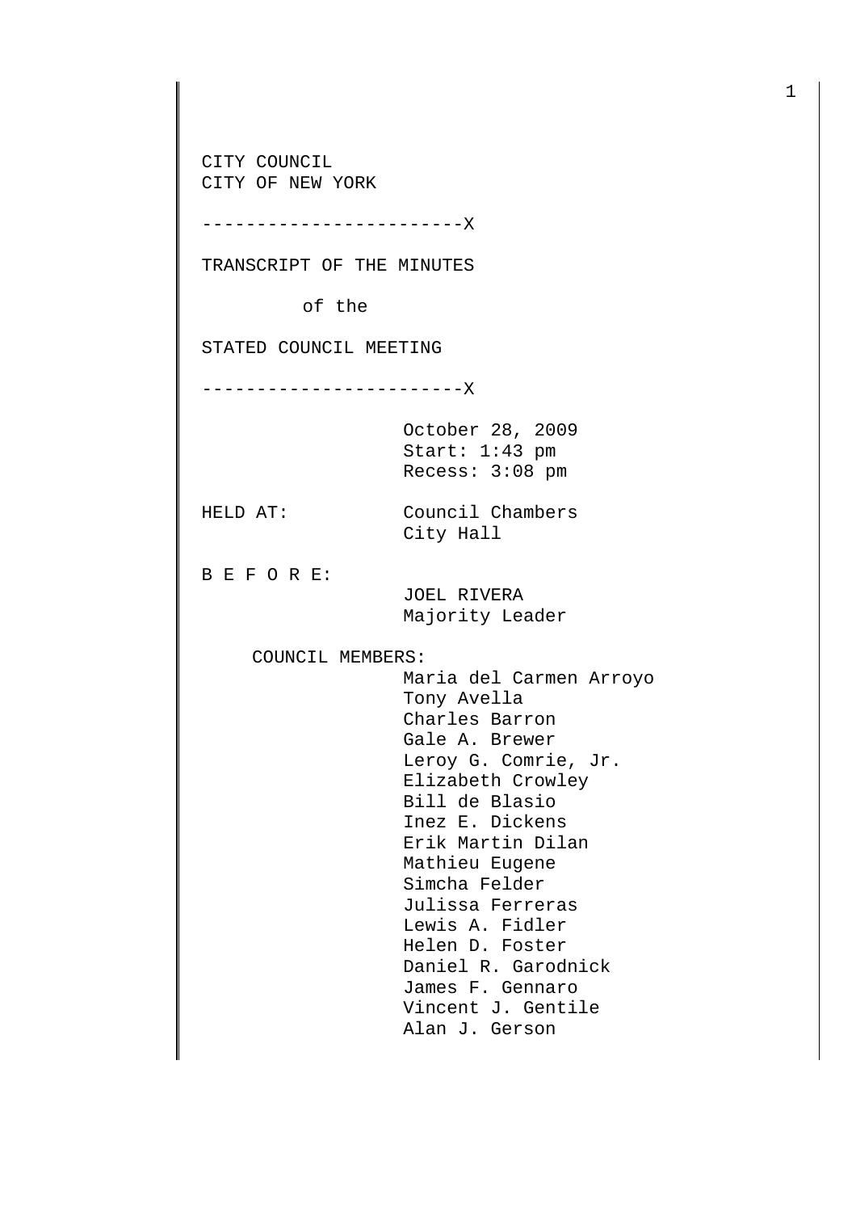CITY COUNCIL
CITY OF NEW YORK

------------------------X

TRANSCRIPT OF THE MINUTES

of the

STATED COUNCIL MEETING

------------------------X

October 28, 2009
Start: 1:43 pm
Recess: 3:08 pm

HELD AT: Council Chambers
City Hall

B E F O R E:
JOEL RIVERA
Majority Leader

COUNCIL MEMBERS:
Maria del Carmen Arroyo
Tony Avella
Charles Barron
Gale A. Brewer
Leroy G. Comrie, Jr.
Elizabeth Crowley
Bill de Blasio
Inez E. Dickens
Erik Martin Dilan
Mathieu Eugene
Simcha Felder
Julissa Ferreras
Lewis A. Fidler
Helen D. Foster
Daniel R. Garodnick
James F. Gennaro
Vincent J. Gentile
Alan J. Gerson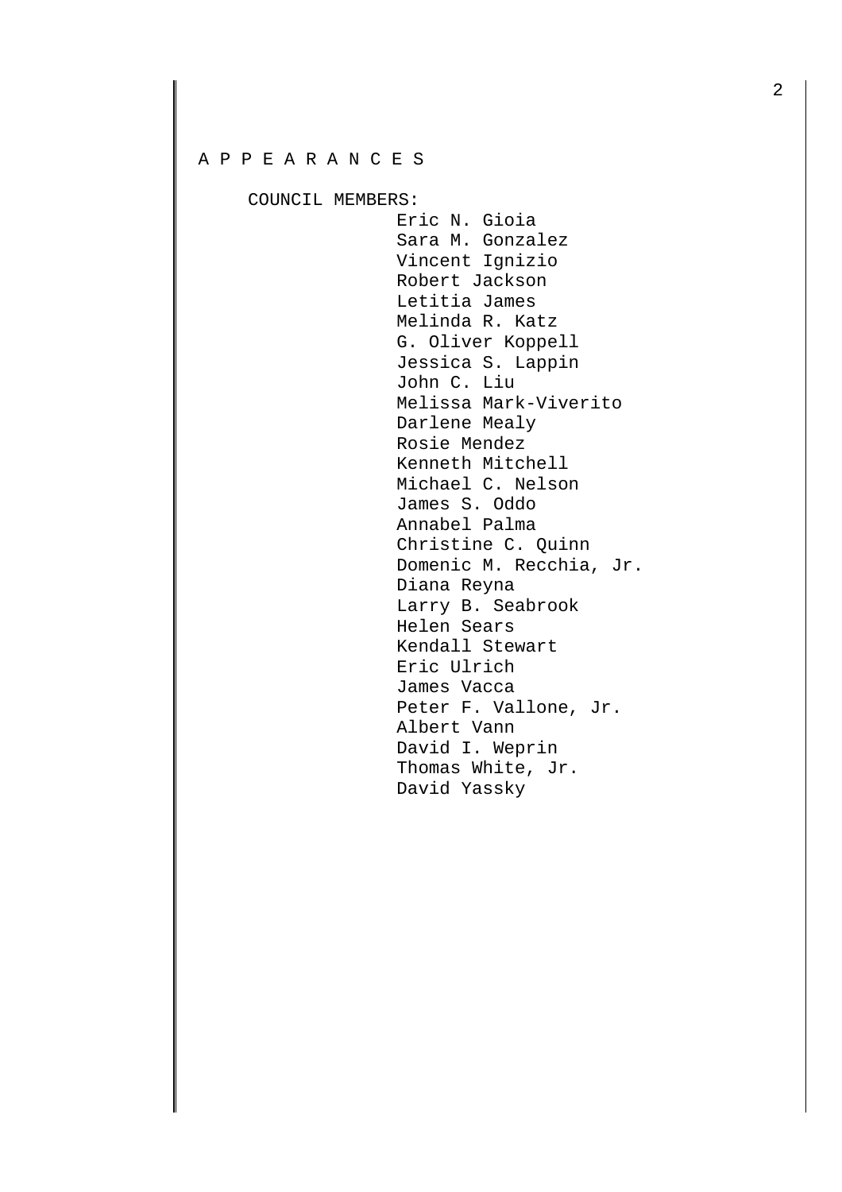A P P E A R A N C E S

COUNCIL MEMBERS:

Eric N. Gioia
Sara M. Gonzalez
Vincent Ignizio
Robert Jackson
Letitia James
Melinda R. Katz
G. Oliver Koppell
Jessica S. Lappin
John C. Liu
Melissa Mark-Viverito
Darlene Mealy
Rosie Mendez
Kenneth Mitchell
Michael C. Nelson
James S. Oddo
Annabel Palma
Christine C. Quinn
Domenic M. Recchia, Jr.
Diana Reyna
Larry B. Seabrook
Helen Sears
Kendall Stewart
Eric Ulrich
James Vacca
Peter F. Vallone, Jr.
Albert Vann
David I. Weprin
Thomas White, Jr.
David Yassky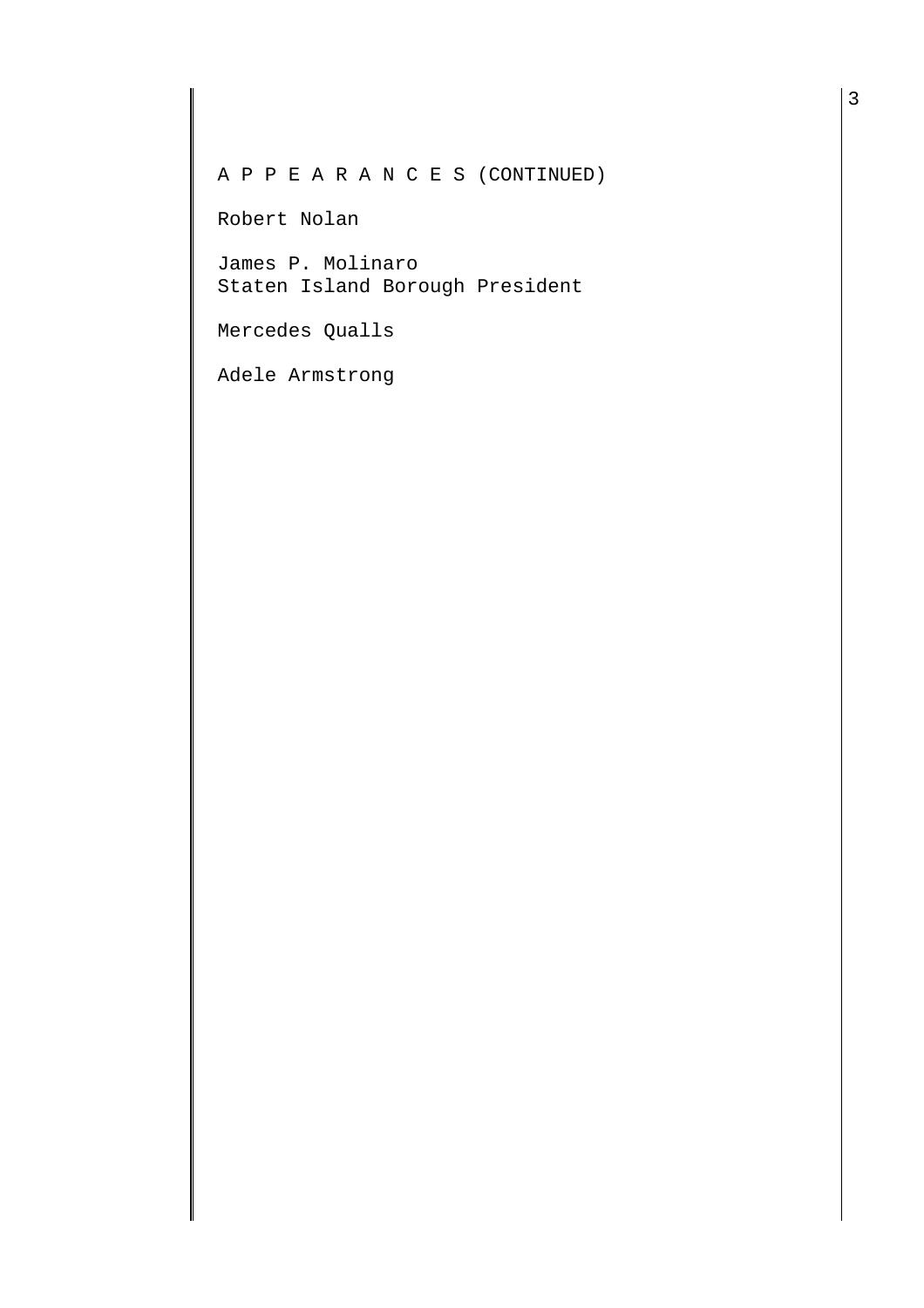A P P E A R A N C E S (CONTINUED)

Robert Nolan

James P. Molinaro
Staten Island Borough President

Mercedes Qualls

Adele Armstrong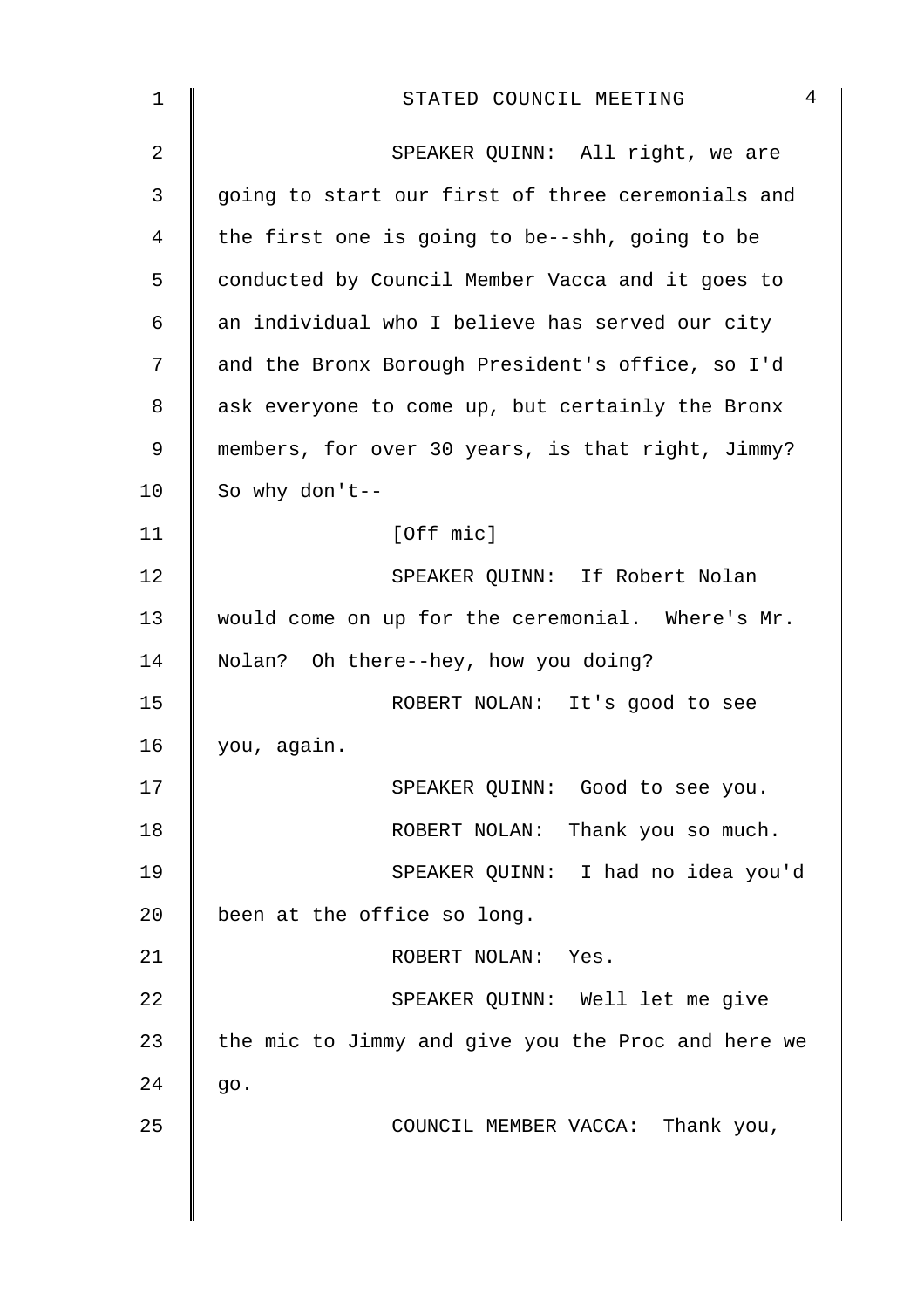SPEAKER QUINN: All right, we are going to start our first of three ceremonials and the first one is going to be--shh, going to be conducted by Council Member Vacca and it goes to an individual who I believe has served our city and the Bronx Borough President's office, so I'd ask everyone to come up, but certainly the Bronx members, for over 30 years, is that right, Jimmy? So why don't--

[Off mic]

SPEAKER QUINN: If Robert Nolan would come on up for the ceremonial. Where's Mr. Nolan? Oh there--hey, how you doing?

ROBERT NOLAN: It's good to see you, again.

SPEAKER QUINN: Good to see you.

ROBERT NOLAN: Thank you so much.

SPEAKER QUINN: I had no idea you'd been at the office so long.

ROBERT NOLAN: Yes.

SPEAKER QUINN: Well let me give the mic to Jimmy and give you the Proc and here we go.

COUNCIL MEMBER VACCA: Thank you,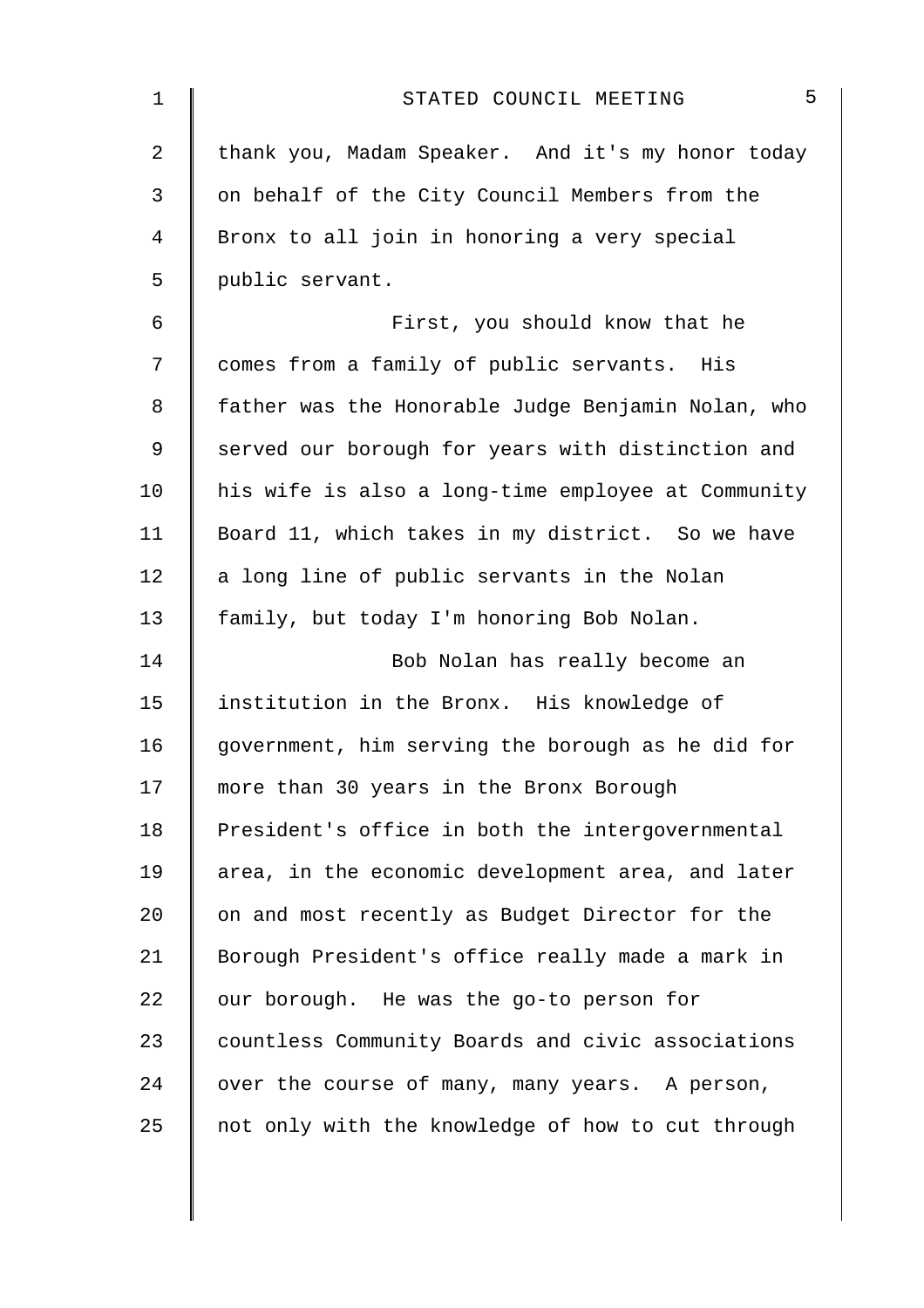thank you, Madam Speaker. And it's my honor today on behalf of the City Council Members from the Bronx to all join in honoring a very special public servant.

First, you should know that he comes from a family of public servants. His father was the Honorable Judge Benjamin Nolan, who served our borough for years with distinction and his wife is also a long-time employee at Community Board 11, which takes in my district. So we have a long line of public servants in the Nolan family, but today I'm honoring Bob Nolan.

Bob Nolan has really become an institution in the Bronx. His knowledge of government, him serving the borough as he did for more than 30 years in the Bronx Borough President's office in both the intergovernmental area, in the economic development area, and later on and most recently as Budget Director for the Borough President's office really made a mark in our borough. He was the go-to person for countless Community Boards and civic associations over the course of many, many years. A person, not only with the knowledge of how to cut through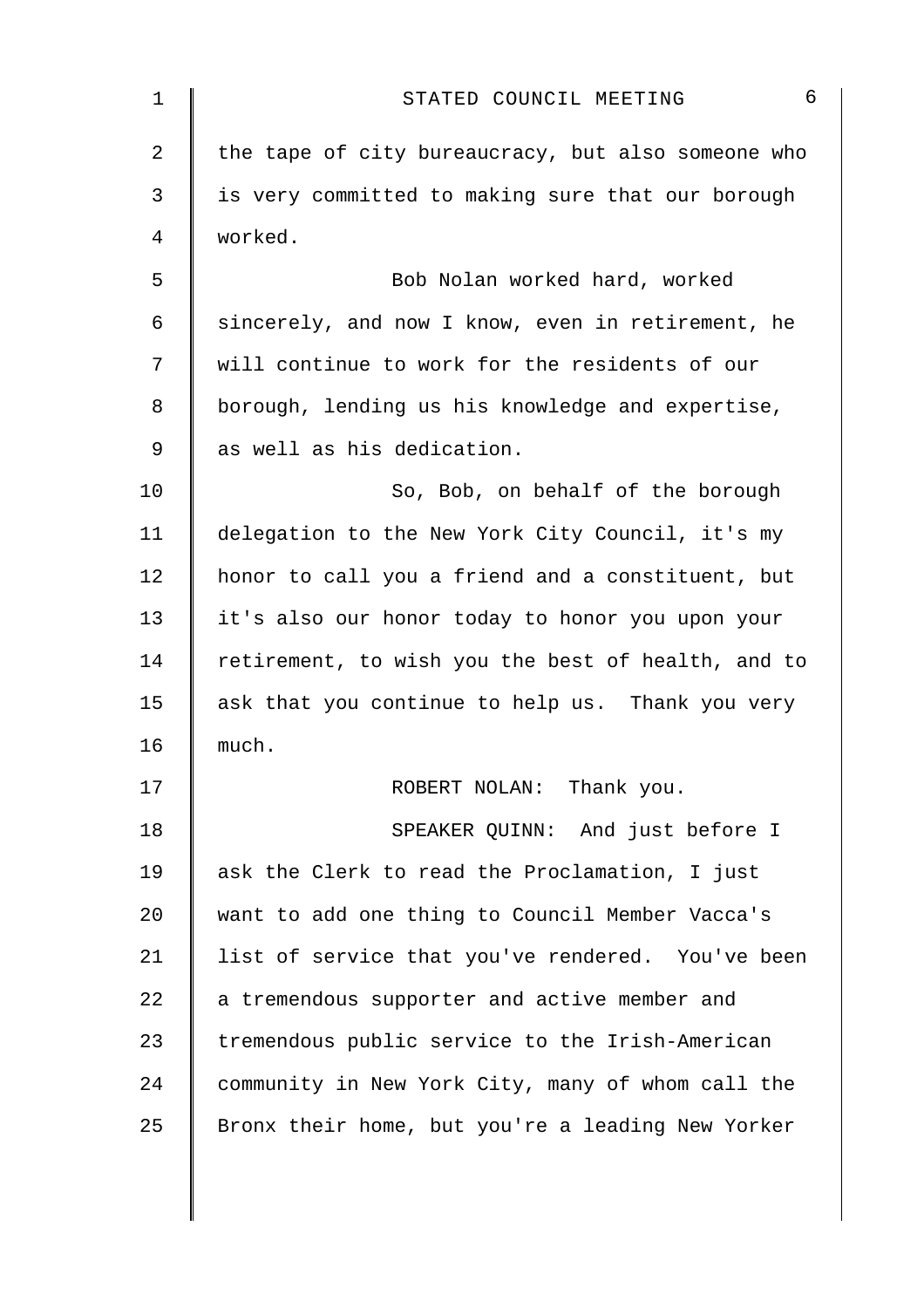the tape of city bureaucracy, but also someone who is very committed to making sure that our borough worked.

Bob Nolan worked hard, worked sincerely, and now I know, even in retirement, he will continue to work for the residents of our borough, lending us his knowledge and expertise, as well as his dedication.

So, Bob, on behalf of the borough delegation to the New York City Council, it's my honor to call you a friend and a constituent, but it's also our honor today to honor you upon your retirement, to wish you the best of health, and to ask that you continue to help us. Thank you very much.

ROBERT NOLAN: Thank you.

SPEAKER QUINN: And just before I ask the Clerk to read the Proclamation, I just want to add one thing to Council Member Vacca's list of service that you've rendered. You've been a tremendous supporter and active member and tremendous public service to the Irish-American community in New York City, many of whom call the Bronx their home, but you're a leading New Yorker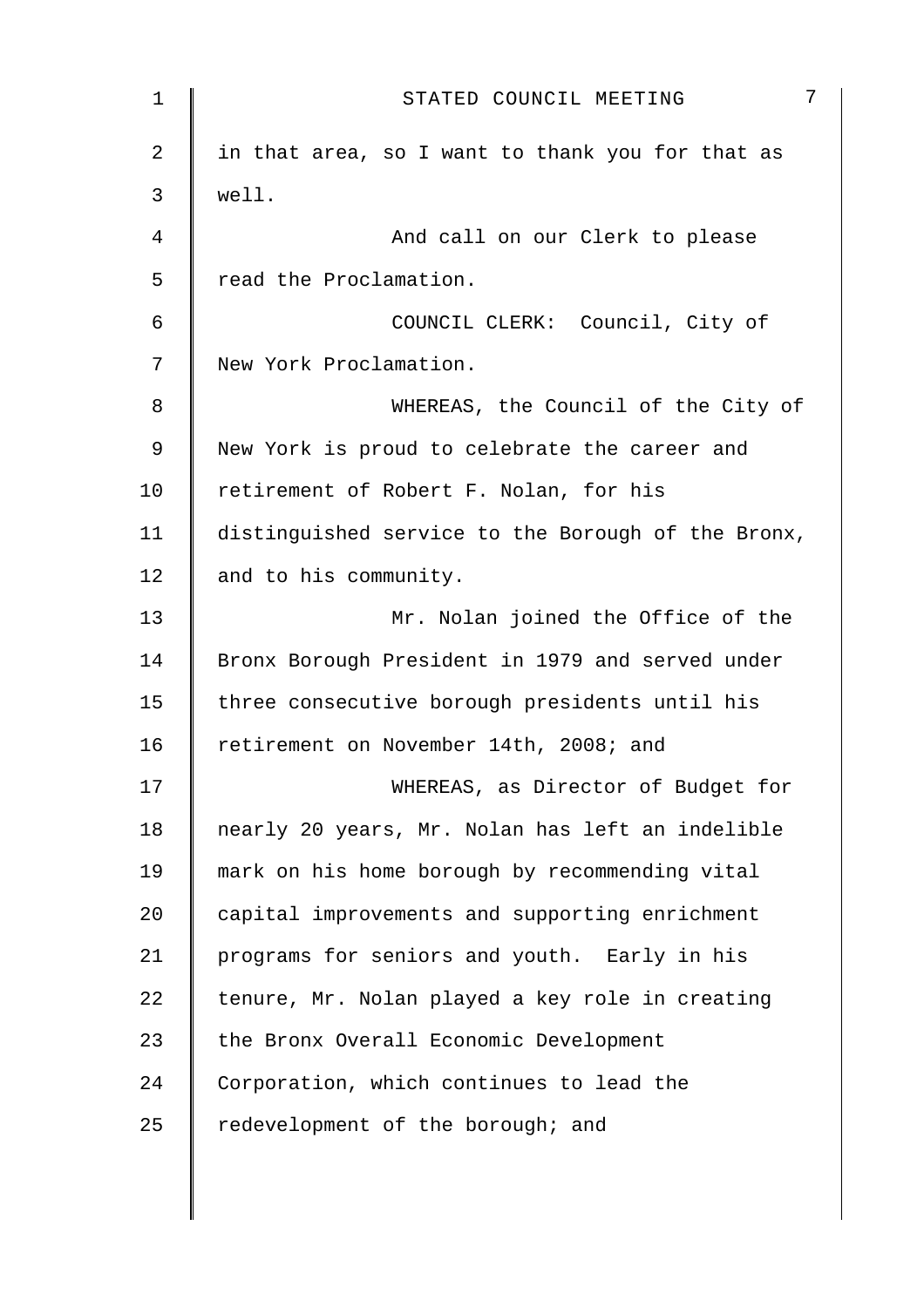in that area, so I want to thank you for that as well.

And call on our Clerk to please read the Proclamation.

COUNCIL CLERK: Council, City of New York Proclamation.

WHEREAS, the Council of the City of New York is proud to celebrate the career and retirement of Robert F. Nolan, for his distinguished service to the Borough of the Bronx, and to his community.

Mr. Nolan joined the Office of the Bronx Borough President in 1979 and served under three consecutive borough presidents until his retirement on November 14th, 2008; and

WHEREAS, as Director of Budget for nearly 20 years, Mr. Nolan has left an indelible mark on his home borough by recommending vital capital improvements and supporting enrichment programs for seniors and youth. Early in his tenure, Mr. Nolan played a key role in creating the Bronx Overall Economic Development Corporation, which continues to lead the redevelopment of the borough; and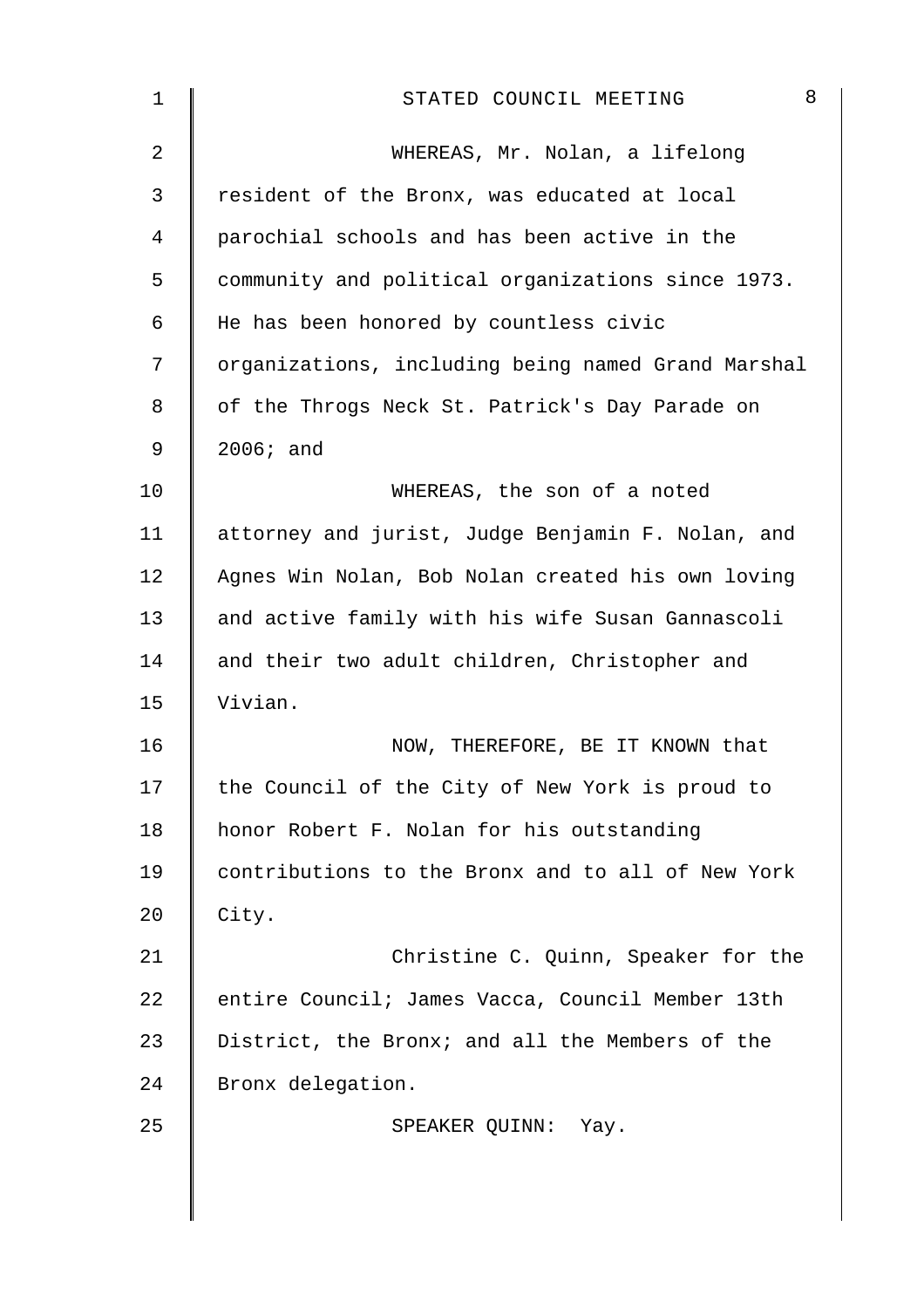WHEREAS, Mr. Nolan, a lifelong resident of the Bronx, was educated at local parochial schools and has been active in the community and political organizations since 1973. He has been honored by countless civic organizations, including being named Grand Marshal of the Throgs Neck St. Patrick's Day Parade on 2006; and

WHEREAS, the son of a noted attorney and jurist, Judge Benjamin F. Nolan, and Agnes Win Nolan, Bob Nolan created his own loving and active family with his wife Susan Gannascoli and their two adult children, Christopher and Vivian.

NOW, THEREFORE, BE IT KNOWN that the Council of the City of New York is proud to honor Robert F. Nolan for his outstanding contributions to the Bronx and to all of New York City.

Christine C. Quinn, Speaker for the entire Council; James Vacca, Council Member 13th District, the Bronx; and all the Members of the Bronx delegation.

SPEAKER QUINN: Yay.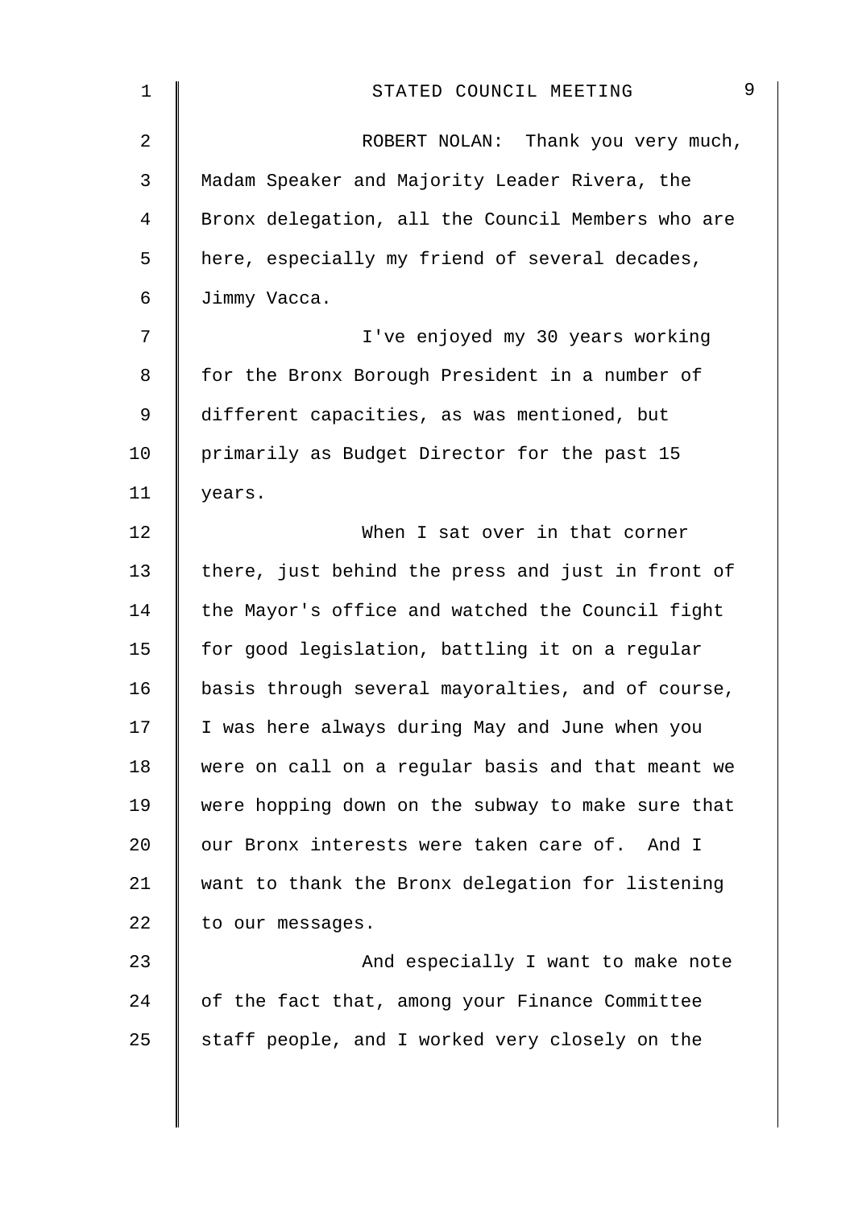ROBERT NOLAN: Thank you very much, Madam Speaker and Majority Leader Rivera, the Bronx delegation, all the Council Members who are here, especially my friend of several decades, Jimmy Vacca.

I've enjoyed my 30 years working for the Bronx Borough President in a number of different capacities, as was mentioned, but primarily as Budget Director for the past 15 years.

When I sat over in that corner there, just behind the press and just in front of the Mayor's office and watched the Council fight for good legislation, battling it on a regular basis through several mayoralties, and of course, I was here always during May and June when you were on call on a regular basis and that meant we were hopping down on the subway to make sure that our Bronx interests were taken care of. And I want to thank the Bronx delegation for listening to our messages.

And especially I want to make note of the fact that, among your Finance Committee staff people, and I worked very closely on the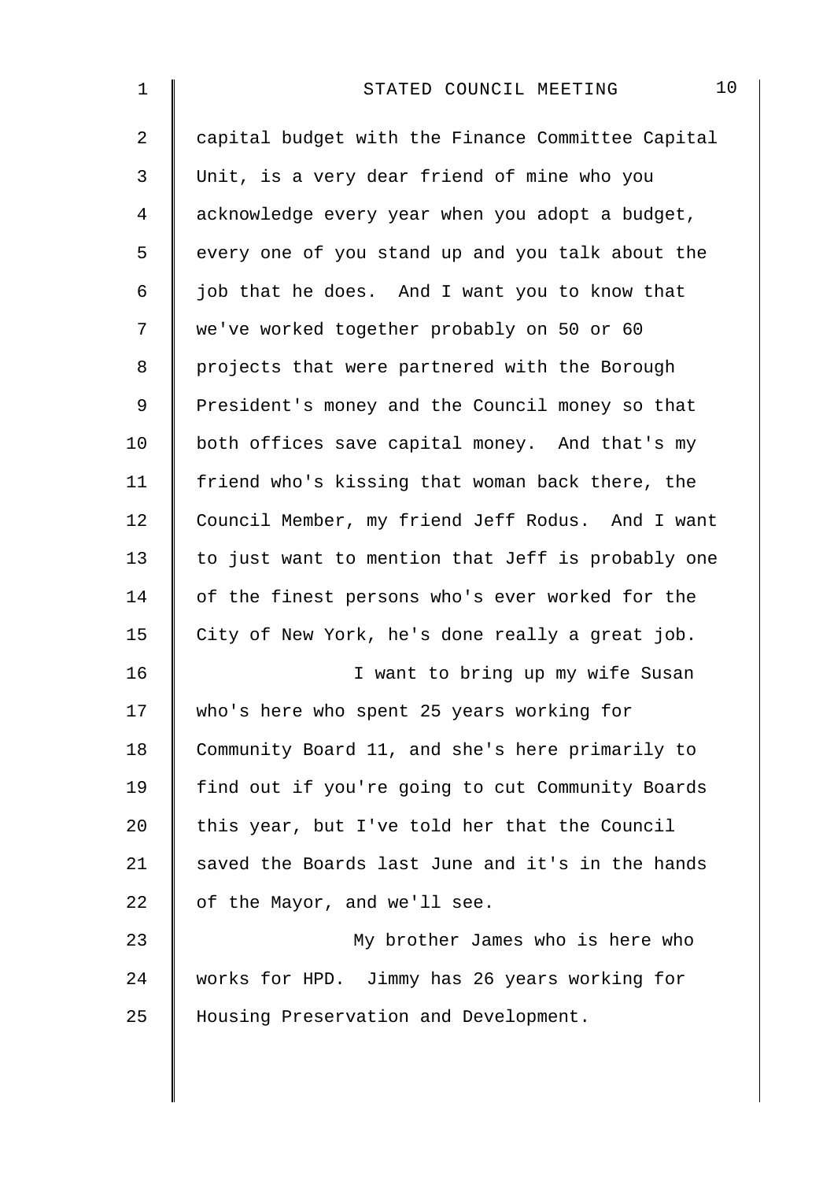capital budget with the Finance Committee Capital Unit, is a very dear friend of mine who you acknowledge every year when you adopt a budget, every one of you stand up and you talk about the job that he does. And I want you to know that we've worked together probably on 50 or 60 projects that were partnered with the Borough President's money and the Council money so that both offices save capital money. And that's my friend who's kissing that woman back there, the Council Member, my friend Jeff Rodus. And I want to just want to mention that Jeff is probably one of the finest persons who's ever worked for the City of New York, he's done really a great job.

I want to bring up my wife Susan who's here who spent 25 years working for Community Board 11, and she's here primarily to find out if you're going to cut Community Boards this year, but I've told her that the Council saved the Boards last June and it's in the hands of the Mayor, and we'll see.

My brother James who is here who works for HPD. Jimmy has 26 years working for Housing Preservation and Development.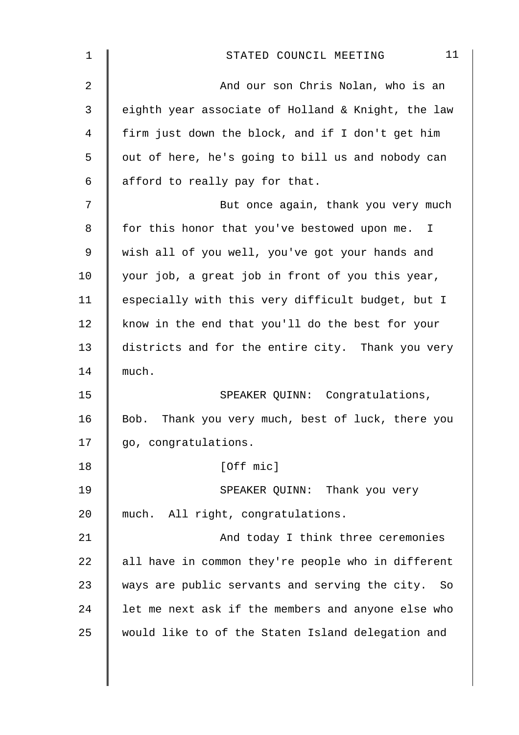And our son Chris Nolan, who is an eighth year associate of Holland & Knight, the law firm just down the block, and if I don't get him out of here, he's going to bill us and nobody can afford to really pay for that.

But once again, thank you very much for this honor that you've bestowed upon me. I wish all of you well, you've got your hands and your job, a great job in front of you this year, especially with this very difficult budget, but I know in the end that you'll do the best for your districts and for the entire city. Thank you very much.

SPEAKER QUINN: Congratulations, Bob. Thank you very much, best of luck, there you go, congratulations.

[Off mic]

SPEAKER QUINN: Thank you very much. All right, congratulations.

And today I think three ceremonies all have in common they're people who in different ways are public servants and serving the city. So let me next ask if the members and anyone else who would like to of the Staten Island delegation and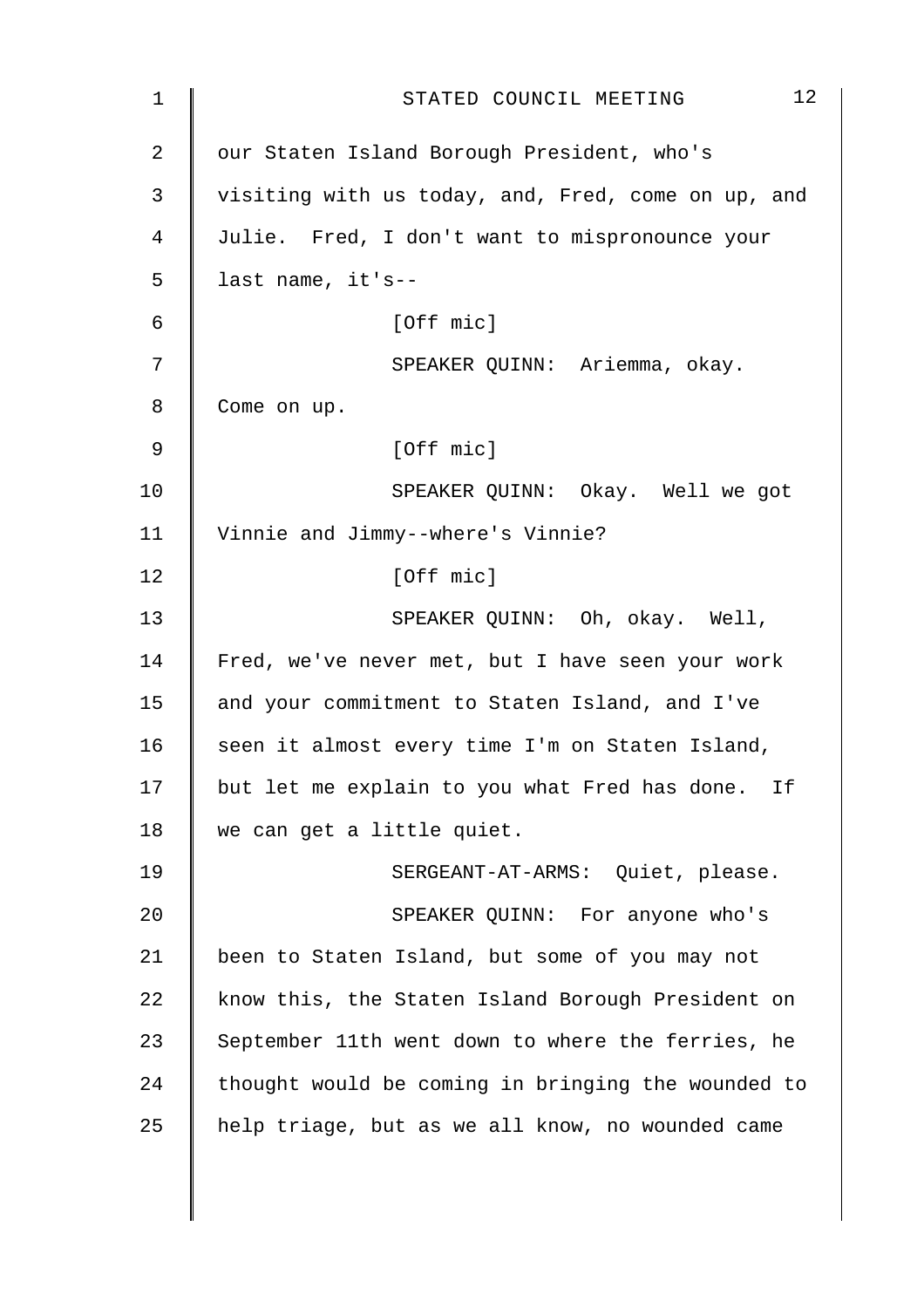our Staten Island Borough President, who's visiting with us today, and, Fred, come on up, and Julie. Fred, I don't want to mispronounce your last name, it's--

[Off mic]

SPEAKER QUINN: Ariemma, okay. Come on up.

[Off mic]

SPEAKER QUINN: Okay. Well we got Vinnie and Jimmy--where's Vinnie?

[Off mic]

SPEAKER QUINN: Oh, okay. Well, Fred, we've never met, but I have seen your work and your commitment to Staten Island, and I've seen it almost every time I'm on Staten Island, but let me explain to you what Fred has done. If we can get a little quiet.

SERGEANT-AT-ARMS: Quiet, please.

SPEAKER QUINN: For anyone who's been to Staten Island, but some of you may not know this, the Staten Island Borough President on September 11th went down to where the ferries, he thought would be coming in bringing the wounded to help triage, but as we all know, no wounded came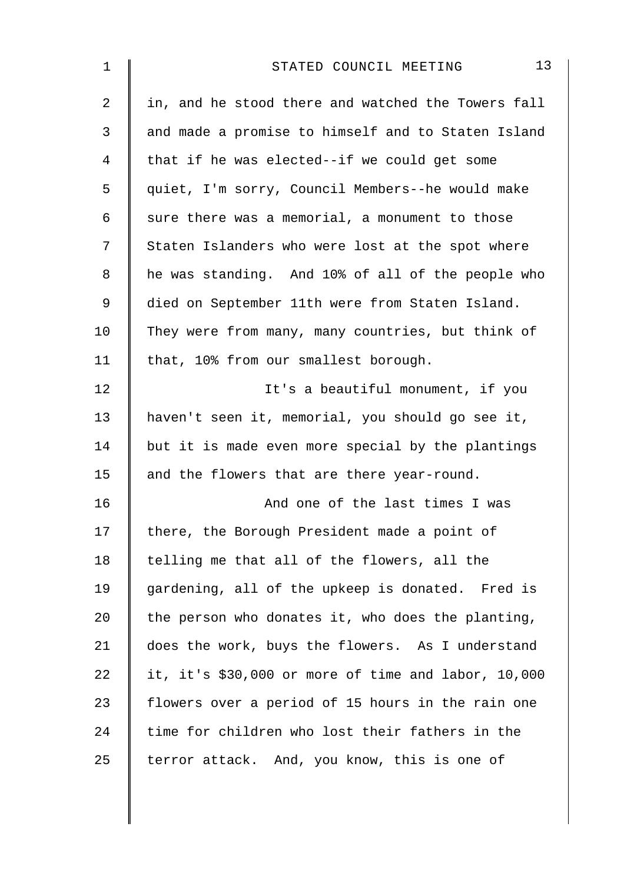in, and he stood there and watched the Towers fall and made a promise to himself and to Staten Island that if he was elected--if we could get some quiet, I'm sorry, Council Members--he would make sure there was a memorial, a monument to those Staten Islanders who were lost at the spot where he was standing. And 10% of all of the people who died on September 11th were from Staten Island. They were from many, many countries, but think of that, 10% from our smallest borough.

It's a beautiful monument, if you haven't seen it, memorial, you should go see it, but it is made even more special by the plantings and the flowers that are there year-round.

And one of the last times I was there, the Borough President made a point of telling me that all of the flowers, all the gardening, all of the upkeep is donated. Fred is the person who donates it, who does the planting, does the work, buys the flowers. As I understand it, it's $30,000 or more of time and labor, 10,000 flowers over a period of 15 hours in the rain one time for children who lost their fathers in the terror attack. And, you know, this is one of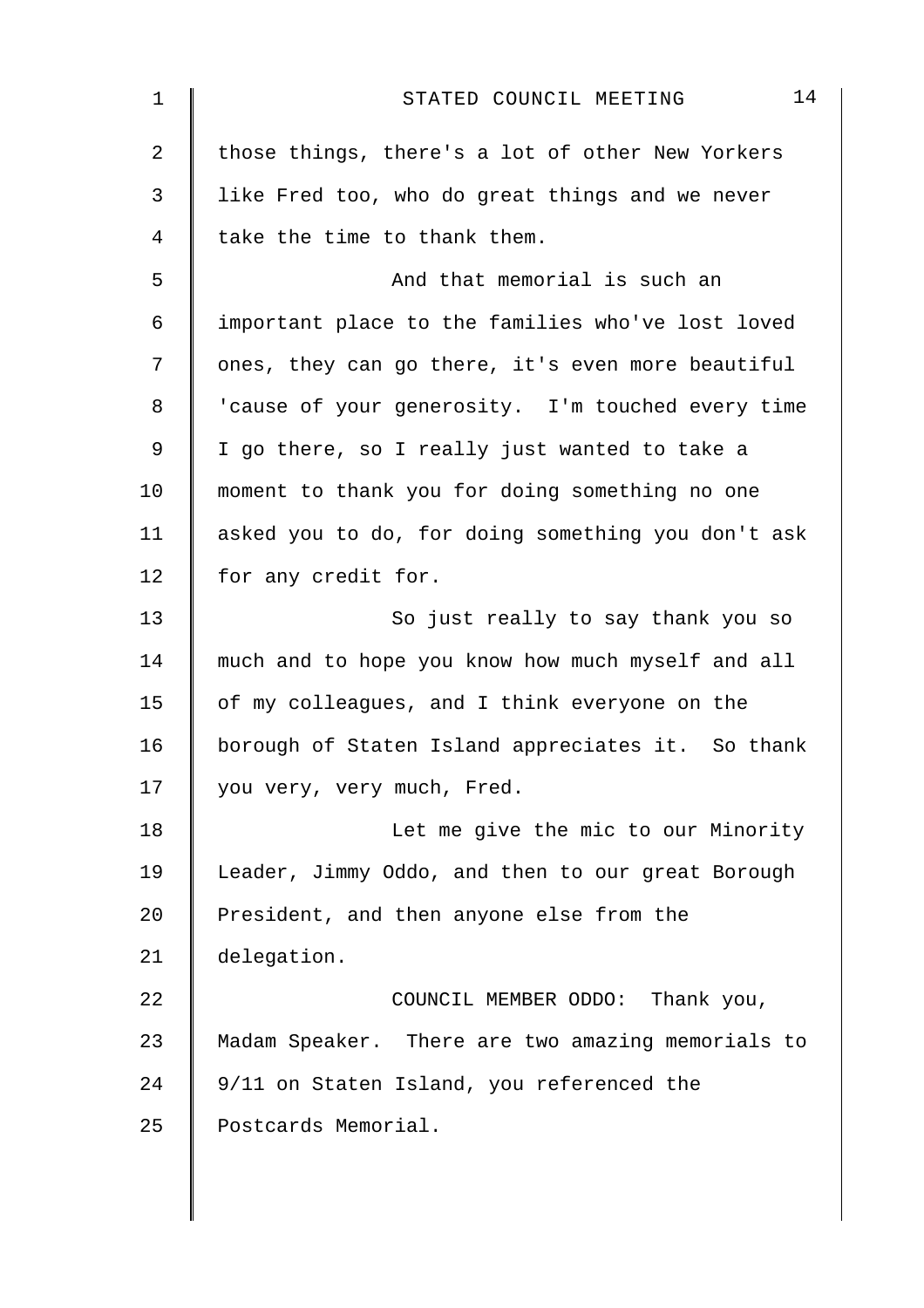those things, there's a lot of other New Yorkers like Fred too, who do great things and we never take the time to thank them.

And that memorial is such an important place to the families who've lost loved ones, they can go there, it's even more beautiful 'cause of your generosity. I'm touched every time I go there, so I really just wanted to take a moment to thank you for doing something no one asked you to do, for doing something you don't ask for any credit for.

So just really to say thank you so much and to hope you know how much myself and all of my colleagues, and I think everyone on the borough of Staten Island appreciates it. So thank you very, very much, Fred.

Let me give the mic to our Minority Leader, Jimmy Oddo, and then to our great Borough President, and then anyone else from the delegation.

COUNCIL MEMBER ODDO: Thank you, Madam Speaker. There are two amazing memorials to 9/11 on Staten Island, you referenced the Postcards Memorial.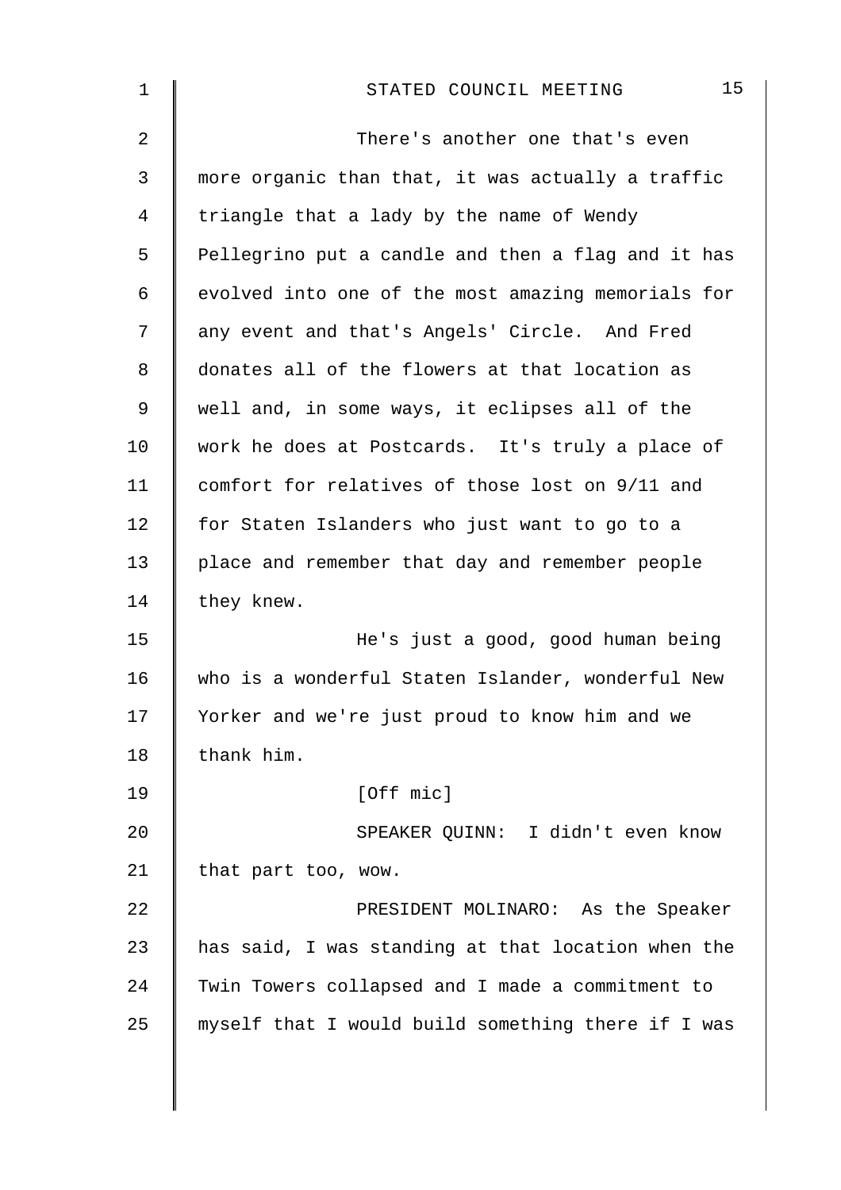There's another one that's even more organic than that, it was actually a traffic triangle that a lady by the name of Wendy Pellegrino put a candle and then a flag and it has evolved into one of the most amazing memorials for any event and that's Angels' Circle. And Fred donates all of the flowers at that location as well and, in some ways, it eclipses all of the work he does at Postcards. It's truly a place of comfort for relatives of those lost on 9/11 and for Staten Islanders who just want to go to a place and remember that day and remember people they knew.

He's just a good, good human being who is a wonderful Staten Islander, wonderful New Yorker and we're just proud to know him and we thank him.

[Off mic]

SPEAKER QUINN: I didn't even know that part too, wow.

PRESIDENT MOLINARO: As the Speaker has said, I was standing at that location when the Twin Towers collapsed and I made a commitment to myself that I would build something there if I was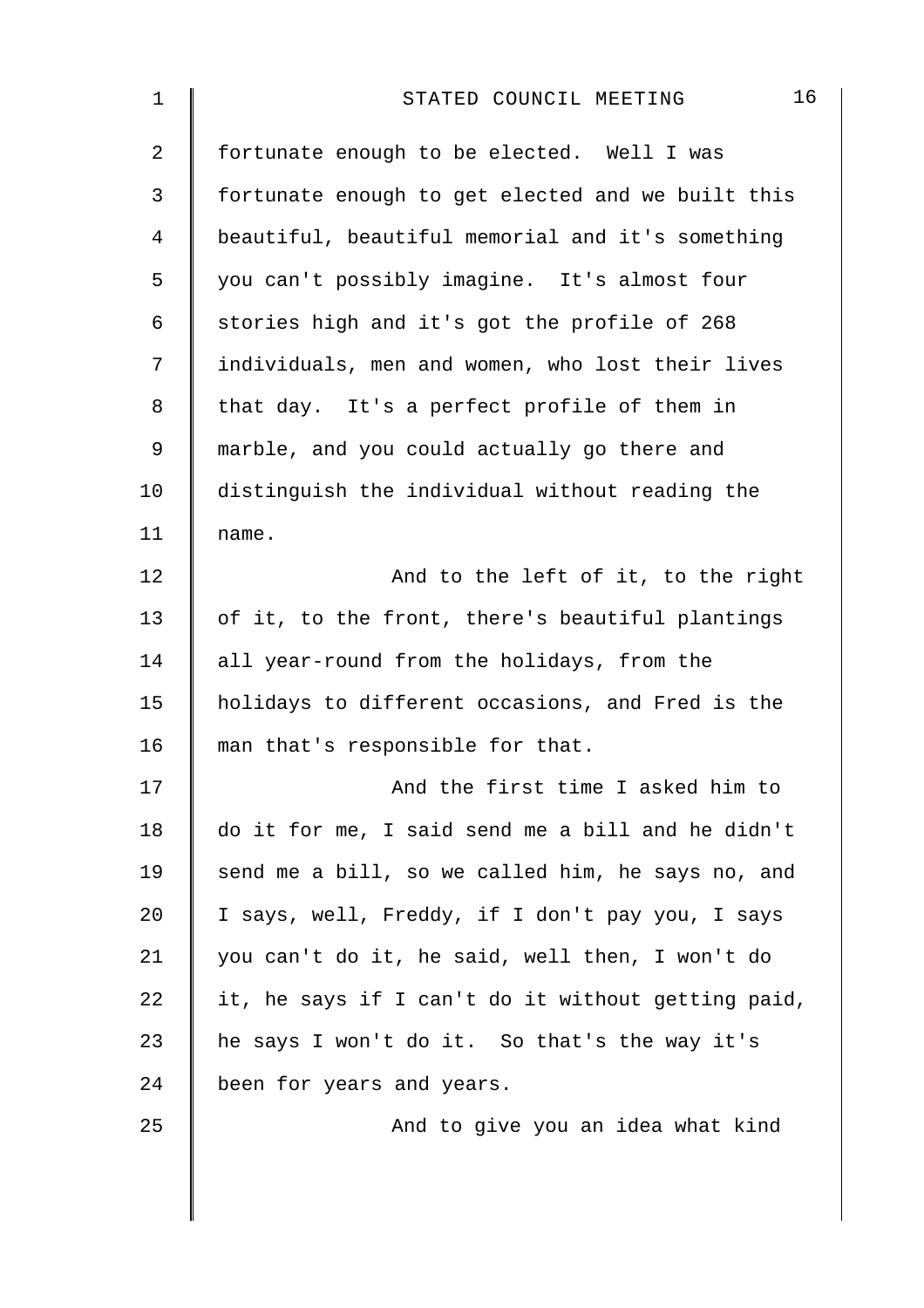fortunate enough to be elected. Well I was fortunate enough to get elected and we built this beautiful, beautiful memorial and it's something you can't possibly imagine. It's almost four stories high and it's got the profile of 268 individuals, men and women, who lost their lives that day. It's a perfect profile of them in marble, and you could actually go there and distinguish the individual without reading the name.

And to the left of it, to the right of it, to the front, there's beautiful plantings all year-round from the holidays, from the holidays to different occasions, and Fred is the man that's responsible for that.

And the first time I asked him to do it for me, I said send me a bill and he didn't send me a bill, so we called him, he says no, and I says, well, Freddy, if I don't pay you, I says you can't do it, he said, well then, I won't do it, he says if I can't do it without getting paid, he says I won't do it. So that's the way it's been for years and years.

And to give you an idea what kind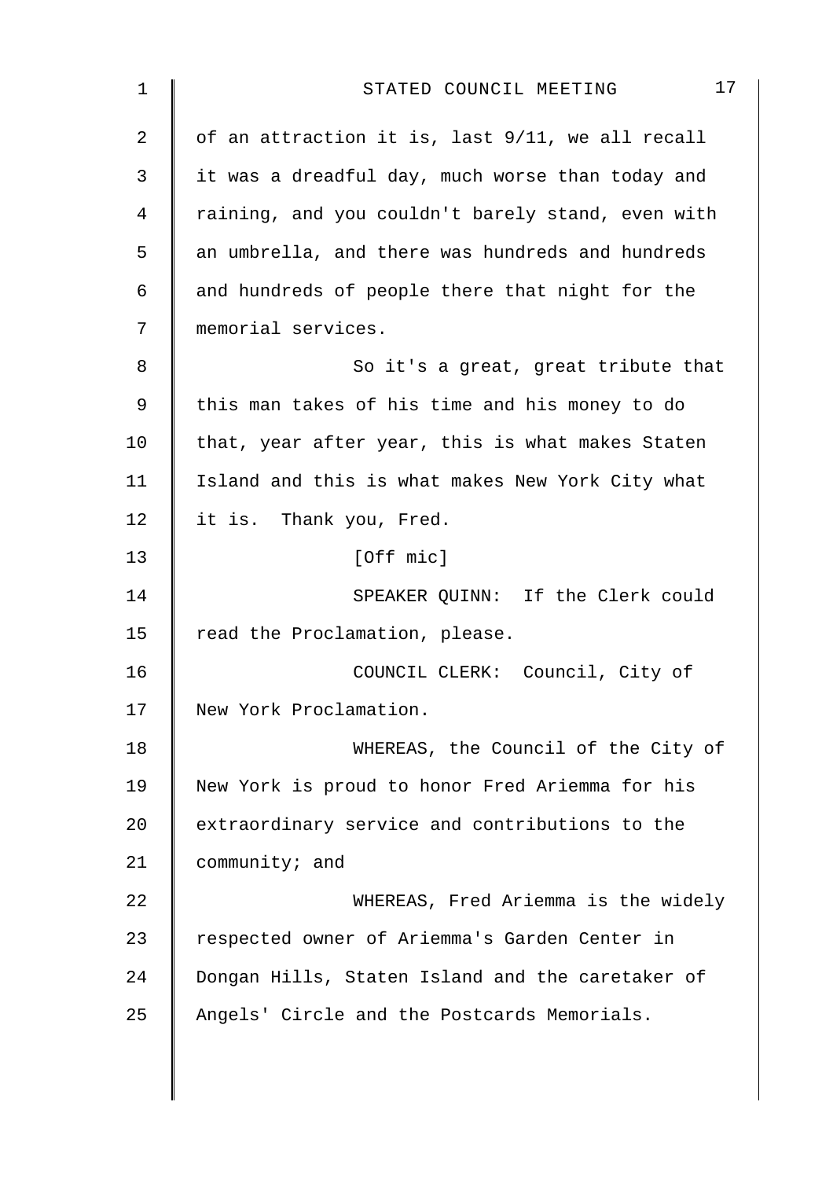of an attraction it is, last 9/11, we all recall it was a dreadful day, much worse than today and raining, and you couldn't barely stand, even with an umbrella, and there was hundreds and hundreds and hundreds of people there that night for the memorial services.

So it's a great, great tribute that this man takes of his time and his money to do that, year after year, this is what makes Staten Island and this is what makes New York City what it is. Thank you, Fred.

[Off mic]

SPEAKER QUINN: If the Clerk could read the Proclamation, please.

COUNCIL CLERK: Council, City of New York Proclamation.

WHEREAS, the Council of the City of New York is proud to honor Fred Ariemma for his extraordinary service and contributions to the community; and

WHEREAS, Fred Ariemma is the widely respected owner of Ariemma's Garden Center in Dongan Hills, Staten Island and the caretaker of Angels' Circle and the Postcards Memorials.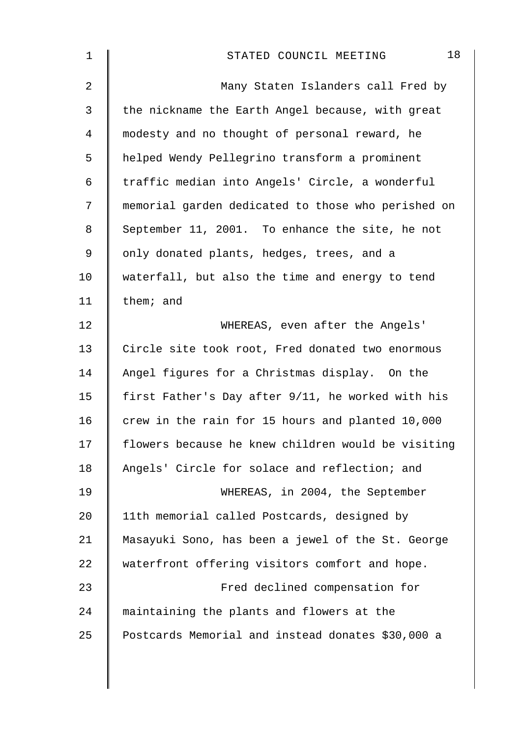Many Staten Islanders call Fred by the nickname the Earth Angel because, with great modesty and no thought of personal reward, he helped Wendy Pellegrino transform a prominent traffic median into Angels' Circle, a wonderful memorial garden dedicated to those who perished on September 11, 2001. To enhance the site, he not only donated plants, hedges, trees, and a waterfall, but also the time and energy to tend them; and

WHEREAS, even after the Angels' Circle site took root, Fred donated two enormous Angel figures for a Christmas display. On the first Father's Day after 9/11, he worked with his crew in the rain for 15 hours and planted 10,000 flowers because he knew children would be visiting Angels' Circle for solace and reflection; and

WHEREAS, in 2004, the September 11th memorial called Postcards, designed by Masayuki Sono, has been a jewel of the St. George waterfront offering visitors comfort and hope.

Fred declined compensation for maintaining the plants and flowers at the Postcards Memorial and instead donates $30,000 a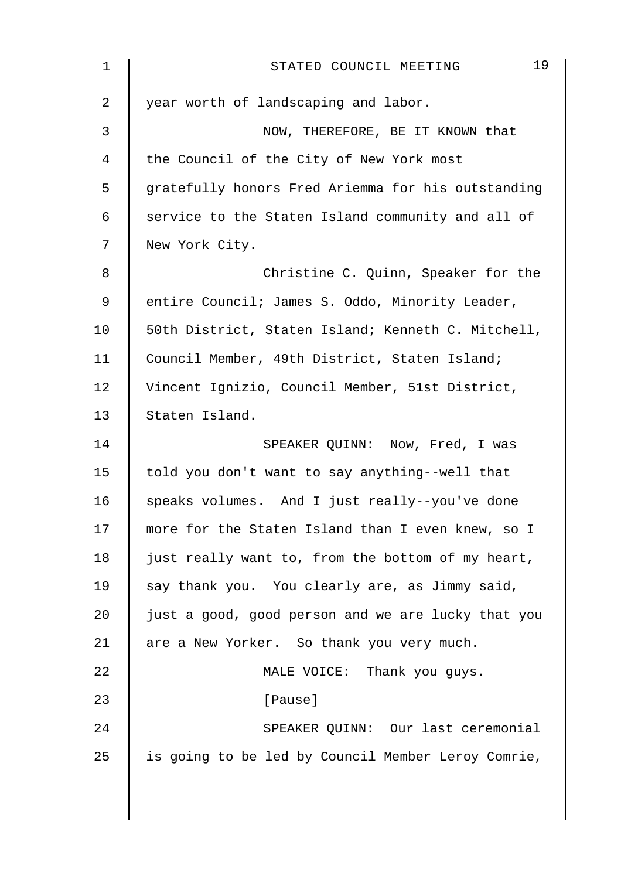year worth of landscaping and labor.

NOW, THEREFORE, BE IT KNOWN that the Council of the City of New York most gratefully honors Fred Ariemma for his outstanding service to the Staten Island community and all of New York City.

Christine C. Quinn, Speaker for the entire Council; James S. Oddo, Minority Leader, 50th District, Staten Island; Kenneth C. Mitchell, Council Member, 49th District, Staten Island; Vincent Ignizio, Council Member, 51st District, Staten Island.

SPEAKER QUINN: Now, Fred, I was told you don't want to say anything--well that speaks volumes. And I just really--you've done more for the Staten Island than I even knew, so I just really want to, from the bottom of my heart, say thank you. You clearly are, as Jimmy said, just a good, good person and we are lucky that you are a New Yorker. So thank you very much.

MALE VOICE: Thank you guys.

[Pause]

SPEAKER QUINN: Our last ceremonial is going to be led by Council Member Leroy Comrie,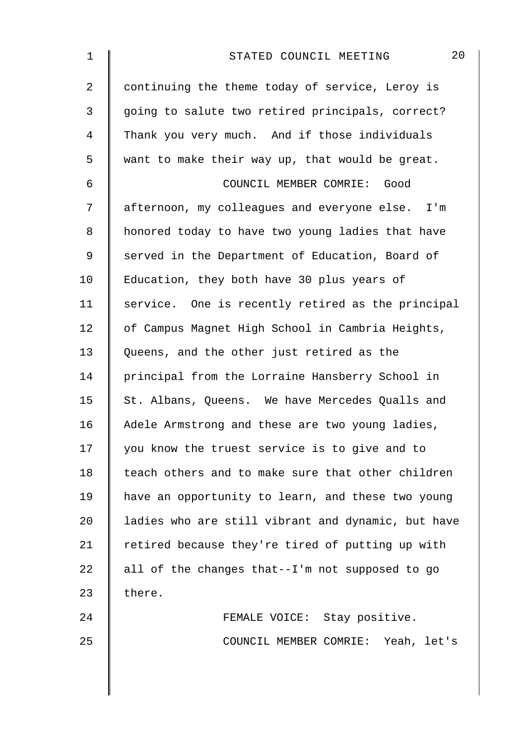continuing the theme today of service, Leroy is going to salute two retired principals, correct? Thank you very much. And if those individuals want to make their way up, that would be great.

COUNCIL MEMBER COMRIE: Good afternoon, my colleagues and everyone else. I'm honored today to have two young ladies that have served in the Department of Education, Board of Education, they both have 30 plus years of service. One is recently retired as the principal of Campus Magnet High School in Cambria Heights, Queens, and the other just retired as the principal from the Lorraine Hansberry School in St. Albans, Queens. We have Mercedes Qualls and Adele Armstrong and these are two young ladies, you know the truest service is to give and to teach others and to make sure that other children have an opportunity to learn, and these two young ladies who are still vibrant and dynamic, but have retired because they're tired of putting up with all of the changes that--I'm not supposed to go there.

FEMALE VOICE: Stay positive.

COUNCIL MEMBER COMRIE: Yeah, let's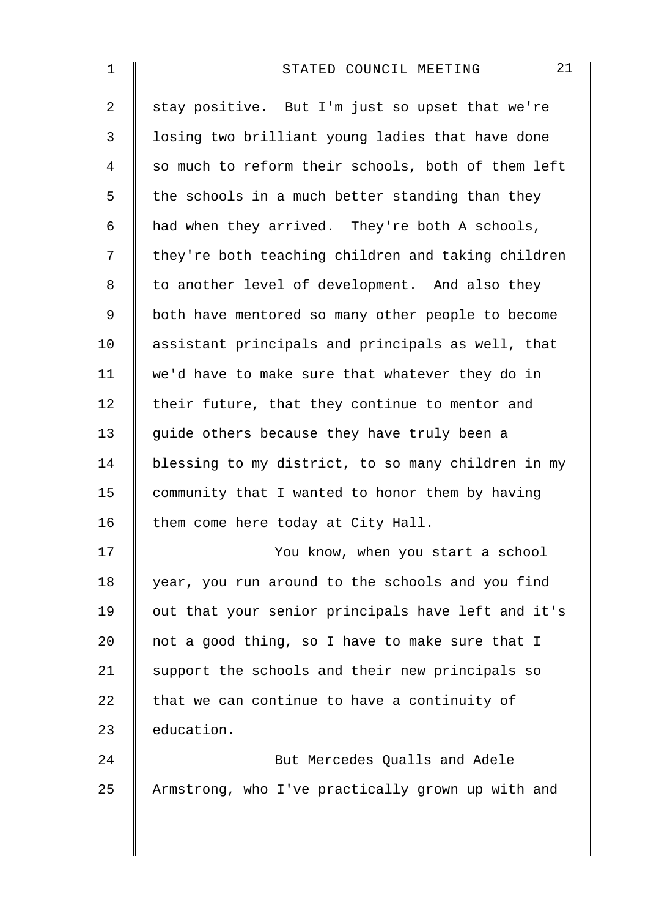stay positive. But I'm just so upset that we're losing two brilliant young ladies that have done so much to reform their schools, both of them left the schools in a much better standing than they had when they arrived. They're both A schools, they're both teaching children and taking children to another level of development. And also they both have mentored so many other people to become assistant principals and principals as well, that we'd have to make sure that whatever they do in their future, that they continue to mentor and guide others because they have truly been a blessing to my district, to so many children in my community that I wanted to honor them by having them come here today at City Hall.

You know, when you start a school year, you run around to the schools and you find out that your senior principals have left and it's not a good thing, so I have to make sure that I support the schools and their new principals so that we can continue to have a continuity of education.

But Mercedes Qualls and Adele Armstrong, who I've practically grown up with and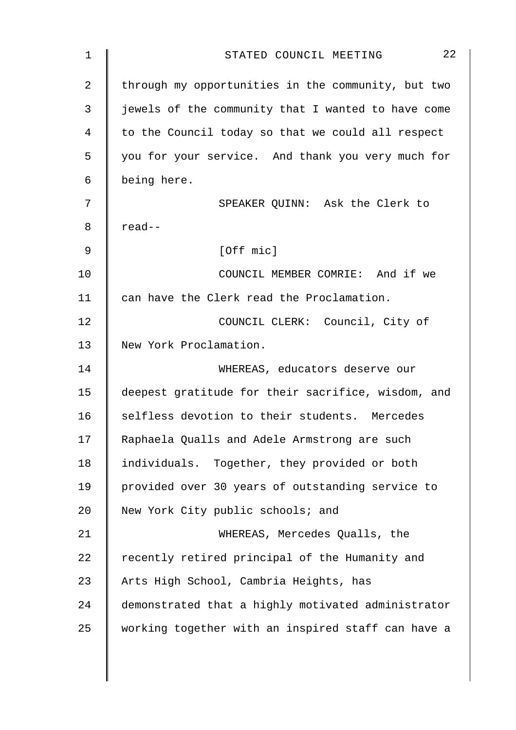through my opportunities in the community, but two jewels of the community that I wanted to have come to the Council today so that we could all respect you for your service. And thank you very much for being here.

SPEAKER QUINN: Ask the Clerk to read--

[Off mic]

COUNCIL MEMBER COMRIE: And if we can have the Clerk read the Proclamation.

COUNCIL CLERK: Council, City of New York Proclamation.

WHEREAS, educators deserve our deepest gratitude for their sacrifice, wisdom, and selfless devotion to their students. Mercedes Raphaela Qualls and Adele Armstrong are such individuals. Together, they provided or both provided over 30 years of outstanding service to New York City public schools; and

WHEREAS, Mercedes Qualls, the recently retired principal of the Humanity and Arts High School, Cambria Heights, has demonstrated that a highly motivated administrator working together with an inspired staff can have a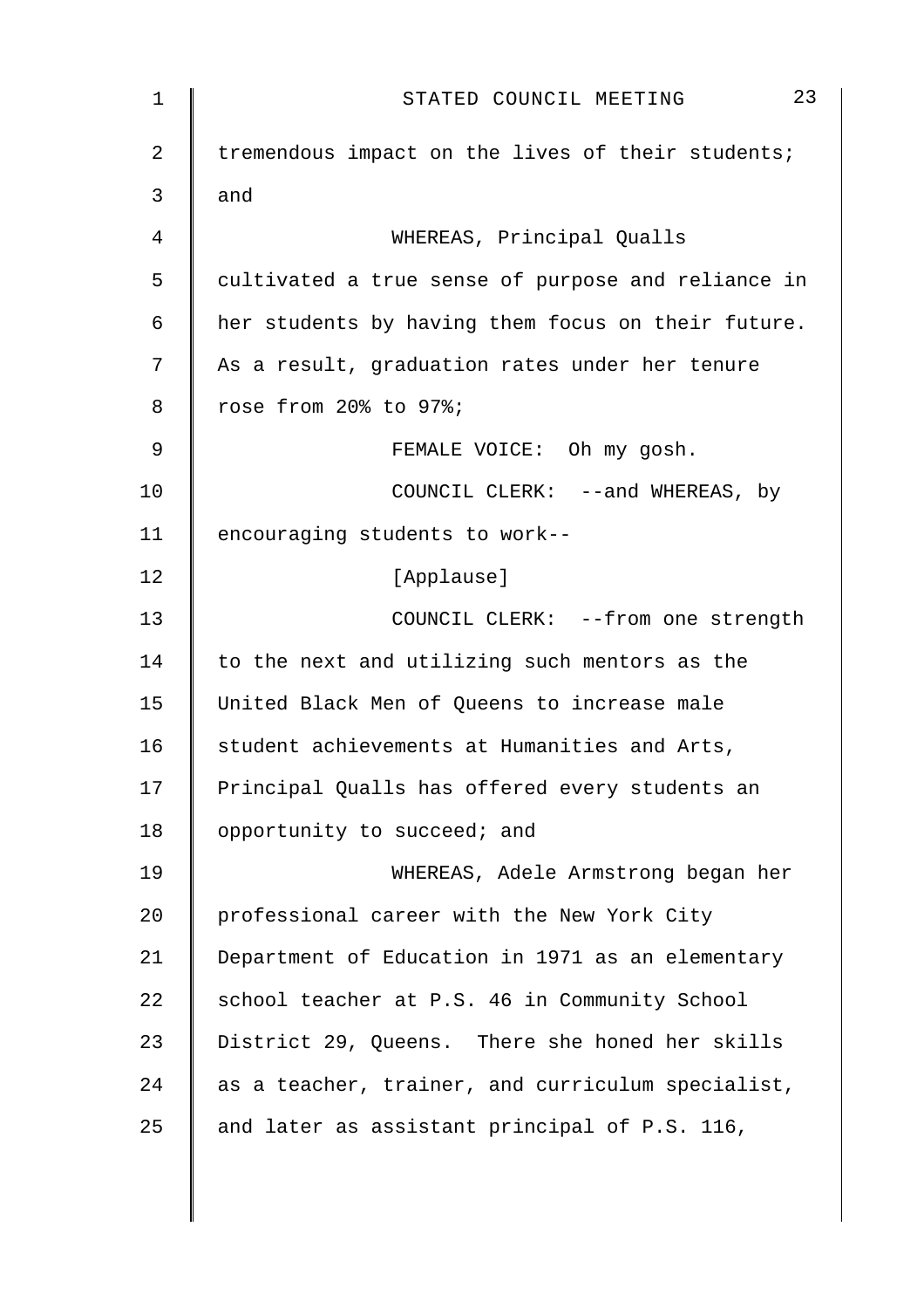tremendous impact on the lives of their students; and

WHEREAS, Principal Qualls cultivated a true sense of purpose and reliance in her students by having them focus on their future. As a result, graduation rates under her tenure rose from 20% to 97%;

FEMALE VOICE: Oh my gosh.

COUNCIL CLERK: --and WHEREAS, by encouraging students to work--

[Applause]

COUNCIL CLERK: --from one strength to the next and utilizing such mentors as the United Black Men of Queens to increase male student achievements at Humanities and Arts, Principal Qualls has offered every students an opportunity to succeed; and

WHEREAS, Adele Armstrong began her professional career with the New York City Department of Education in 1971 as an elementary school teacher at P.S. 46 in Community School District 29, Queens. There she honed her skills as a teacher, trainer, and curriculum specialist, and later as assistant principal of P.S. 116,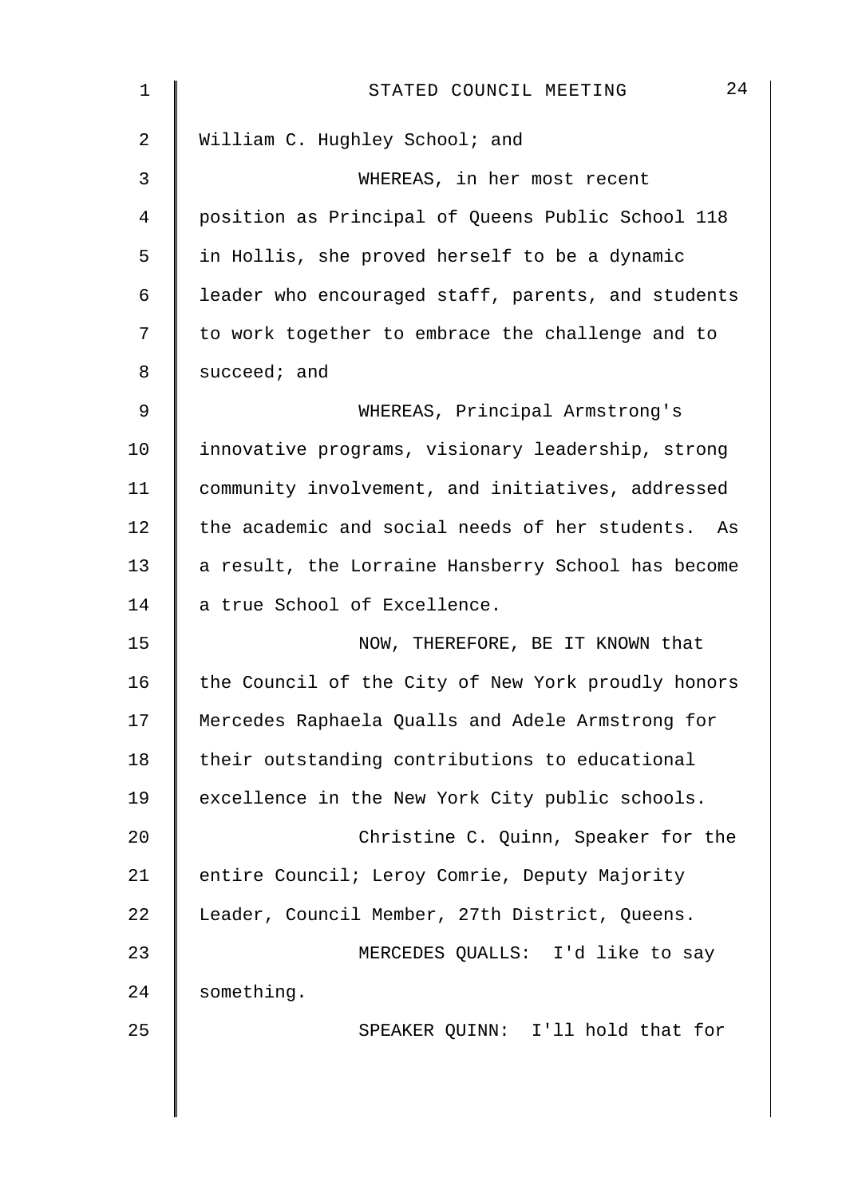William C. Hughley School; and

WHEREAS, in her most recent position as Principal of Queens Public School 118 in Hollis, she proved herself to be a dynamic leader who encouraged staff, parents, and students to work together to embrace the challenge and to succeed; and

WHEREAS, Principal Armstrong's innovative programs, visionary leadership, strong community involvement, and initiatives, addressed the academic and social needs of her students. As a result, the Lorraine Hansberry School has become a true School of Excellence.

NOW, THEREFORE, BE IT KNOWN that the Council of the City of New York proudly honors Mercedes Raphaela Qualls and Adele Armstrong for their outstanding contributions to educational excellence in the New York City public schools.

Christine C. Quinn, Speaker for the entire Council; Leroy Comrie, Deputy Majority Leader, Council Member, 27th District, Queens.

MERCEDES QUALLS: I'd like to say something.

SPEAKER QUINN: I'll hold that for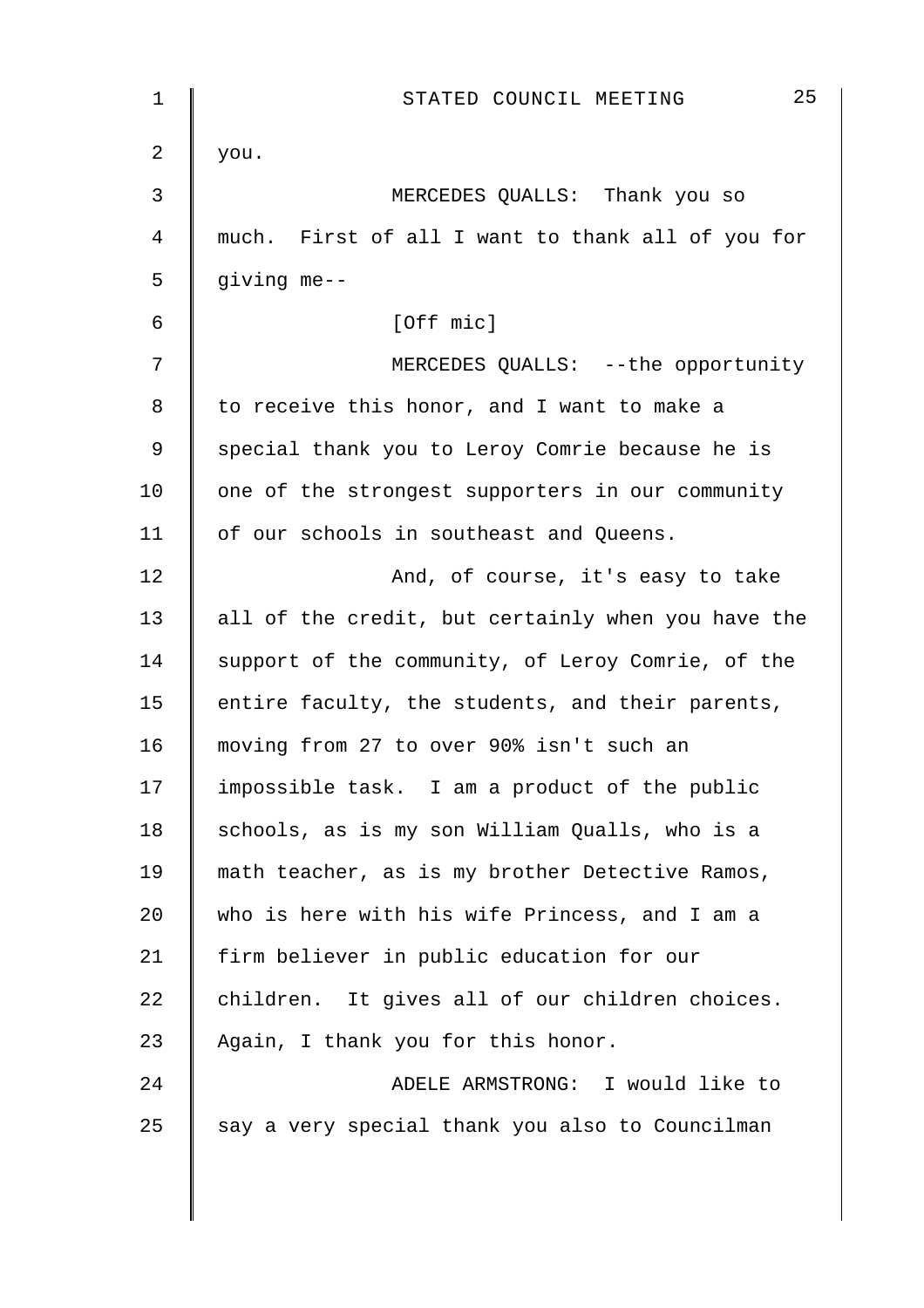you.

MERCEDES QUALLS: Thank you so much. First of all I want to thank all of you for giving me--

[Off mic]

MERCEDES QUALLS: --the opportunity to receive this honor, and I want to make a special thank you to Leroy Comrie because he is one of the strongest supporters in our community of our schools in southeast and Queens.

And, of course, it's easy to take all of the credit, but certainly when you have the support of the community, of Leroy Comrie, of the entire faculty, the students, and their parents, moving from 27 to over 90% isn't such an impossible task. I am a product of the public schools, as is my son William Qualls, who is a math teacher, as is my brother Detective Ramos, who is here with his wife Princess, and I am a firm believer in public education for our children. It gives all of our children choices. Again, I thank you for this honor.

ADELE ARMSTRONG: I would like to say a very special thank you also to Councilman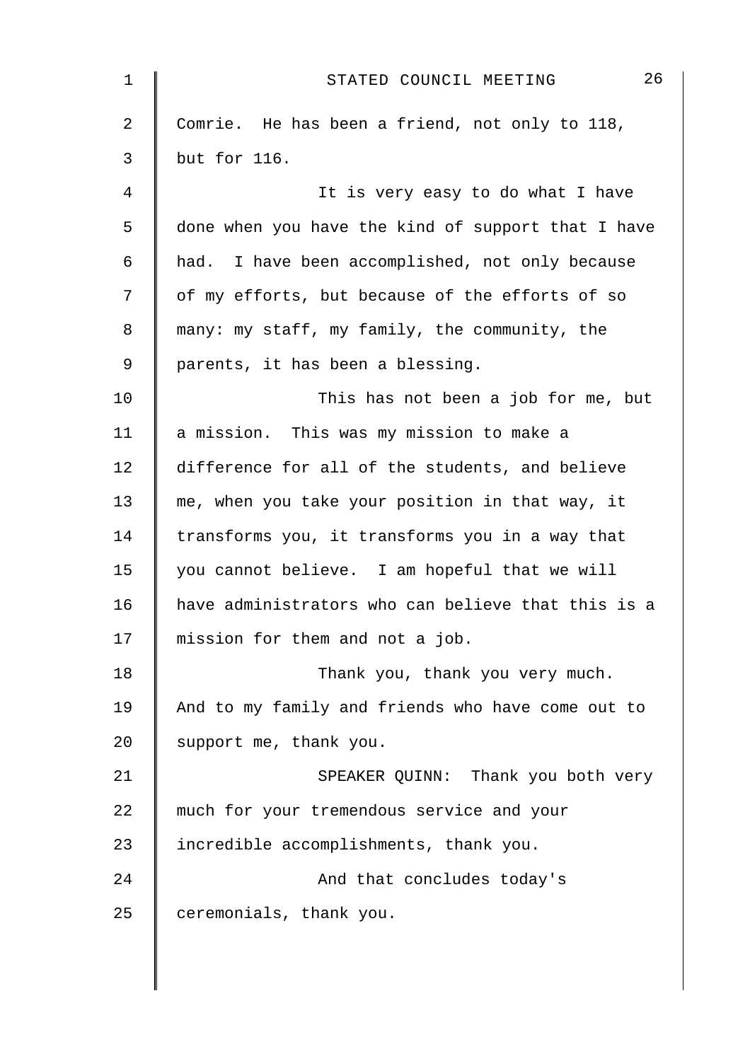Comrie. He has been a friend, not only to 118, but for 116.

It is very easy to do what I have done when you have the kind of support that I have had. I have been accomplished, not only because of my efforts, but because of the efforts of so many: my staff, my family, the community, the parents, it has been a blessing.

This has not been a job for me, but a mission. This was my mission to make a difference for all of the students, and believe me, when you take your position in that way, it transforms you, it transforms you in a way that you cannot believe. I am hopeful that we will have administrators who can believe that this is a mission for them and not a job.

Thank you, thank you very much. And to my family and friends who have come out to support me, thank you.

SPEAKER QUINN: Thank you both very much for your tremendous service and your incredible accomplishments, thank you.

And that concludes today's ceremonials, thank you.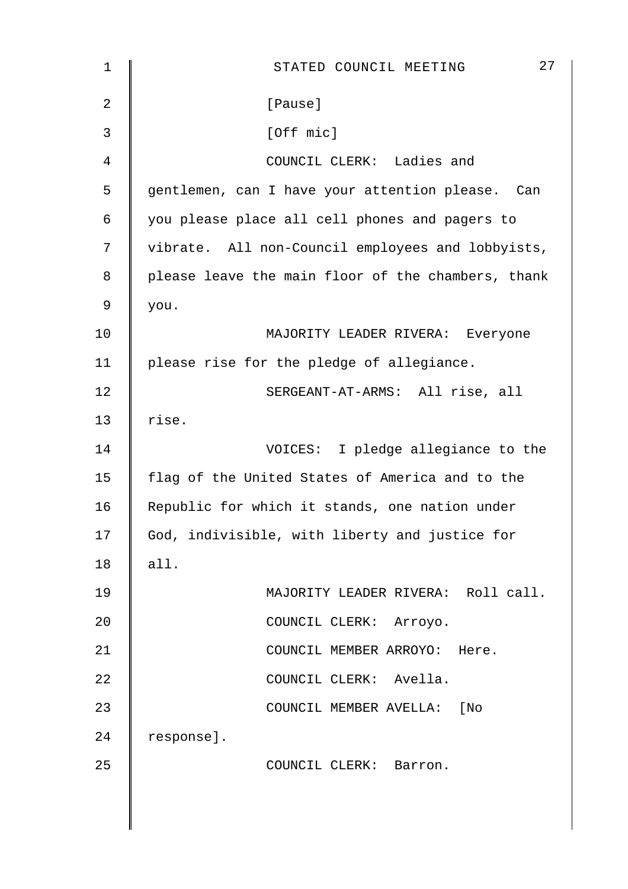[Pause]

[Off mic]

COUNCIL CLERK: Ladies and gentlemen, can I have your attention please. Can you please place all cell phones and pagers to vibrate. All non-Council employees and lobbyists, please leave the main floor of the chambers, thank you.

MAJORITY LEADER RIVERA: Everyone please rise for the pledge of allegiance.

SERGEANT-AT-ARMS: All rise, all rise.

VOICES: I pledge allegiance to the flag of the United States of America and to the Republic for which it stands, one nation under God, indivisible, with liberty and justice for all.

MAJORITY LEADER RIVERA: Roll call.

COUNCIL CLERK: Arroyo.

COUNCIL MEMBER ARROYO: Here.

COUNCIL CLERK: Avella.

COUNCIL MEMBER AVELLA: [No response].

COUNCIL CLERK: Barron.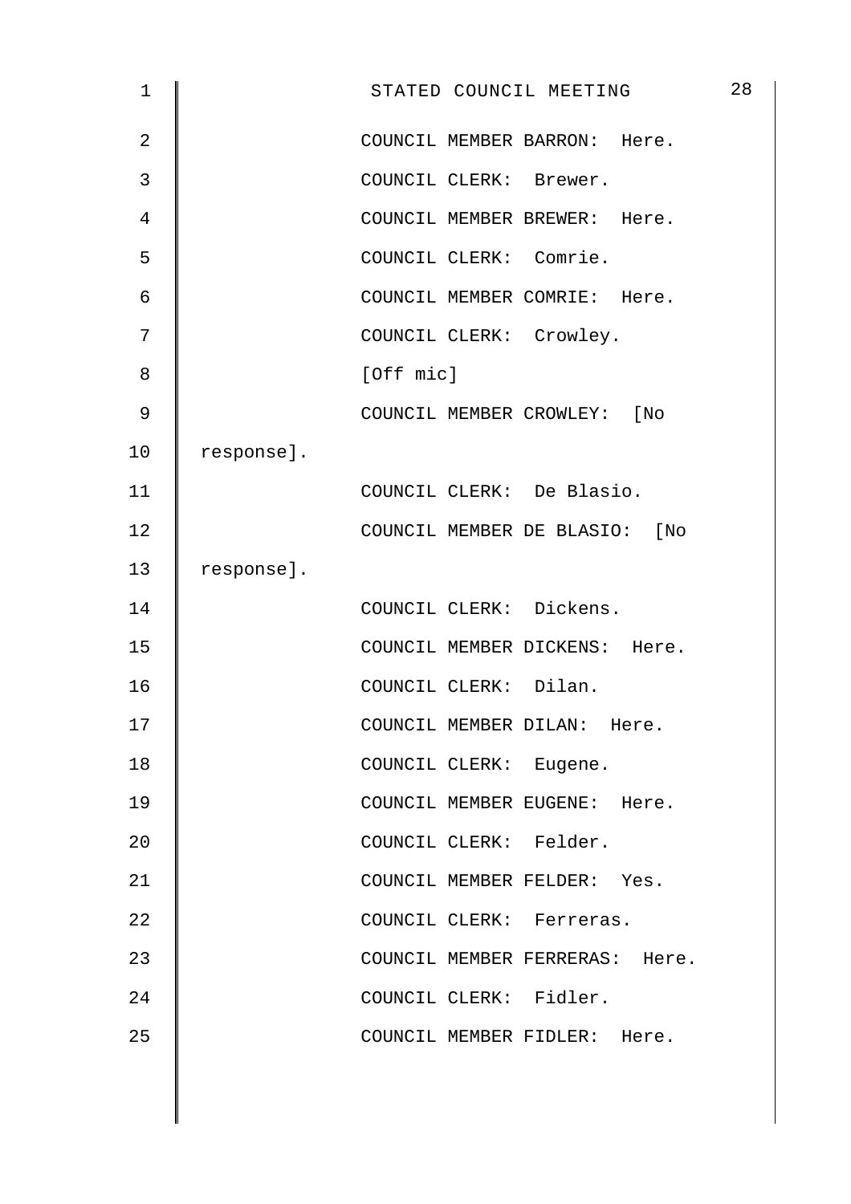COUNCIL MEMBER BARRON: Here.

COUNCIL CLERK: Brewer.

COUNCIL MEMBER BREWER: Here.

COUNCIL CLERK: Comrie.

COUNCIL MEMBER COMRIE: Here.

COUNCIL CLERK: Crowley.

[Off mic]

COUNCIL MEMBER CROWLEY: [No response].

COUNCIL CLERK: De Blasio.

COUNCIL MEMBER DE BLASIO: [No response].

COUNCIL CLERK: Dickens.

COUNCIL MEMBER DICKENS: Here.

COUNCIL CLERK: Dilan.

COUNCIL MEMBER DILAN: Here.

COUNCIL CLERK: Eugene.

COUNCIL MEMBER EUGENE: Here.

COUNCIL CLERK: Felder.

COUNCIL MEMBER FELDER: Yes.

COUNCIL CLERK: Ferreras.

COUNCIL MEMBER FERRERAS: Here.

COUNCIL CLERK: Fidler.

COUNCIL MEMBER FIDLER: Here.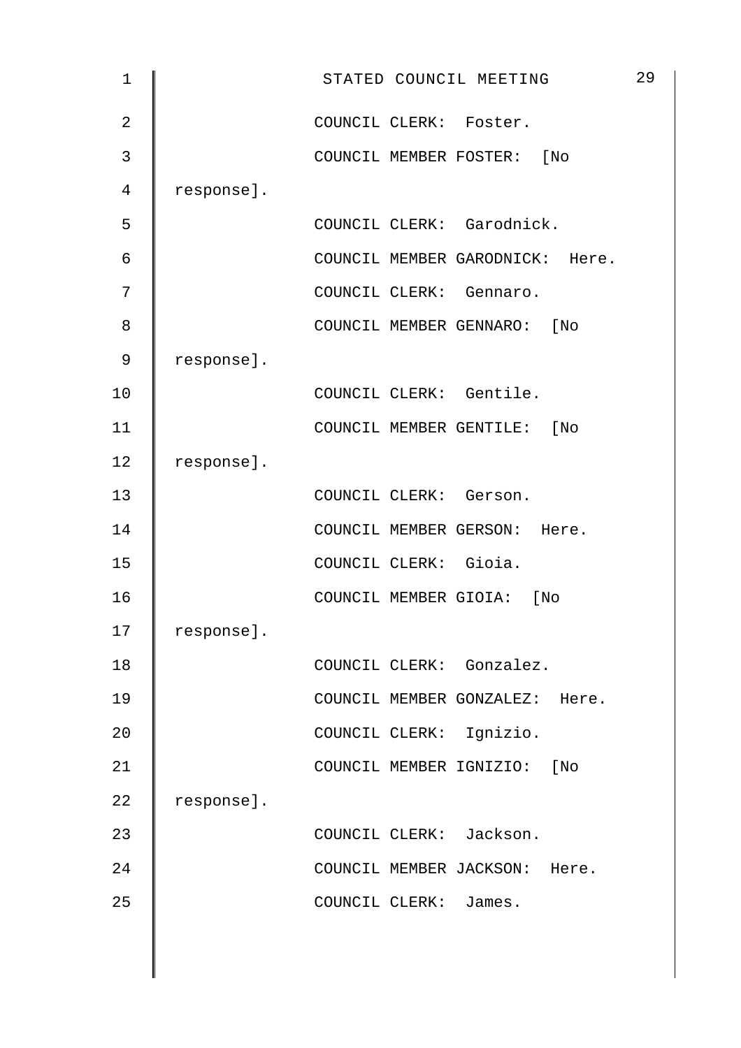COUNCIL CLERK: Foster.

COUNCIL MEMBER FOSTER: [No response].

COUNCIL CLERK: Garodnick.

COUNCIL MEMBER GARODNICK: Here.

COUNCIL CLERK: Gennaro.

COUNCIL MEMBER GENNARO: [No response].

COUNCIL CLERK: Gentile.

COUNCIL MEMBER GENTILE: [No response].

COUNCIL CLERK: Gerson.

COUNCIL MEMBER GERSON: Here.

COUNCIL CLERK: Gioia.

COUNCIL MEMBER GIOIA: [No response].

COUNCIL CLERK: Gonzalez.

COUNCIL MEMBER GONZALEZ: Here.

COUNCIL CLERK: Ignizio.

COUNCIL MEMBER IGNIZIO: [No response].

COUNCIL CLERK: Jackson.

COUNCIL MEMBER JACKSON: Here.

COUNCIL CLERK: James.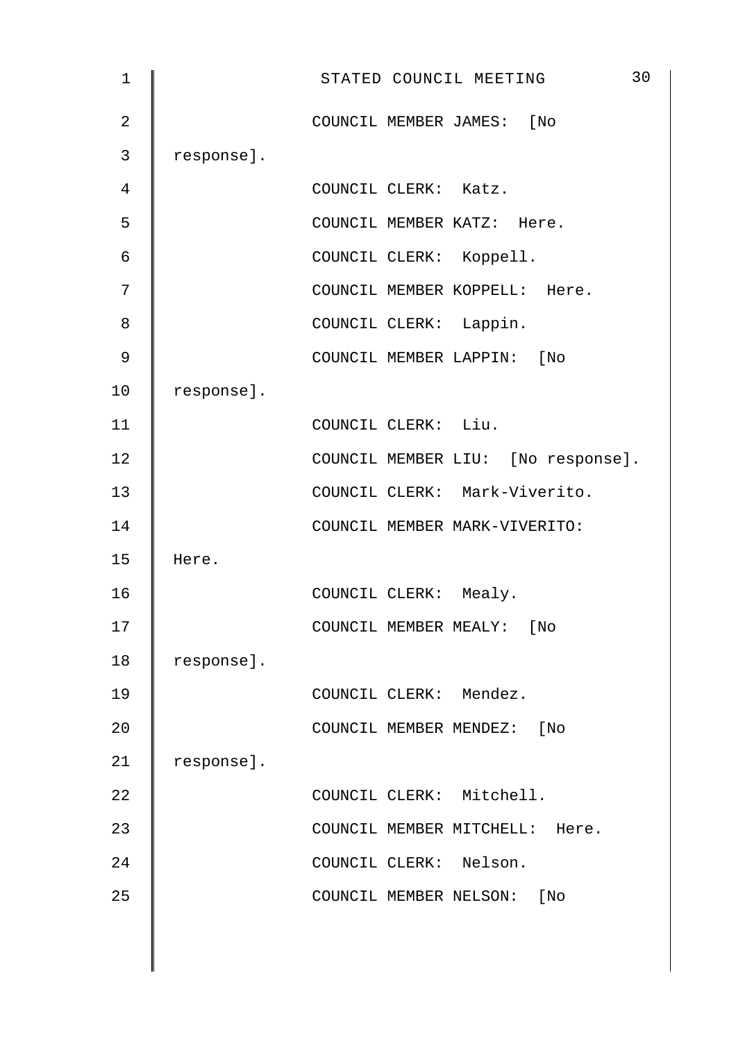COUNCIL MEMBER JAMES: [No response].

COUNCIL CLERK: Katz.

COUNCIL MEMBER KATZ: Here.

COUNCIL CLERK: Koppell.

COUNCIL MEMBER KOPPELL: Here.

COUNCIL CLERK: Lappin.

COUNCIL MEMBER LAPPIN: [No response].

COUNCIL CLERK: Liu.

COUNCIL MEMBER LIU: [No response].

COUNCIL CLERK: Mark-Viverito.

COUNCIL MEMBER MARK-VIVERITO: Here.

COUNCIL CLERK: Mealy.

COUNCIL MEMBER MEALY: [No response].

COUNCIL CLERK: Mendez.

COUNCIL MEMBER MENDEZ: [No response].

COUNCIL CLERK: Mitchell.

COUNCIL MEMBER MITCHELL: Here.

COUNCIL CLERK: Nelson.

COUNCIL MEMBER NELSON: [No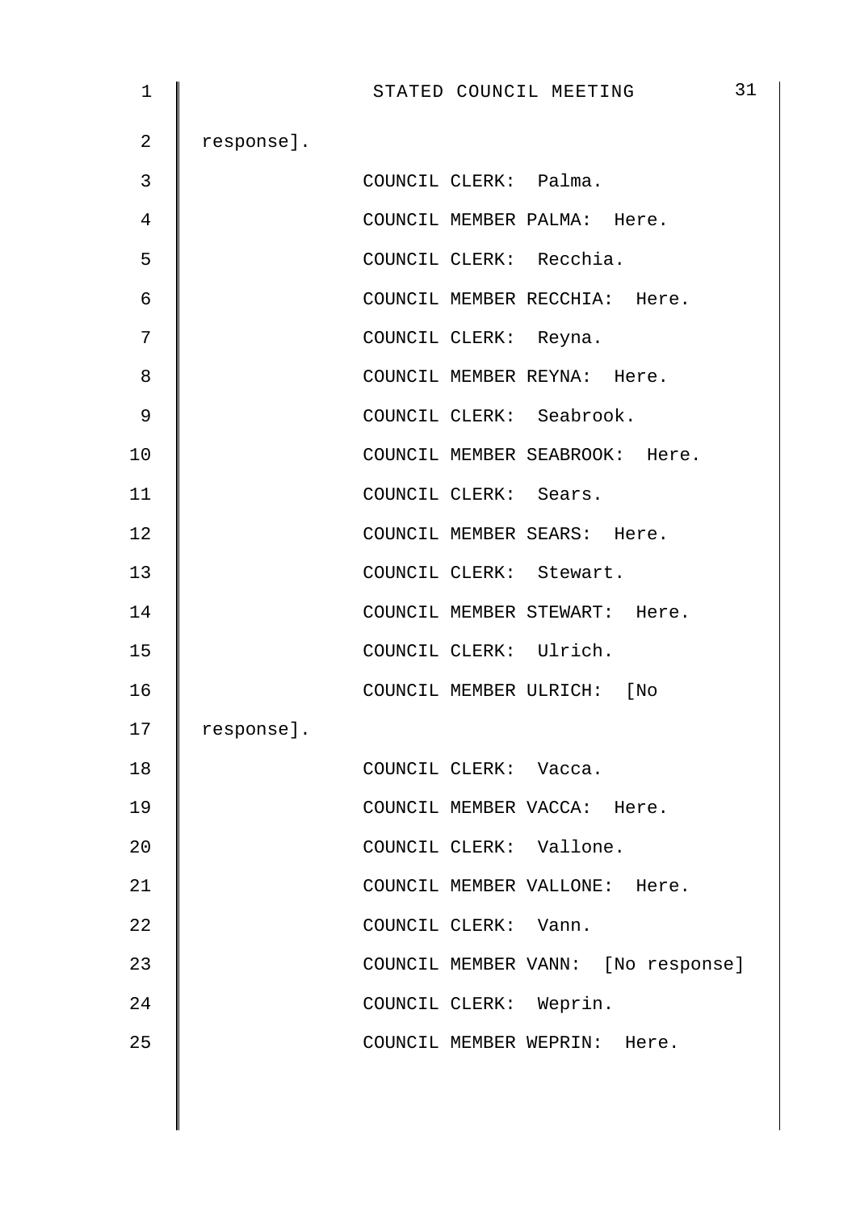response].

COUNCIL CLERK: Palma.

COUNCIL MEMBER PALMA: Here.

COUNCIL CLERK: Recchia.

COUNCIL MEMBER RECCHIA: Here.

COUNCIL CLERK: Reyna.

COUNCIL MEMBER REYNA: Here.

COUNCIL CLERK: Seabrook.

COUNCIL MEMBER SEABROOK: Here.

COUNCIL CLERK: Sears.

COUNCIL MEMBER SEARS: Here.

COUNCIL CLERK: Stewart.

COUNCIL MEMBER STEWART: Here.

COUNCIL CLERK: Ulrich.

COUNCIL MEMBER ULRICH: [No response].

COUNCIL CLERK: Vacca.

COUNCIL MEMBER VACCA: Here.

COUNCIL CLERK: Vallone.

COUNCIL MEMBER VALLONE: Here.

COUNCIL CLERK: Vann.

COUNCIL MEMBER VANN: [No response]

COUNCIL CLERK: Weprin.

COUNCIL MEMBER WEPRIN: Here.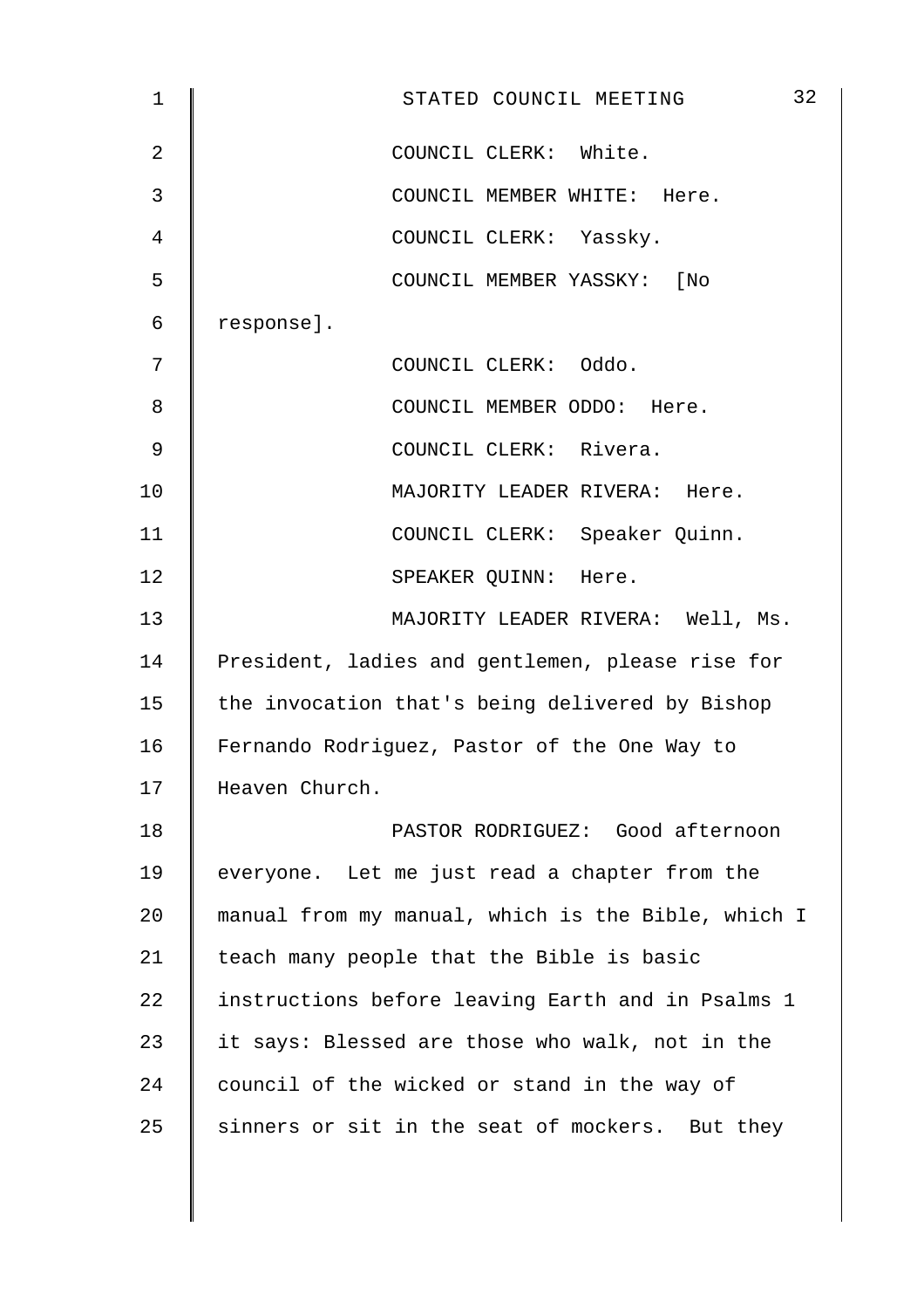COUNCIL CLERK: White.

COUNCIL MEMBER WHITE: Here.

COUNCIL CLERK: Yassky.

COUNCIL MEMBER YASSKY: [No response].

COUNCIL CLERK: Oddo.

COUNCIL MEMBER ODDO: Here.

COUNCIL CLERK: Rivera.

MAJORITY LEADER RIVERA: Here.

COUNCIL CLERK: Speaker Quinn.

SPEAKER QUINN: Here.

MAJORITY LEADER RIVERA: Well, Ms. President, ladies and gentlemen, please rise for the invocation that's being delivered by Bishop Fernando Rodriguez, Pastor of the One Way to Heaven Church.

PASTOR RODRIGUEZ: Good afternoon everyone. Let me just read a chapter from the manual from my manual, which is the Bible, which I teach many people that the Bible is basic instructions before leaving Earth and in Psalms 1 it says: Blessed are those who walk, not in the council of the wicked or stand in the way of sinners or sit in the seat of mockers. But they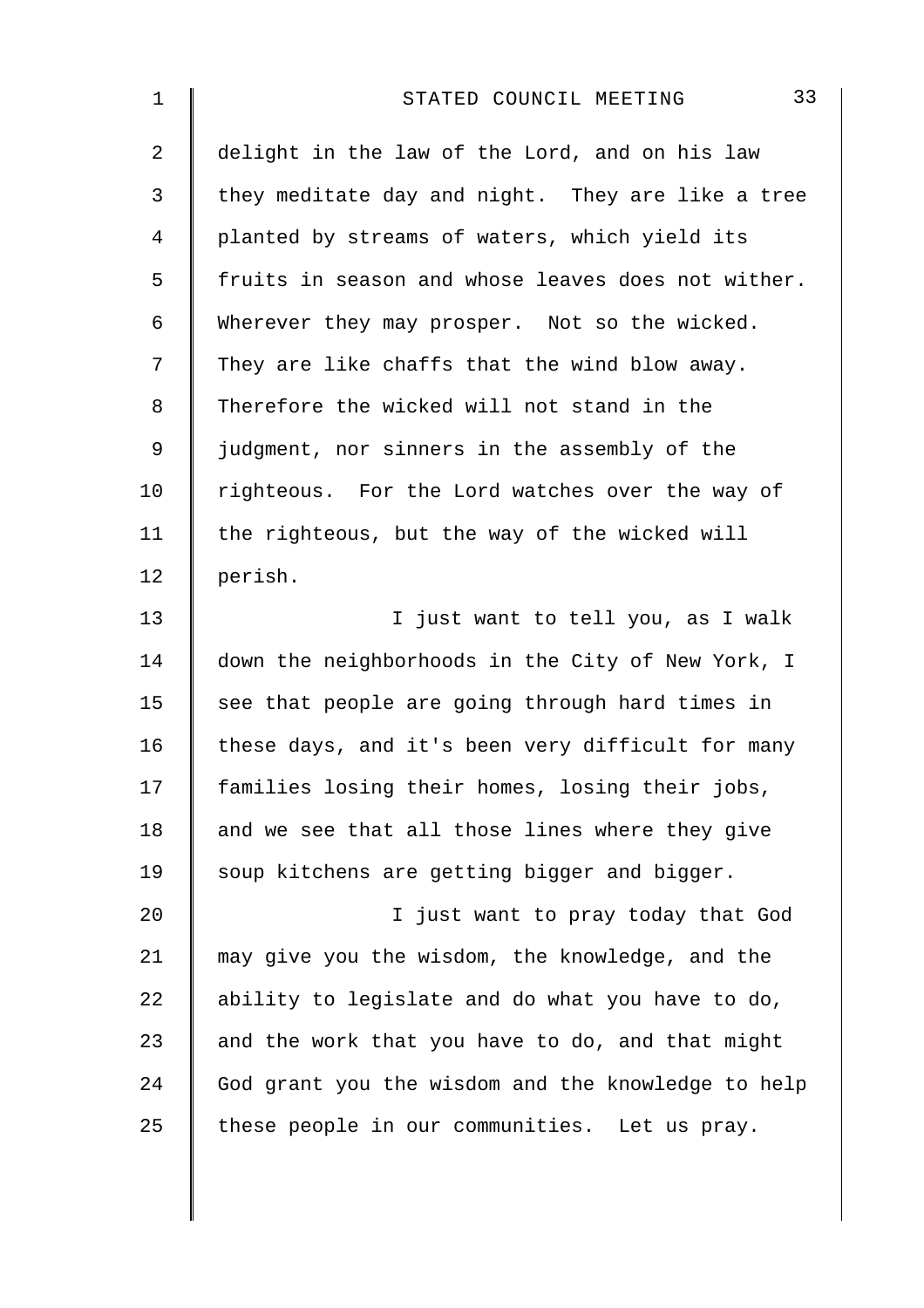delight in the law of the Lord, and on his law they meditate day and night. They are like a tree planted by streams of waters, which yield its fruits in season and whose leaves does not wither. Wherever they may prosper. Not so the wicked. They are like chaffs that the wind blow away. Therefore the wicked will not stand in the judgment, nor sinners in the assembly of the righteous. For the Lord watches over the way of the righteous, but the way of the wicked will perish.

I just want to tell you, as I walk down the neighborhoods in the City of New York, I see that people are going through hard times in these days, and it's been very difficult for many families losing their homes, losing their jobs, and we see that all those lines where they give soup kitchens are getting bigger and bigger.

I just want to pray today that God may give you the wisdom, the knowledge, and the ability to legislate and do what you have to do, and the work that you have to do, and that might God grant you the wisdom and the knowledge to help these people in our communities. Let us pray.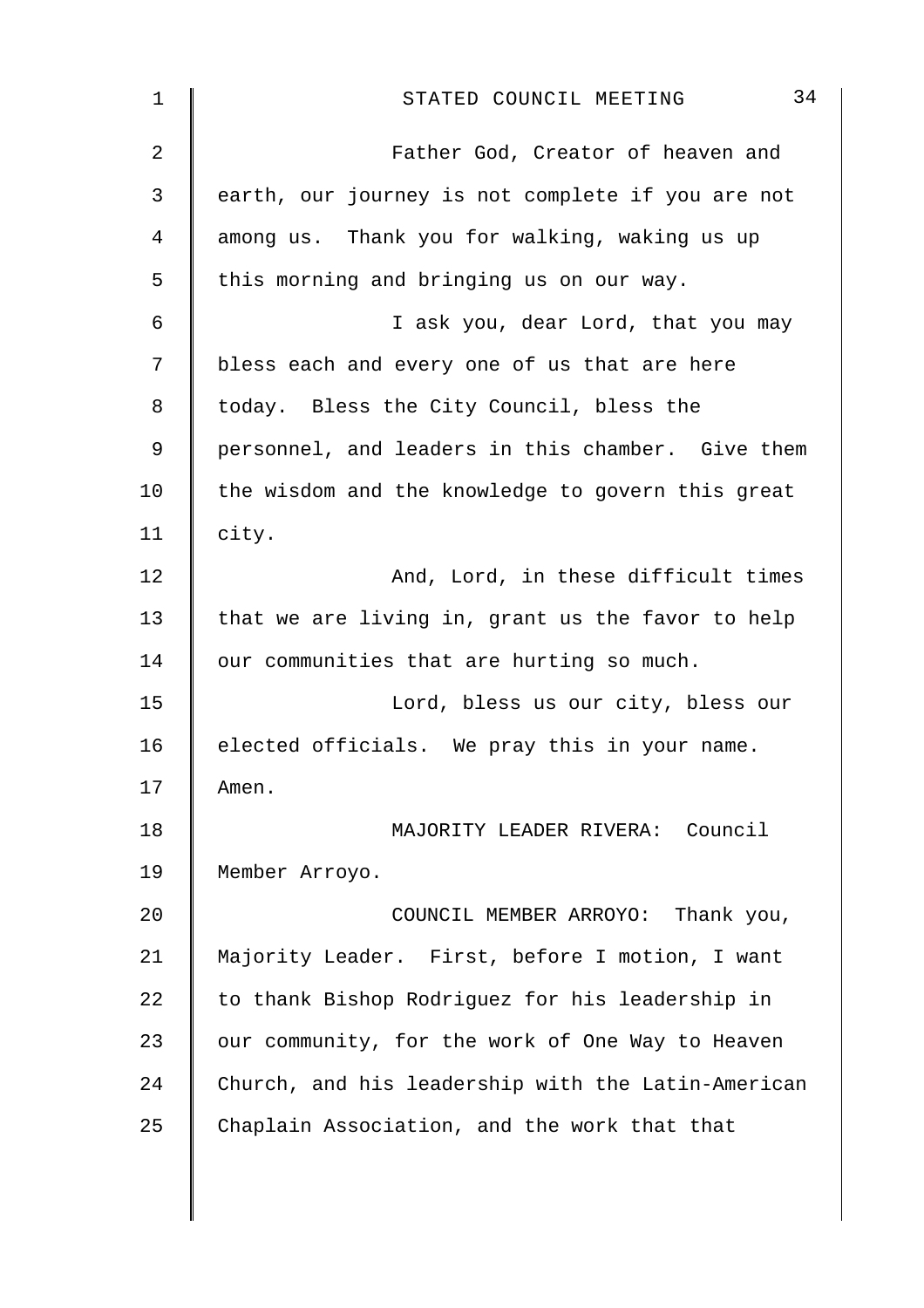Father God, Creator of heaven and earth, our journey is not complete if you are not among us. Thank you for walking, waking us up this morning and bringing us on our way.

I ask you, dear Lord, that you may bless each and every one of us that are here today. Bless the City Council, bless the personnel, and leaders in this chamber. Give them the wisdom and the knowledge to govern this great city.

And, Lord, in these difficult times that we are living in, grant us the favor to help our communities that are hurting so much.

Lord, bless us our city, bless our elected officials. We pray this in your name. Amen.

MAJORITY LEADER RIVERA: Council Member Arroyo.

COUNCIL MEMBER ARROYO: Thank you, Majority Leader. First, before I motion, I want to thank Bishop Rodriguez for his leadership in our community, for the work of One Way to Heaven Church, and his leadership with the Latin-American Chaplain Association, and the work that that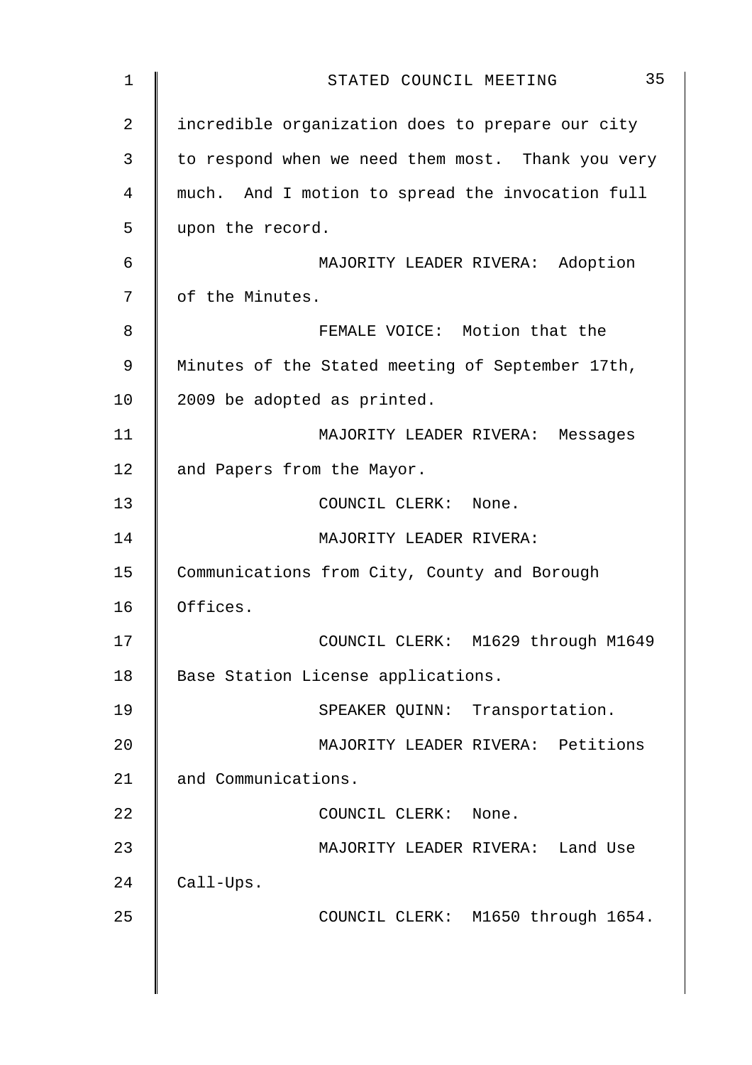incredible organization does to prepare our city to respond when we need them most. Thank you very much. And I motion to spread the invocation full upon the record.

MAJORITY LEADER RIVERA: Adoption of the Minutes.

FEMALE VOICE: Motion that the Minutes of the Stated meeting of September 17th, 2009 be adopted as printed.

MAJORITY LEADER RIVERA: Messages and Papers from the Mayor.

COUNCIL CLERK: None.

MAJORITY LEADER RIVERA: Communications from City, County and Borough Offices.

COUNCIL CLERK: M1629 through M1649 Base Station License applications.

SPEAKER QUINN: Transportation.

MAJORITY LEADER RIVERA: Petitions and Communications.

COUNCIL CLERK: None.

MAJORITY LEADER RIVERA: Land Use Call-Ups.

COUNCIL CLERK: M1650 through 1654.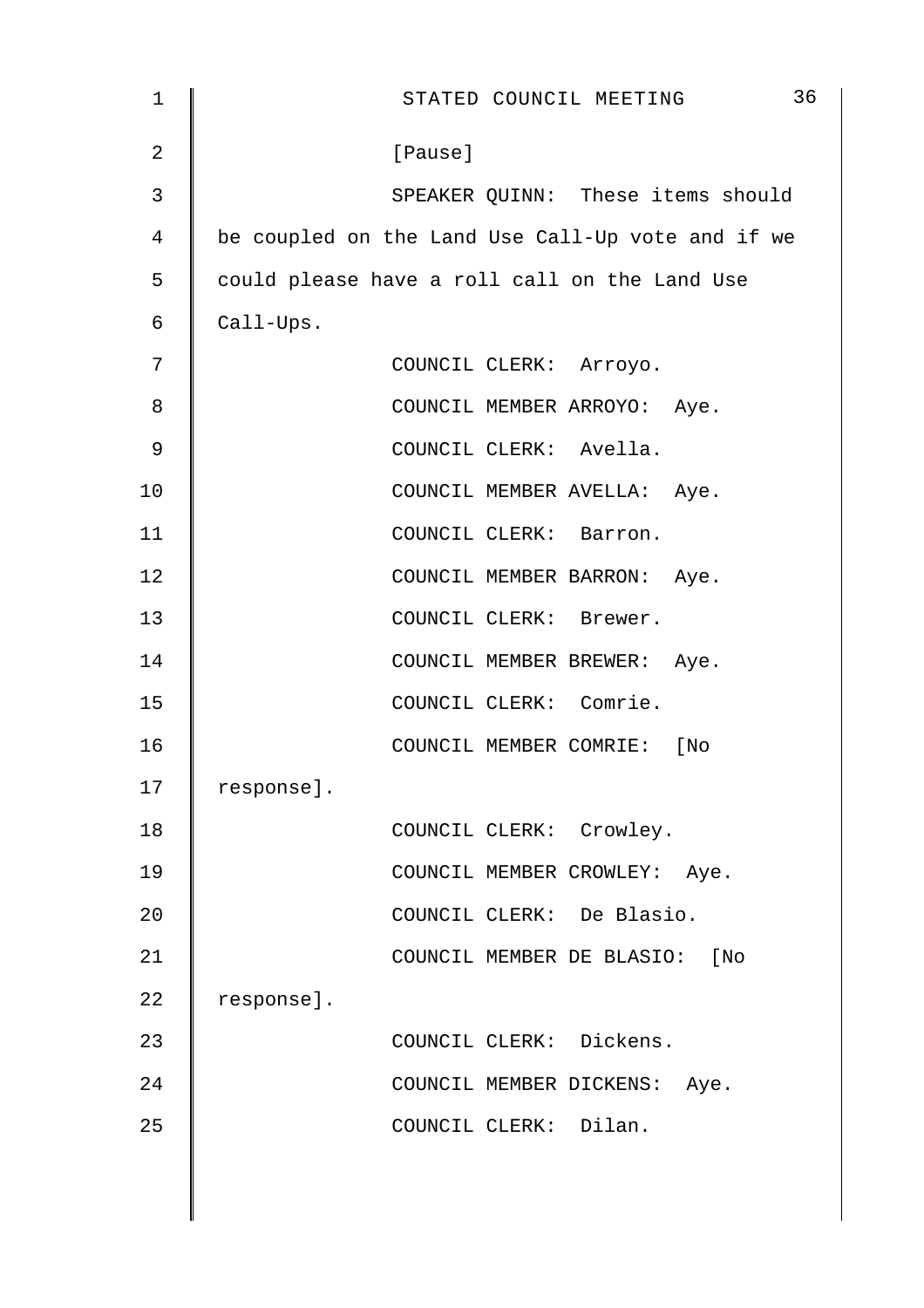[Pause]

SPEAKER QUINN: These items should be coupled on the Land Use Call-Up vote and if we could please have a roll call on the Land Use Call-Ups.

COUNCIL CLERK: Arroyo.

COUNCIL MEMBER ARROYO: Aye.

COUNCIL CLERK: Avella.

COUNCIL MEMBER AVELLA: Aye.

COUNCIL CLERK: Barron.

COUNCIL MEMBER BARRON: Aye.

COUNCIL CLERK: Brewer.

COUNCIL MEMBER BREWER: Aye.

COUNCIL CLERK: Comrie.

COUNCIL MEMBER COMRIE: [No response].

COUNCIL CLERK: Crowley.

COUNCIL MEMBER CROWLEY: Aye.

COUNCIL CLERK: De Blasio.

COUNCIL MEMBER DE BLASIO: [No response].

COUNCIL CLERK: Dickens.

COUNCIL MEMBER DICKENS: Aye.

COUNCIL CLERK: Dilan.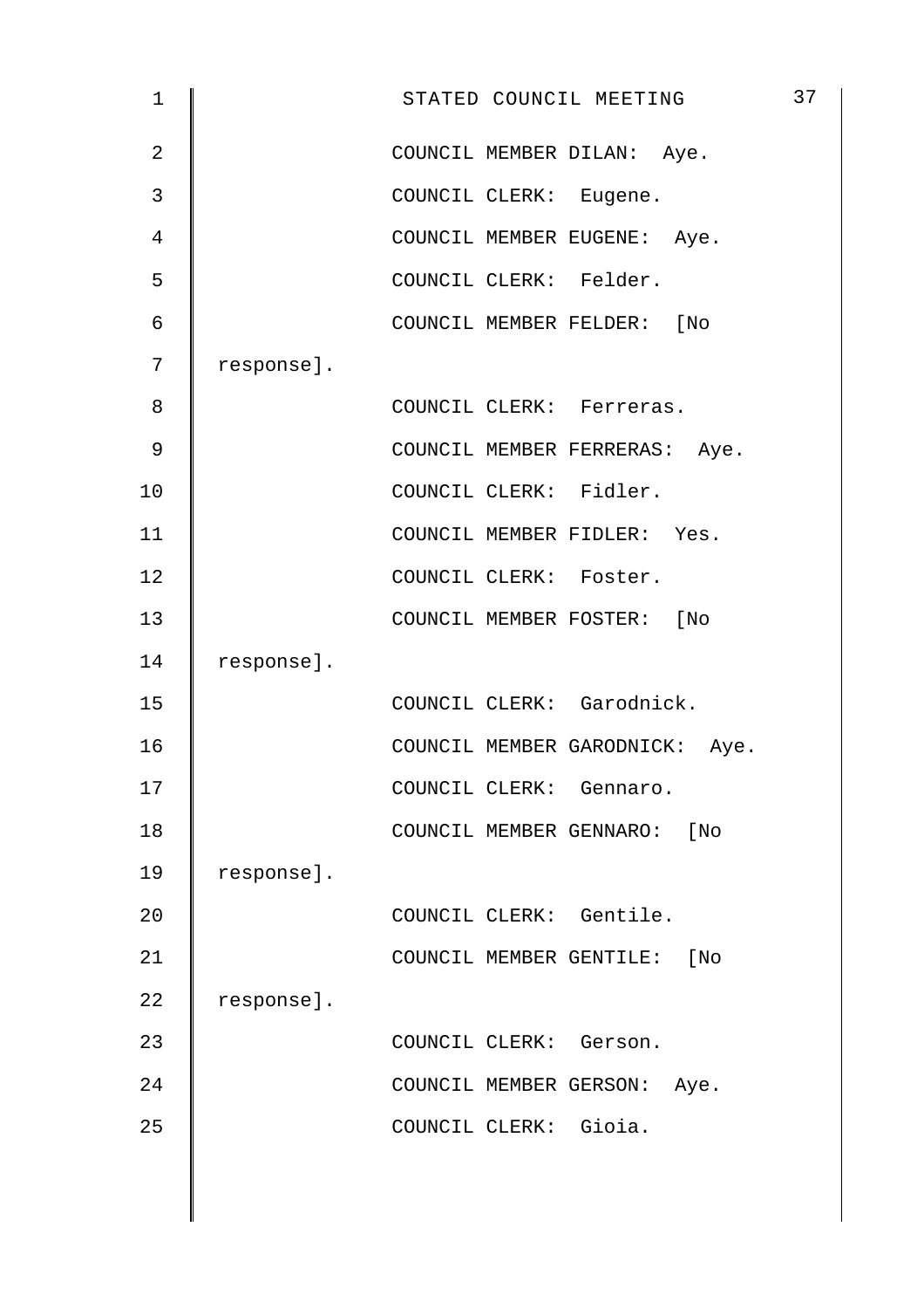COUNCIL MEMBER DILAN: Aye.

COUNCIL CLERK: Eugene.

COUNCIL MEMBER EUGENE: Aye.

COUNCIL CLERK: Felder.

COUNCIL MEMBER FELDER: [No response].

COUNCIL CLERK: Ferreras.

COUNCIL MEMBER FERRERAS: Aye.

COUNCIL CLERK: Fidler.

COUNCIL MEMBER FIDLER: Yes.

COUNCIL CLERK: Foster.

COUNCIL MEMBER FOSTER: [No response].

COUNCIL CLERK: Garodnick.

COUNCIL MEMBER GARODNICK: Aye.

COUNCIL CLERK: Gennaro.

COUNCIL MEMBER GENNARO: [No response].

COUNCIL CLERK: Gentile.

COUNCIL MEMBER GENTILE: [No response].

COUNCIL CLERK: Gerson.

COUNCIL MEMBER GERSON: Aye.

COUNCIL CLERK: Gioia.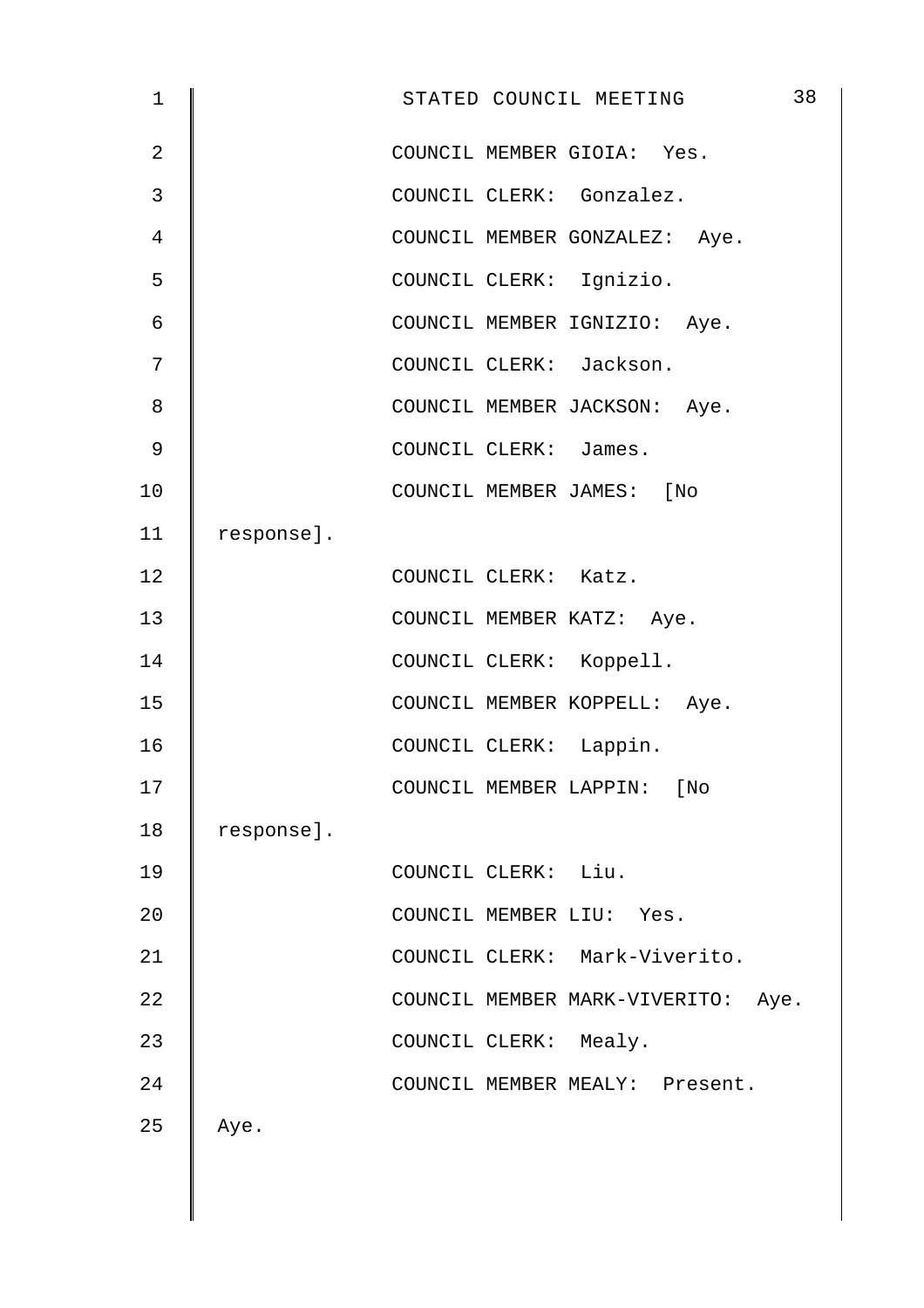COUNCIL MEMBER GIOIA: Yes.

COUNCIL CLERK: Gonzalez.

COUNCIL MEMBER GONZALEZ: Aye.

COUNCIL CLERK: Ignizio.

COUNCIL MEMBER IGNIZIO: Aye.

COUNCIL CLERK: Jackson.

COUNCIL MEMBER JACKSON: Aye.

COUNCIL CLERK: James.

COUNCIL MEMBER JAMES: [No response].

COUNCIL CLERK: Katz.

COUNCIL MEMBER KATZ: Aye.

COUNCIL CLERK: Koppell.

COUNCIL MEMBER KOPPELL: Aye.

COUNCIL CLERK: Lappin.

COUNCIL MEMBER LAPPIN: [No response].

COUNCIL CLERK: Liu.

COUNCIL MEMBER LIU: Yes.

COUNCIL CLERK: Mark-Viverito.

COUNCIL MEMBER MARK-VIVERITO: Aye.

COUNCIL CLERK: Mealy.

COUNCIL MEMBER MEALY: Present. Aye.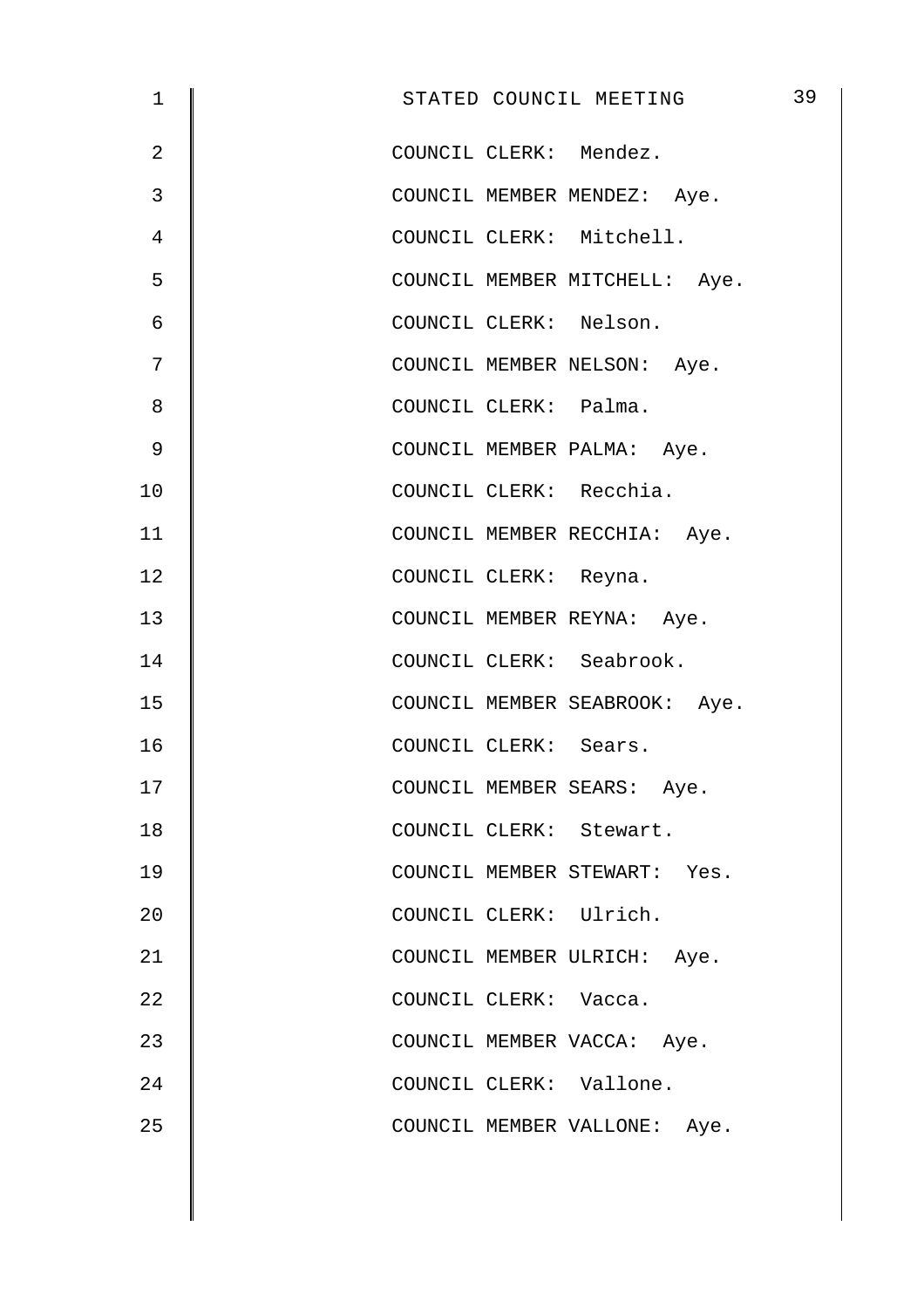COUNCIL CLERK: Mendez.

COUNCIL MEMBER MENDEZ: Aye.

COUNCIL CLERK: Mitchell.

COUNCIL MEMBER MITCHELL: Aye.

COUNCIL CLERK: Nelson.

COUNCIL MEMBER NELSON: Aye.

COUNCIL CLERK: Palma.

COUNCIL MEMBER PALMA: Aye.

COUNCIL CLERK: Recchia.

COUNCIL MEMBER RECCHIA: Aye.

COUNCIL CLERK: Reyna.

COUNCIL MEMBER REYNA: Aye.

COUNCIL CLERK: Seabrook.

COUNCIL MEMBER SEABROOK: Aye.

COUNCIL CLERK: Sears.

COUNCIL MEMBER SEARS: Aye.

COUNCIL CLERK: Stewart.

COUNCIL MEMBER STEWART: Yes.

COUNCIL CLERK: Ulrich.

COUNCIL MEMBER ULRICH: Aye.

COUNCIL CLERK: Vacca.

COUNCIL MEMBER VACCA: Aye.

COUNCIL CLERK: Vallone.

COUNCIL MEMBER VALLONE: Aye.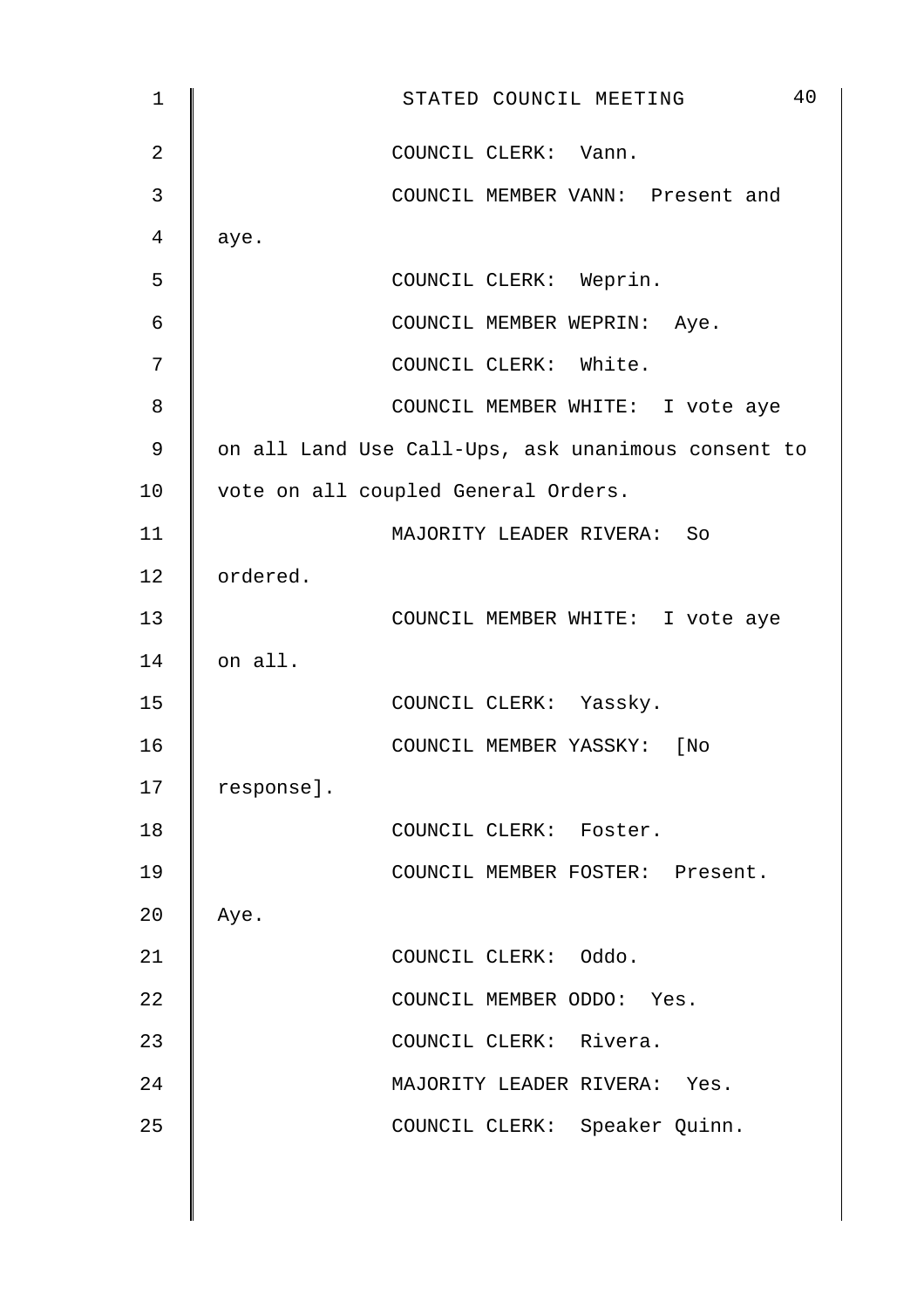COUNCIL CLERK: Vann.

COUNCIL MEMBER VANN: Present and aye.

COUNCIL CLERK: Weprin.

COUNCIL MEMBER WEPRIN: Aye.

COUNCIL CLERK: White.

COUNCIL MEMBER WHITE: I vote aye on all Land Use Call-Ups, ask unanimous consent to vote on all coupled General Orders.

MAJORITY LEADER RIVERA: So ordered.

COUNCIL MEMBER WHITE: I vote aye on all.

COUNCIL CLERK: Yassky.

COUNCIL MEMBER YASSKY: [No response].

COUNCIL CLERK: Foster.

COUNCIL MEMBER FOSTER: Present. Aye.

COUNCIL CLERK: Oddo.

COUNCIL MEMBER ODDO: Yes.

COUNCIL CLERK: Rivera.

MAJORITY LEADER RIVERA: Yes.

COUNCIL CLERK: Speaker Quinn.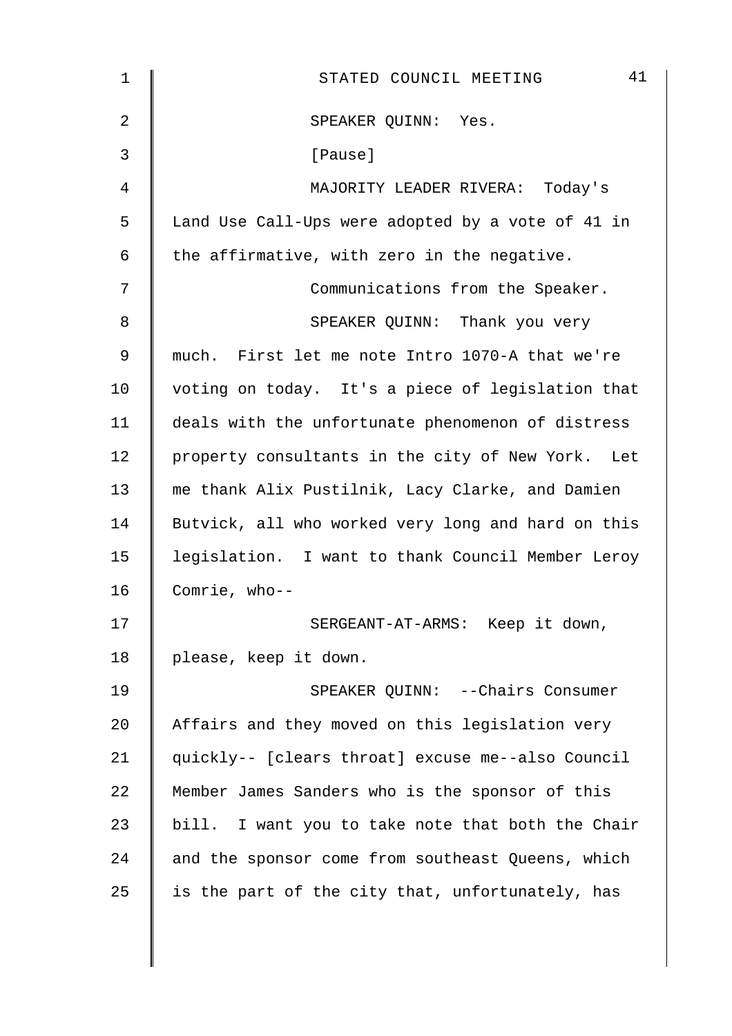SPEAKER QUINN: Yes.

[Pause]

MAJORITY LEADER RIVERA: Today's Land Use Call-Ups were adopted by a vote of 41 in the affirmative, with zero in the negative.

Communications from the Speaker.

SPEAKER QUINN: Thank you very much. First let me note Intro 1070-A that we're voting on today. It's a piece of legislation that deals with the unfortunate phenomenon of distress property consultants in the city of New York. Let me thank Alix Pustilnik, Lacy Clarke, and Damien Butvick, all who worked very long and hard on this legislation. I want to thank Council Member Leroy Comrie, who--

SERGEANT-AT-ARMS: Keep it down, please, keep it down.

SPEAKER QUINN: --Chairs Consumer Affairs and they moved on this legislation very quickly-- [clears throat] excuse me--also Council Member James Sanders who is the sponsor of this bill. I want you to take note that both the Chair and the sponsor come from southeast Queens, which is the part of the city that, unfortunately, has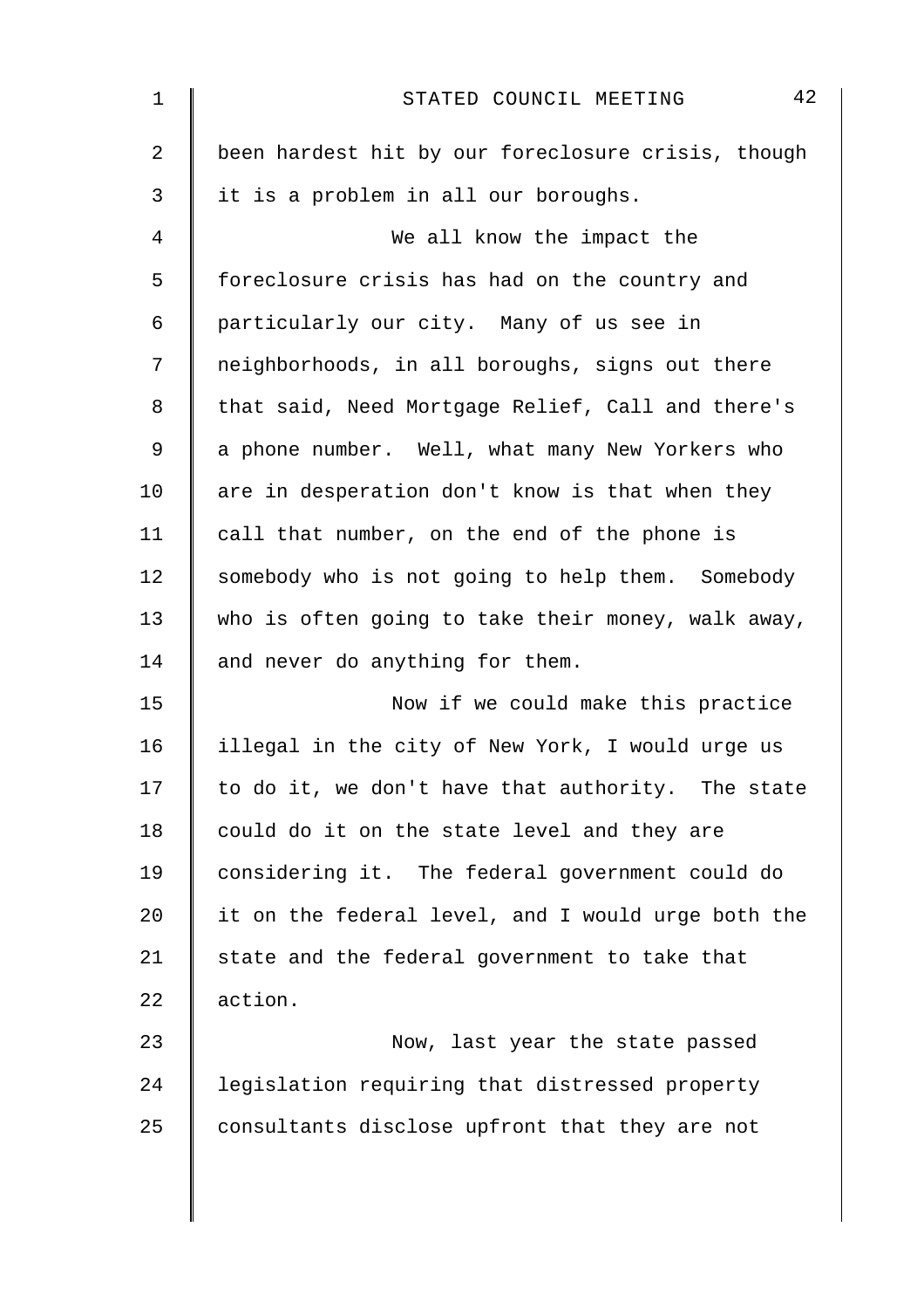been hardest hit by our foreclosure crisis, though it is a problem in all our boroughs.

We all know the impact the foreclosure crisis has had on the country and particularly our city. Many of us see in neighborhoods, in all boroughs, signs out there that said, Need Mortgage Relief, Call and there's a phone number. Well, what many New Yorkers who are in desperation don't know is that when they call that number, on the end of the phone is somebody who is not going to help them. Somebody who is often going to take their money, walk away, and never do anything for them.

Now if we could make this practice illegal in the city of New York, I would urge us to do it, we don't have that authority. The state could do it on the state level and they are considering it. The federal government could do it on the federal level, and I would urge both the state and the federal government to take that action.

Now, last year the state passed legislation requiring that distressed property consultants disclose upfront that they are not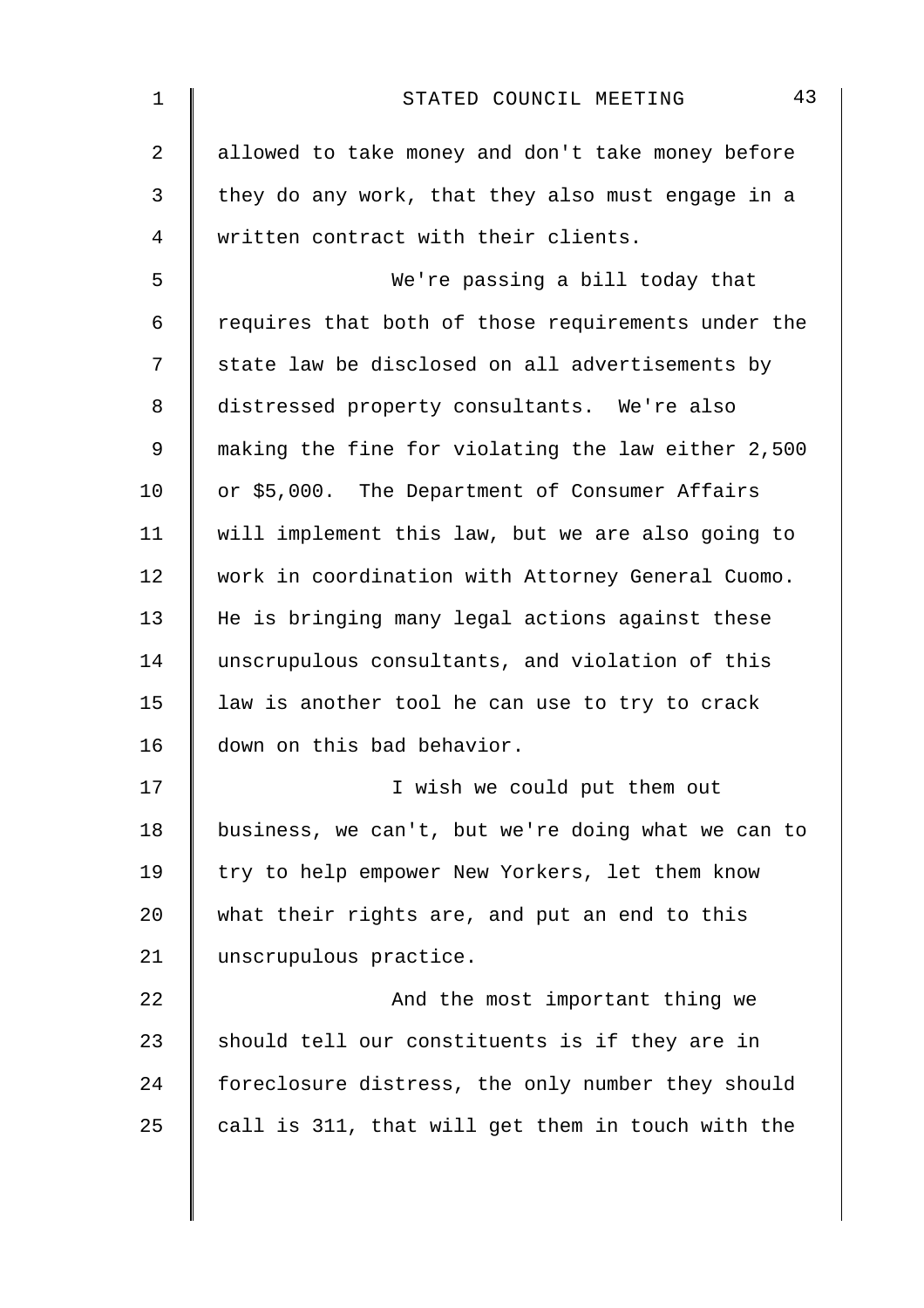allowed to take money and don't take money before they do any work, that they also must engage in a written contract with their clients.

We're passing a bill today that requires that both of those requirements under the state law be disclosed on all advertisements by distressed property consultants. We're also making the fine for violating the law either 2,500 or $5,000. The Department of Consumer Affairs will implement this law, but we are also going to work in coordination with Attorney General Cuomo. He is bringing many legal actions against these unscrupulous consultants, and violation of this law is another tool he can use to try to crack down on this bad behavior.

I wish we could put them out business, we can't, but we're doing what we can to try to help empower New Yorkers, let them know what their rights are, and put an end to this unscrupulous practice.

And the most important thing we should tell our constituents is if they are in foreclosure distress, the only number they should call is 311, that will get them in touch with the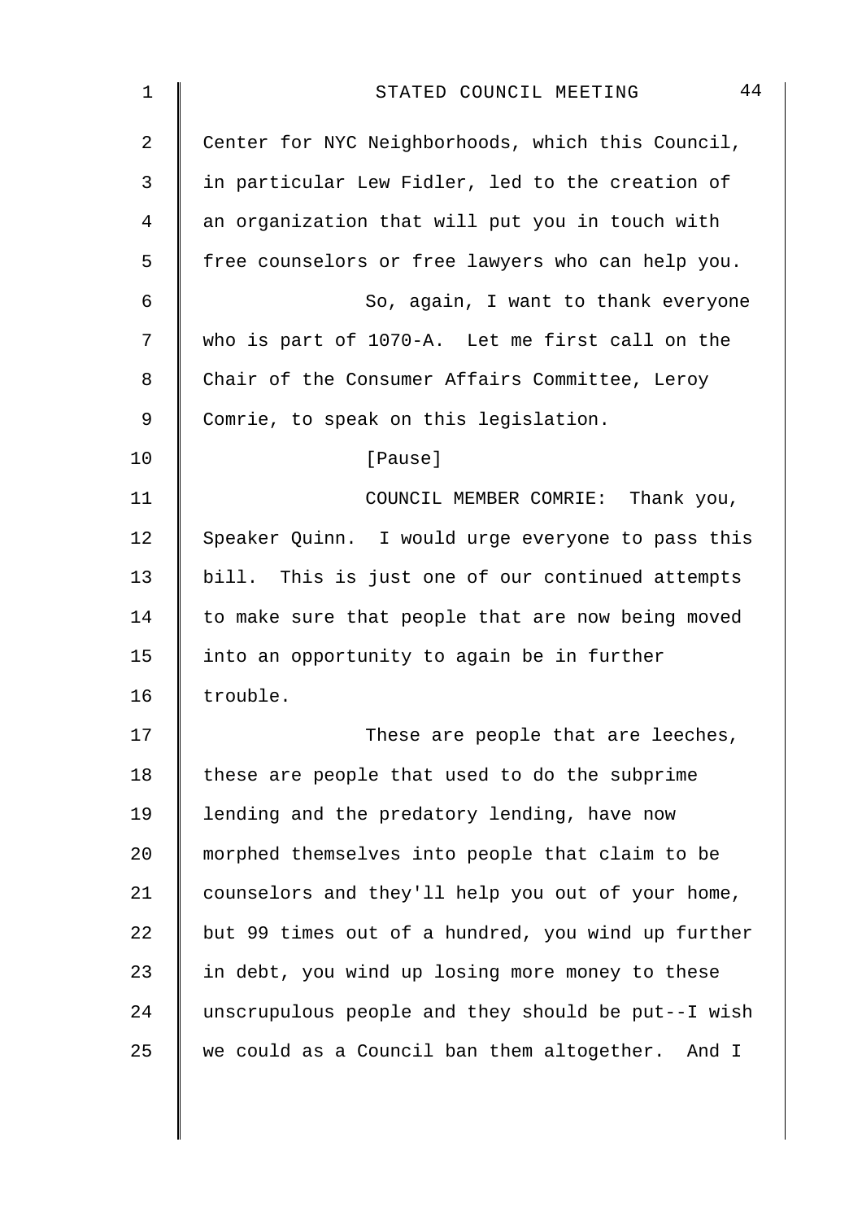Center for NYC Neighborhoods, which this Council, in particular Lew Fidler, led to the creation of an organization that will put you in touch with free counselors or free lawyers who can help you.

So, again, I want to thank everyone who is part of 1070-A. Let me first call on the Chair of the Consumer Affairs Committee, Leroy Comrie, to speak on this legislation.

[Pause]

COUNCIL MEMBER COMRIE: Thank you, Speaker Quinn. I would urge everyone to pass this bill. This is just one of our continued attempts to make sure that people that are now being moved into an opportunity to again be in further trouble.

These are people that are leeches, these are people that used to do the subprime lending and the predatory lending, have now morphed themselves into people that claim to be counselors and they'll help you out of your home, but 99 times out of a hundred, you wind up further in debt, you wind up losing more money to these unscrupulous people and they should be put--I wish we could as a Council ban them altogether. And I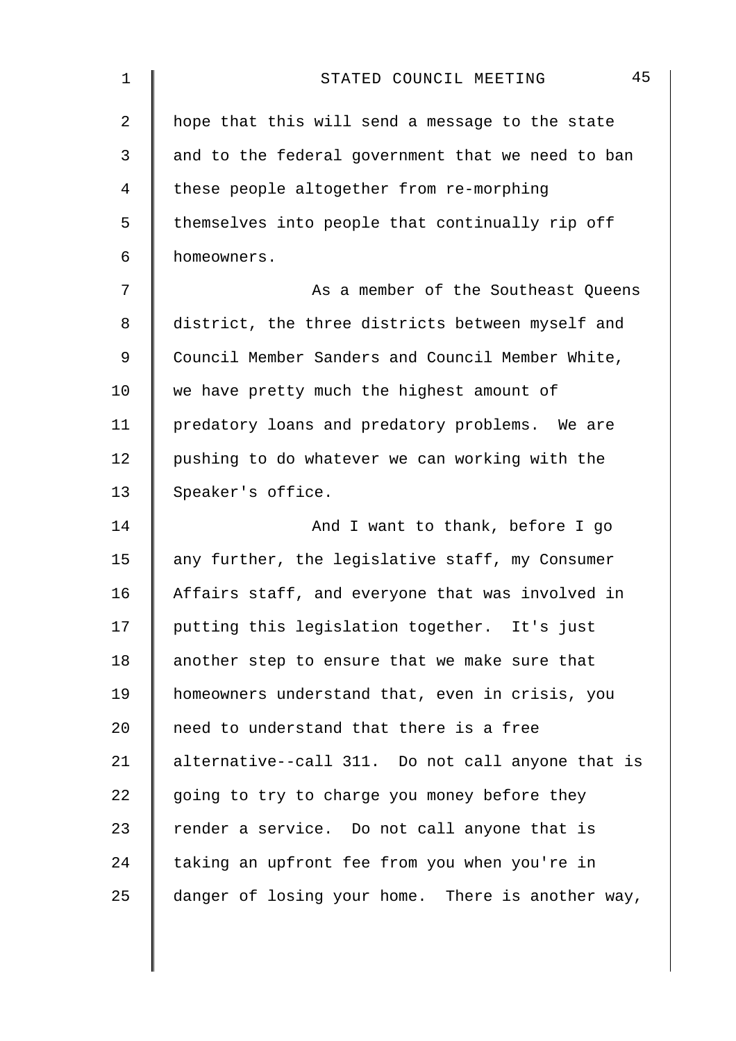hope that this will send a message to the state and to the federal government that we need to ban these people altogether from re-morphing themselves into people that continually rip off homeowners.

As a member of the Southeast Queens district, the three districts between myself and Council Member Sanders and Council Member White, we have pretty much the highest amount of predatory loans and predatory problems. We are pushing to do whatever we can working with the Speaker's office.

And I want to thank, before I go any further, the legislative staff, my Consumer Affairs staff, and everyone that was involved in putting this legislation together. It's just another step to ensure that we make sure that homeowners understand that, even in crisis, you need to understand that there is a free alternative--call 311. Do not call anyone that is going to try to charge you money before they render a service. Do not call anyone that is taking an upfront fee from you when you're in danger of losing your home. There is another way,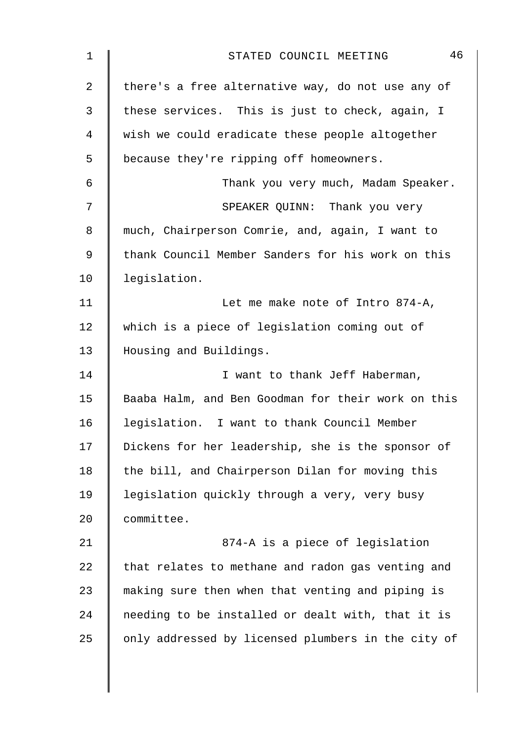there's a free alternative way, do not use any of these services. This is just to check, again, I wish we could eradicate these people altogether because they're ripping off homeowners.

Thank you very much, Madam Speaker.

SPEAKER QUINN: Thank you very much, Chairperson Comrie, and, again, I want to thank Council Member Sanders for his work on this legislation.

Let me make note of Intro 874-A, which is a piece of legislation coming out of Housing and Buildings.

I want to thank Jeff Haberman, Baaba Halm, and Ben Goodman for their work on this legislation. I want to thank Council Member Dickens for her leadership, she is the sponsor of the bill, and Chairperson Dilan for moving this legislation quickly through a very, very busy committee.

874-A is a piece of legislation that relates to methane and radon gas venting and making sure then when that venting and piping is needing to be installed or dealt with, that it is only addressed by licensed plumbers in the city of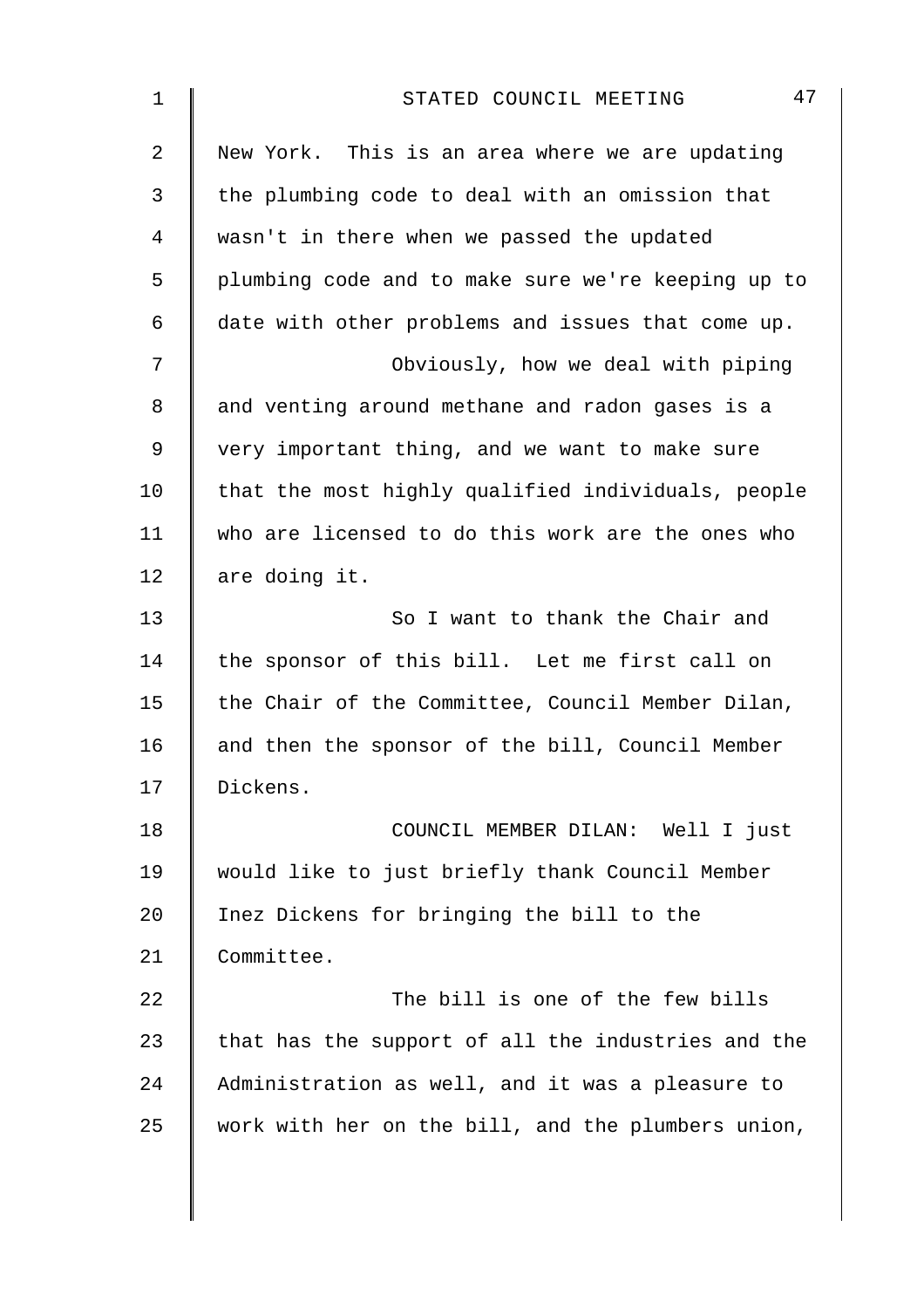New York. This is an area where we are updating the plumbing code to deal with an omission that wasn't in there when we passed the updated plumbing code and to make sure we're keeping up to date with other problems and issues that come up.

Obviously, how we deal with piping and venting around methane and radon gases is a very important thing, and we want to make sure that the most highly qualified individuals, people who are licensed to do this work are the ones who are doing it.

So I want to thank the Chair and the sponsor of this bill. Let me first call on the Chair of the Committee, Council Member Dilan, and then the sponsor of the bill, Council Member Dickens.

COUNCIL MEMBER DILAN: Well I just would like to just briefly thank Council Member Inez Dickens for bringing the bill to the Committee.

The bill is one of the few bills that has the support of all the industries and the Administration as well, and it was a pleasure to work with her on the bill, and the plumbers union,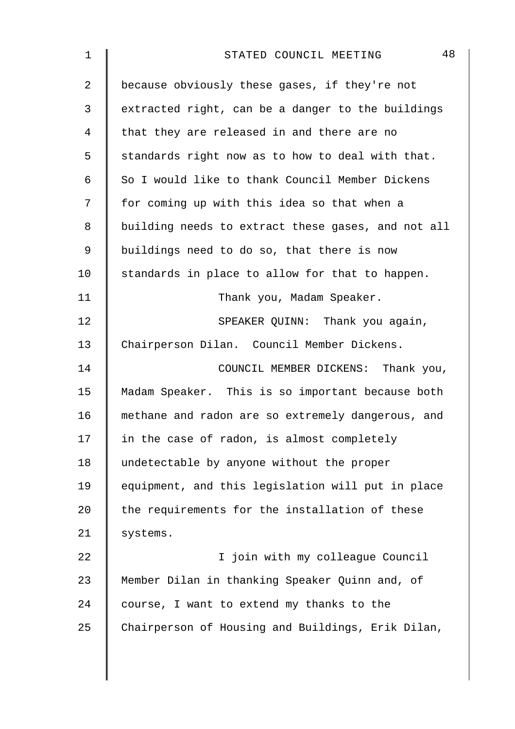because obviously these gases, if they're not extracted right, can be a danger to the buildings that they are released in and there are no standards right now as to how to deal with that. So I would like to thank Council Member Dickens for coming up with this idea so that when a building needs to extract these gases, and not all buildings need to do so, that there is now standards in place to allow for that to happen.

Thank you, Madam Speaker.

SPEAKER QUINN: Thank you again, Chairperson Dilan. Council Member Dickens.

COUNCIL MEMBER DICKENS: Thank you, Madam Speaker. This is so important because both methane and radon are so extremely dangerous, and in the case of radon, is almost completely undetectable by anyone without the proper equipment, and this legislation will put in place the requirements for the installation of these systems.

I join with my colleague Council Member Dilan in thanking Speaker Quinn and, of course, I want to extend my thanks to the Chairperson of Housing and Buildings, Erik Dilan,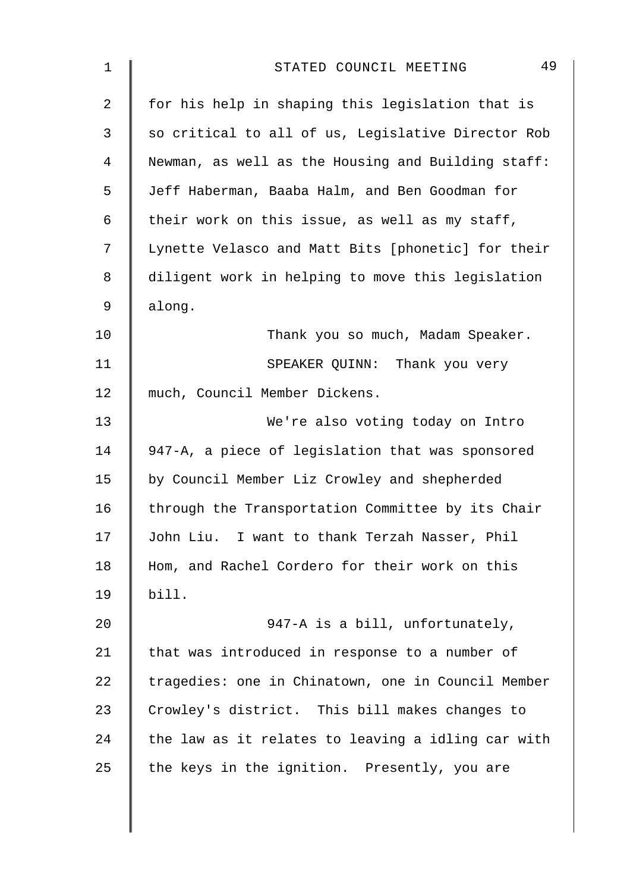for his help in shaping this legislation that is so critical to all of us, Legislative Director Rob Newman, as well as the Housing and Building staff: Jeff Haberman, Baaba Halm, and Ben Goodman for their work on this issue, as well as my staff, Lynette Velasco and Matt Bits [phonetic] for their diligent work in helping to move this legislation along.

Thank you so much, Madam Speaker.

SPEAKER QUINN: Thank you very much, Council Member Dickens.

We're also voting today on Intro 947-A, a piece of legislation that was sponsored by Council Member Liz Crowley and shepherded through the Transportation Committee by its Chair John Liu. I want to thank Terzah Nasser, Phil Hom, and Rachel Cordero for their work on this bill.

947-A is a bill, unfortunately, that was introduced in response to a number of tragedies: one in Chinatown, one in Council Member Crowley's district. This bill makes changes to the law as it relates to leaving a idling car with the keys in the ignition. Presently, you are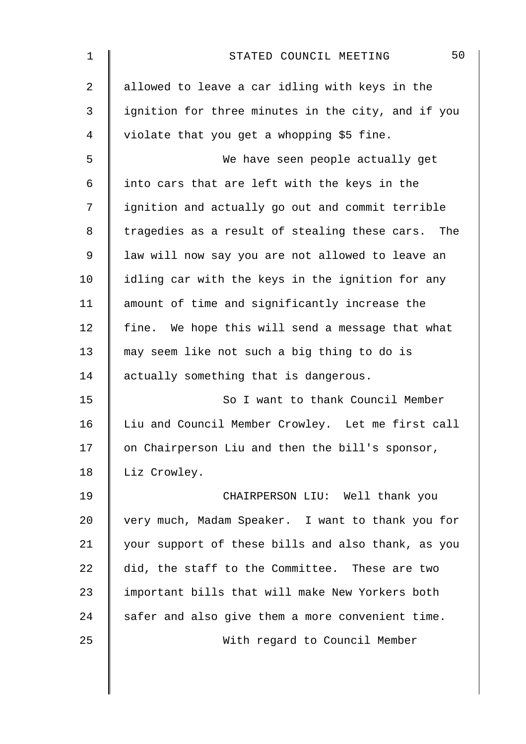allowed to leave a car idling with keys in the ignition for three minutes in the city, and if you violate that you get a whopping $5 fine.

We have seen people actually get into cars that are left with the keys in the ignition and actually go out and commit terrible tragedies as a result of stealing these cars. The law will now say you are not allowed to leave an idling car with the keys in the ignition for any amount of time and significantly increase the fine. We hope this will send a message that what may seem like not such a big thing to do is actually something that is dangerous.

So I want to thank Council Member Liu and Council Member Crowley. Let me first call on Chairperson Liu and then the bill's sponsor, Liz Crowley.

CHAIRPERSON LIU: Well thank you very much, Madam Speaker. I want to thank you for your support of these bills and also thank, as you did, the staff to the Committee. These are two important bills that will make New Yorkers both safer and also give them a more convenient time.

With regard to Council Member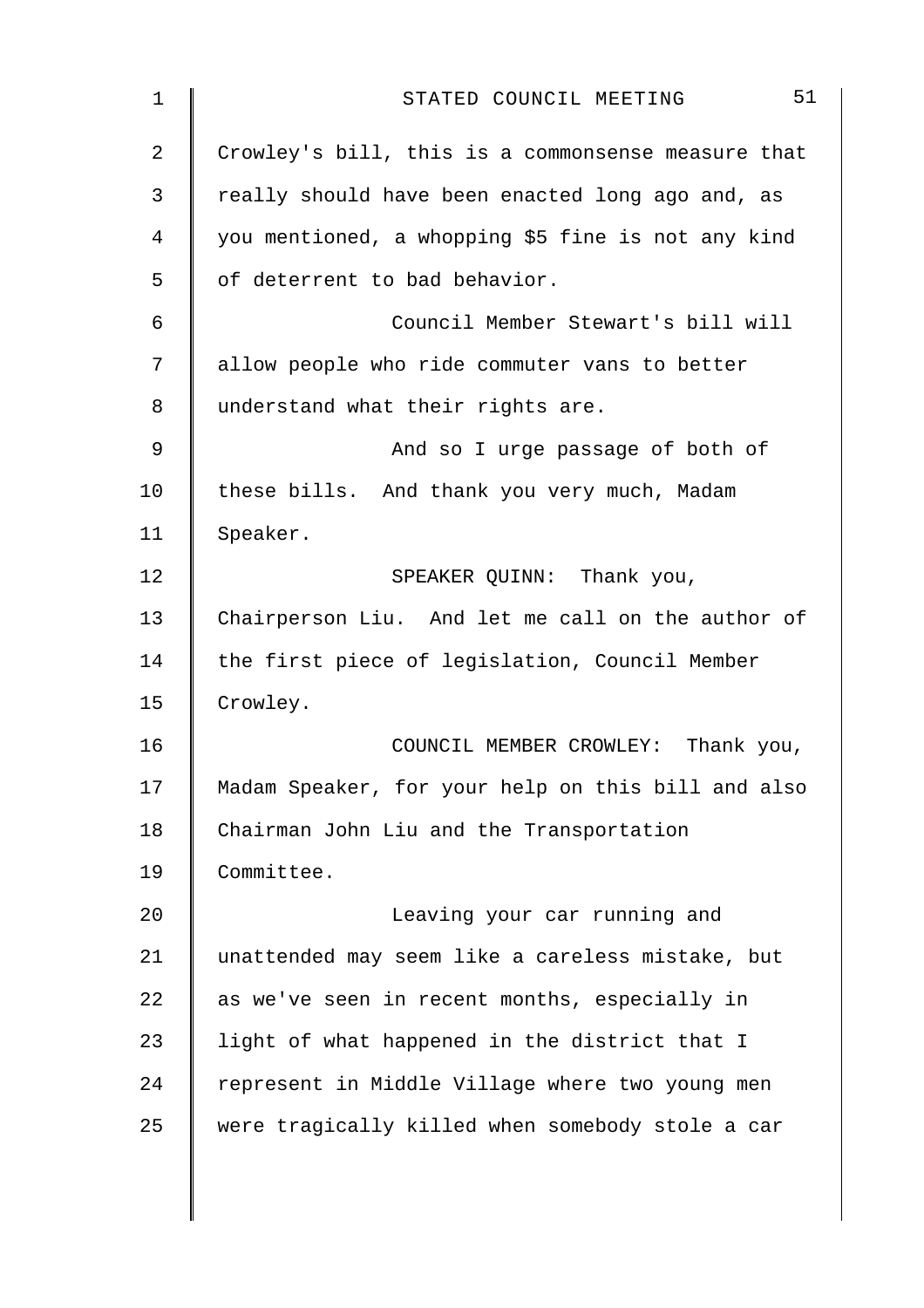Crowley's bill, this is a commonsense measure that really should have been enacted long ago and, as you mentioned, a whopping $5 fine is not any kind of deterrent to bad behavior.

Council Member Stewart's bill will allow people who ride commuter vans to better understand what their rights are.

And so I urge passage of both of these bills. And thank you very much, Madam Speaker.

SPEAKER QUINN: Thank you, Chairperson Liu. And let me call on the author of the first piece of legislation, Council Member Crowley.

COUNCIL MEMBER CROWLEY: Thank you, Madam Speaker, for your help on this bill and also Chairman John Liu and the Transportation Committee.

Leaving your car running and unattended may seem like a careless mistake, but as we've seen in recent months, especially in light of what happened in the district that I represent in Middle Village where two young men were tragically killed when somebody stole a car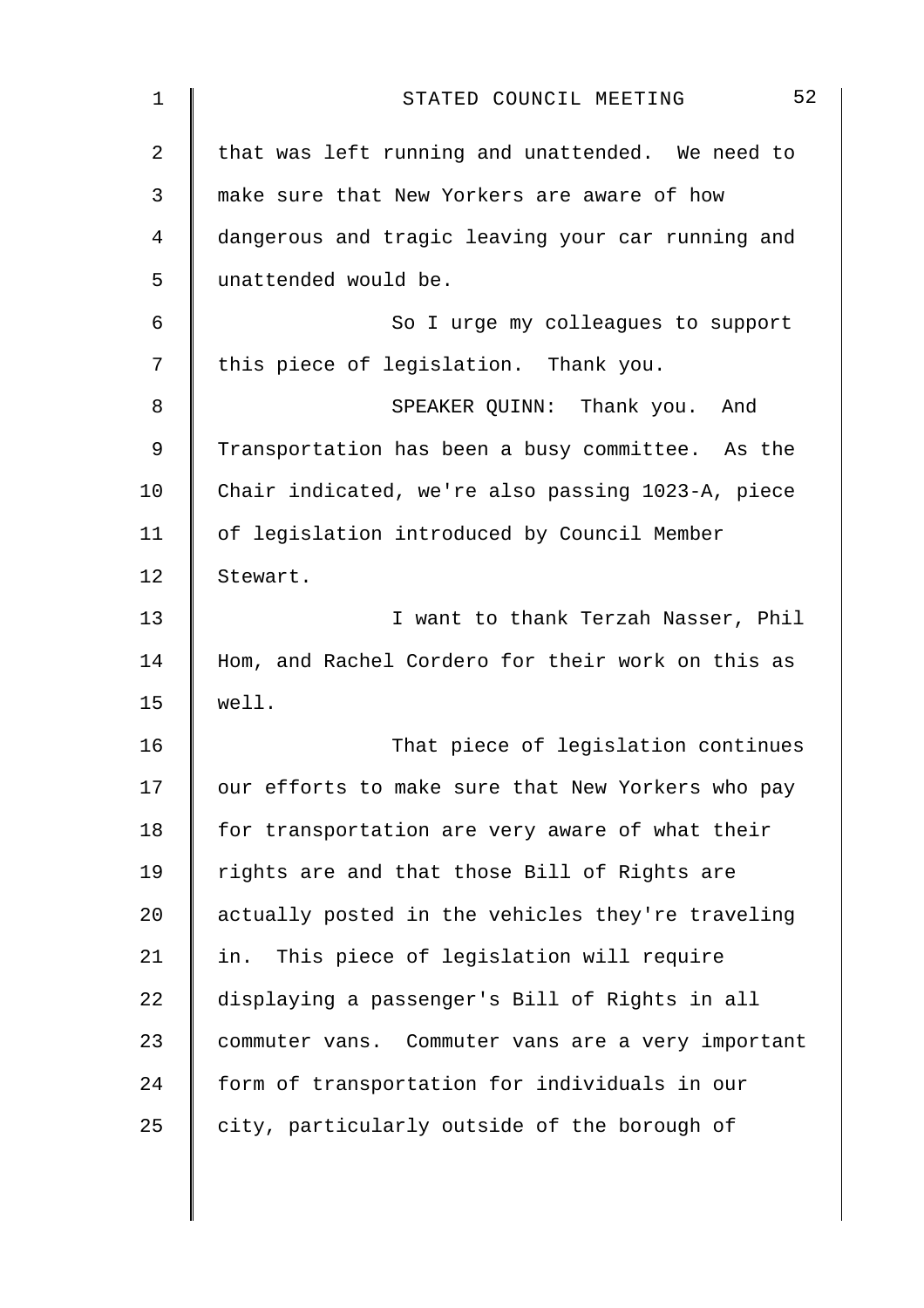that was left running and unattended. We need to make sure that New Yorkers are aware of how dangerous and tragic leaving your car running and unattended would be.

So I urge my colleagues to support this piece of legislation. Thank you.

SPEAKER QUINN: Thank you. And Transportation has been a busy committee. As the Chair indicated, we're also passing 1023-A, piece of legislation introduced by Council Member Stewart.

I want to thank Terzah Nasser, Phil Hom, and Rachel Cordero for their work on this as well.

That piece of legislation continues our efforts to make sure that New Yorkers who pay for transportation are very aware of what their rights are and that those Bill of Rights are actually posted in the vehicles they're traveling in. This piece of legislation will require displaying a passenger's Bill of Rights in all commuter vans. Commuter vans are a very important form of transportation for individuals in our city, particularly outside of the borough of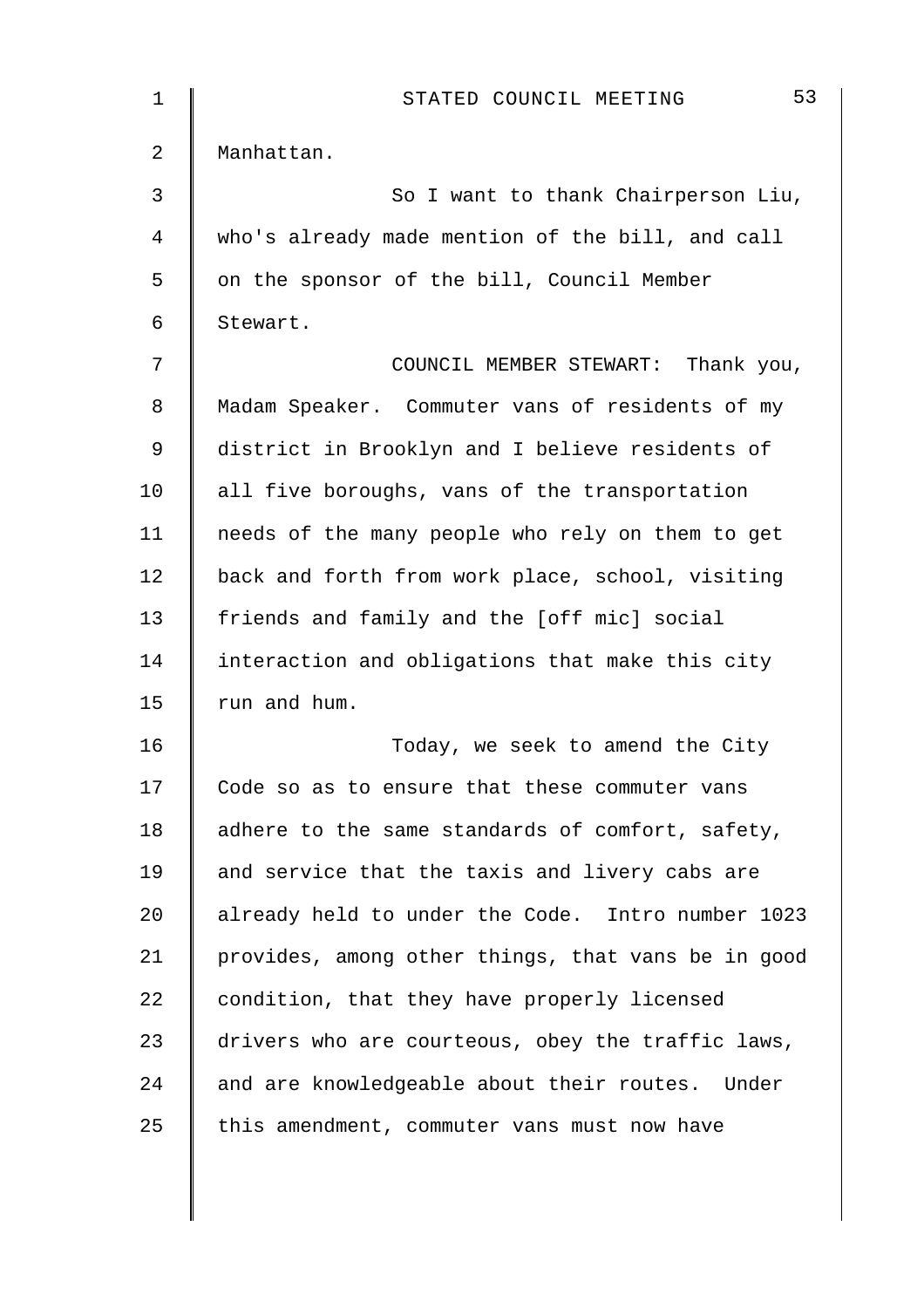Manhattan.

So I want to thank Chairperson Liu, who's already made mention of the bill, and call on the sponsor of the bill, Council Member Stewart.

COUNCIL MEMBER STEWART: Thank you, Madam Speaker. Commuter vans of residents of my district in Brooklyn and I believe residents of all five boroughs, vans of the transportation needs of the many people who rely on them to get back and forth from work place, school, visiting friends and family and the [off mic] social interaction and obligations that make this city run and hum.

Today, we seek to amend the City Code so as to ensure that these commuter vans adhere to the same standards of comfort, safety, and service that the taxis and livery cabs are already held to under the Code. Intro number 1023 provides, among other things, that vans be in good condition, that they have properly licensed drivers who are courteous, obey the traffic laws, and are knowledgeable about their routes. Under this amendment, commuter vans must now have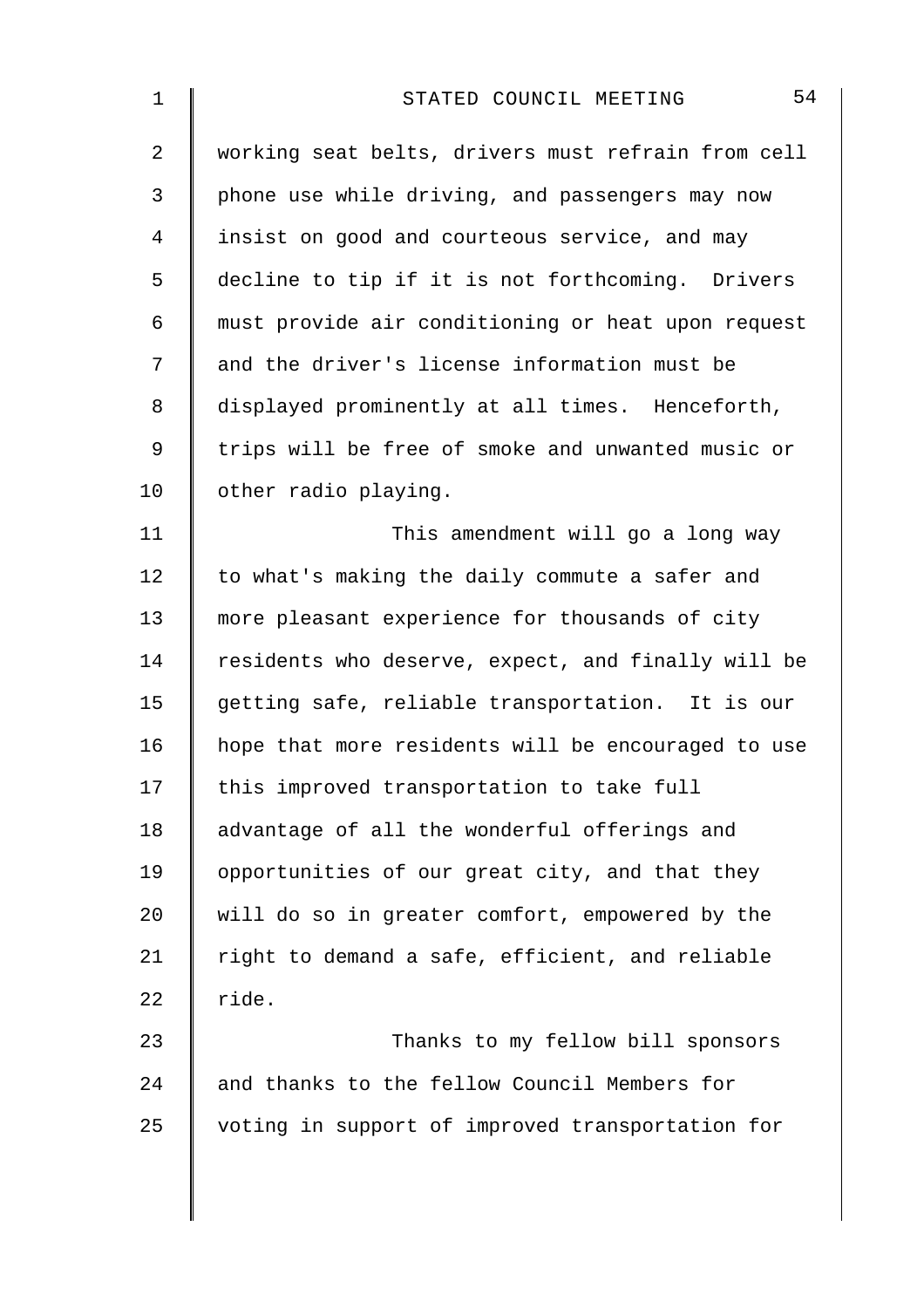working seat belts, drivers must refrain from cell phone use while driving, and passengers may now insist on good and courteous service, and may decline to tip if it is not forthcoming. Drivers must provide air conditioning or heat upon request and the driver's license information must be displayed prominently at all times. Henceforth, trips will be free of smoke and unwanted music or other radio playing.

This amendment will go a long way to what's making the daily commute a safer and more pleasant experience for thousands of city residents who deserve, expect, and finally will be getting safe, reliable transportation. It is our hope that more residents will be encouraged to use this improved transportation to take full advantage of all the wonderful offerings and opportunities of our great city, and that they will do so in greater comfort, empowered by the right to demand a safe, efficient, and reliable ride.

Thanks to my fellow bill sponsors and thanks to the fellow Council Members for voting in support of improved transportation for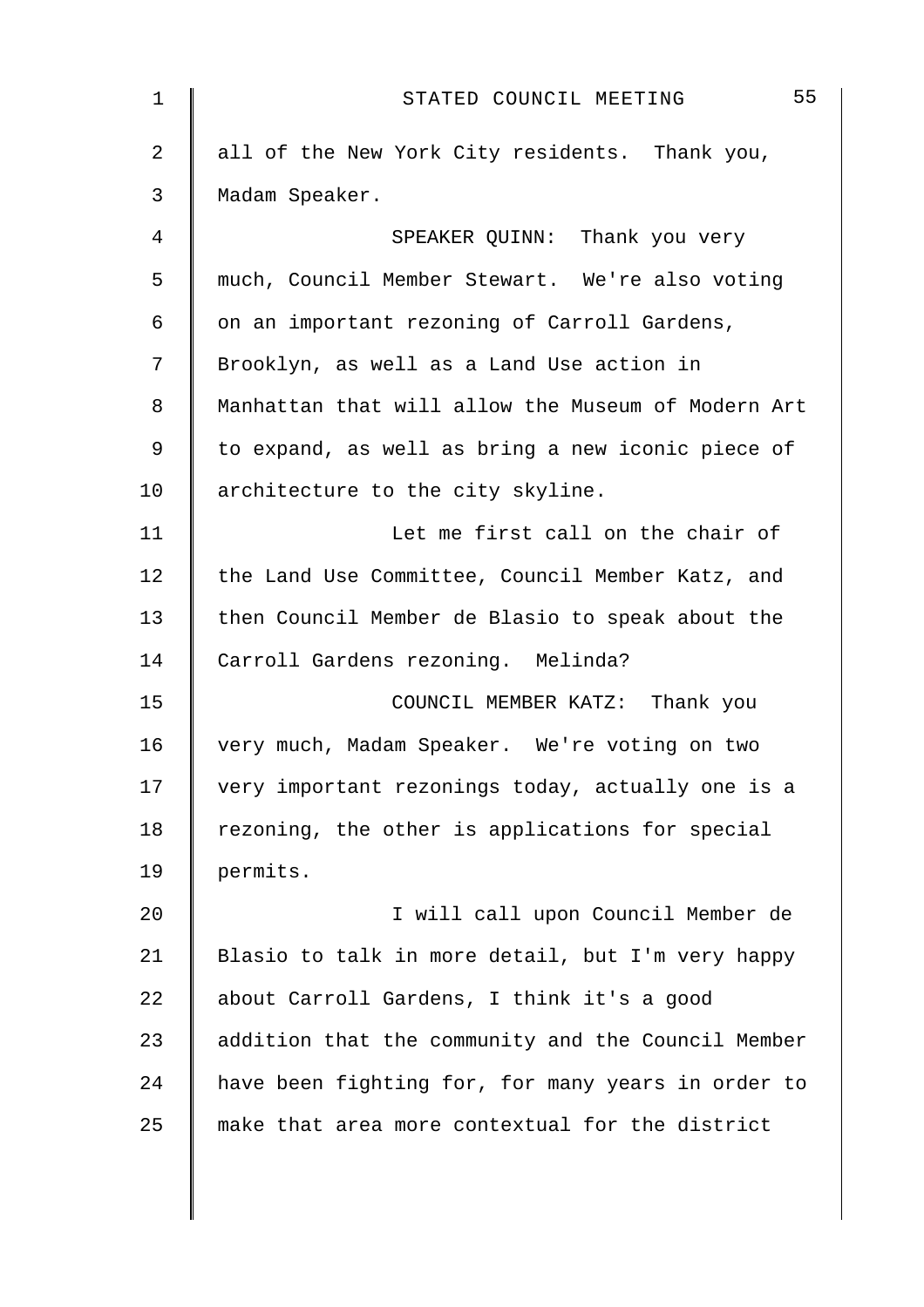all of the New York City residents. Thank you, Madam Speaker.

SPEAKER QUINN: Thank you very much, Council Member Stewart. We're also voting on an important rezoning of Carroll Gardens, Brooklyn, as well as a Land Use action in Manhattan that will allow the Museum of Modern Art to expand, as well as bring a new iconic piece of architecture to the city skyline.

Let me first call on the chair of the Land Use Committee, Council Member Katz, and then Council Member de Blasio to speak about the Carroll Gardens rezoning. Melinda?

COUNCIL MEMBER KATZ: Thank you very much, Madam Speaker. We're voting on two very important rezonings today, actually one is a rezoning, the other is applications for special permits.

I will call upon Council Member de Blasio to talk in more detail, but I'm very happy about Carroll Gardens, I think it's a good addition that the community and the Council Member have been fighting for, for many years in order to make that area more contextual for the district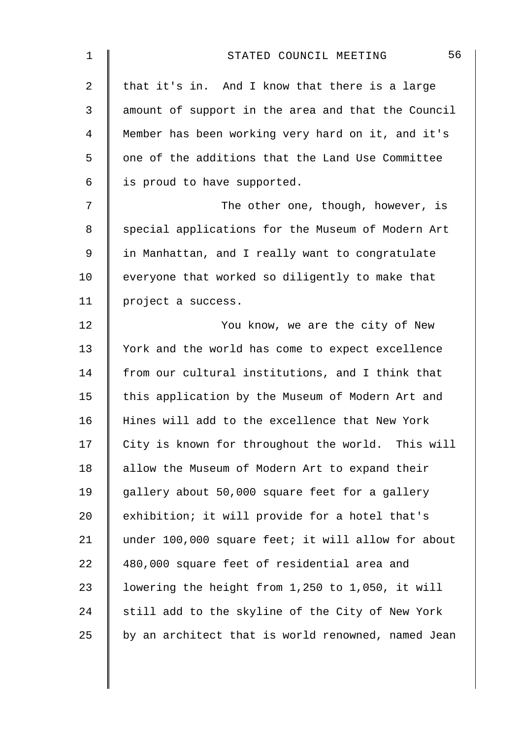that it's in. And I know that there is a large amount of support in the area and that the Council Member has been working very hard on it, and it's one of the additions that the Land Use Committee is proud to have supported.

The other one, though, however, is special applications for the Museum of Modern Art in Manhattan, and I really want to congratulate everyone that worked so diligently to make that project a success.

You know, we are the city of New York and the world has come to expect excellence from our cultural institutions, and I think that this application by the Museum of Modern Art and Hines will add to the excellence that New York City is known for throughout the world. This will allow the Museum of Modern Art to expand their gallery about 50,000 square feet for a gallery exhibition; it will provide for a hotel that's under 100,000 square feet; it will allow for about 480,000 square feet of residential area and lowering the height from 1,250 to 1,050, it will still add to the skyline of the City of New York by an architect that is world renowned, named Jean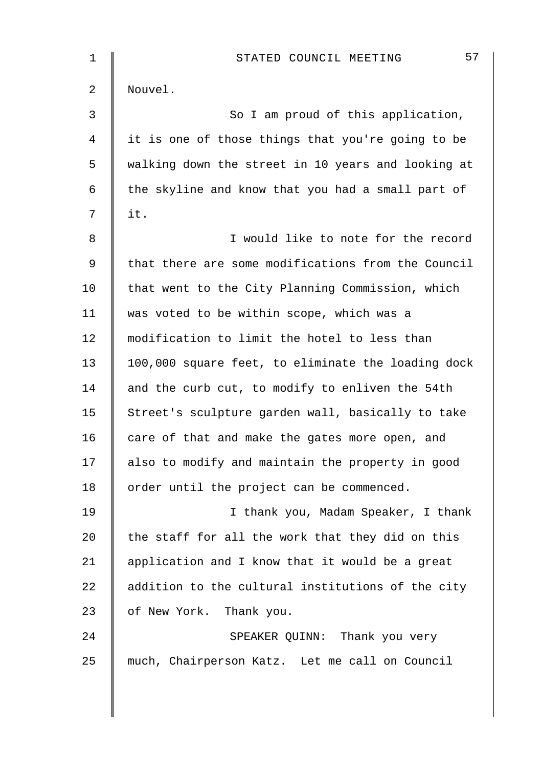Nouvel.

So I am proud of this application, it is one of those things that you're going to be walking down the street in 10 years and looking at the skyline and know that you had a small part of it.

I would like to note for the record that there are some modifications from the Council that went to the City Planning Commission, which was voted to be within scope, which was a modification to limit the hotel to less than 100,000 square feet, to eliminate the loading dock and the curb cut, to modify to enliven the 54th Street's sculpture garden wall, basically to take care of that and make the gates more open, and also to modify and maintain the property in good order until the project can be commenced.

I thank you, Madam Speaker, I thank the staff for all the work that they did on this application and I know that it would be a great addition to the cultural institutions of the city of New York. Thank you.

SPEAKER QUINN: Thank you very much, Chairperson Katz. Let me call on Council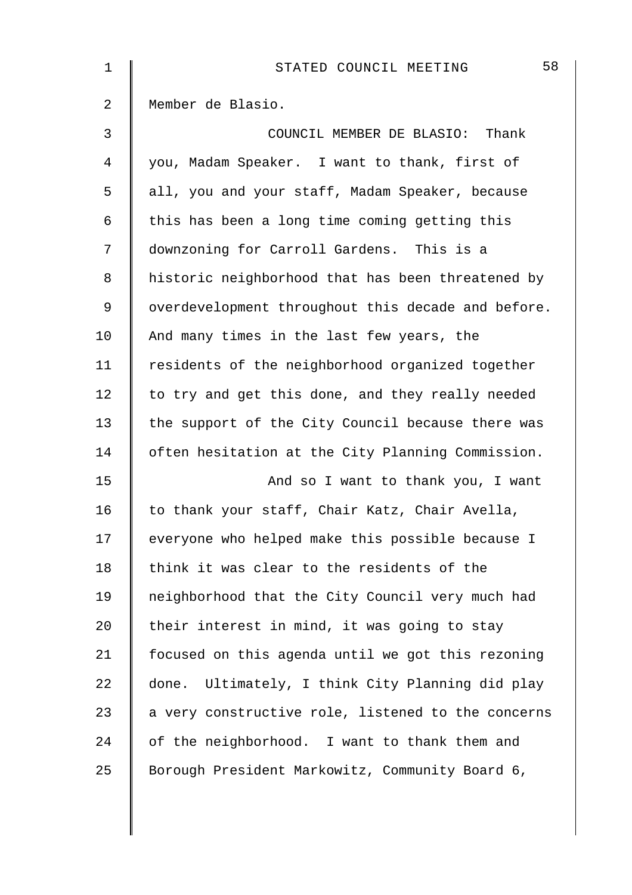Member de Blasio.

COUNCIL MEMBER DE BLASIO: Thank you, Madam Speaker. I want to thank, first of all, you and your staff, Madam Speaker, because this has been a long time coming getting this downzoning for Carroll Gardens. This is a historic neighborhood that has been threatened by overdevelopment throughout this decade and before. And many times in the last few years, the residents of the neighborhood organized together to try and get this done, and they really needed the support of the City Council because there was often hesitation at the City Planning Commission.

And so I want to thank you, I want to thank your staff, Chair Katz, Chair Avella, everyone who helped make this possible because I think it was clear to the residents of the neighborhood that the City Council very much had their interest in mind, it was going to stay focused on this agenda until we got this rezoning done. Ultimately, I think City Planning did play a very constructive role, listened to the concerns of the neighborhood. I want to thank them and Borough President Markowitz, Community Board 6,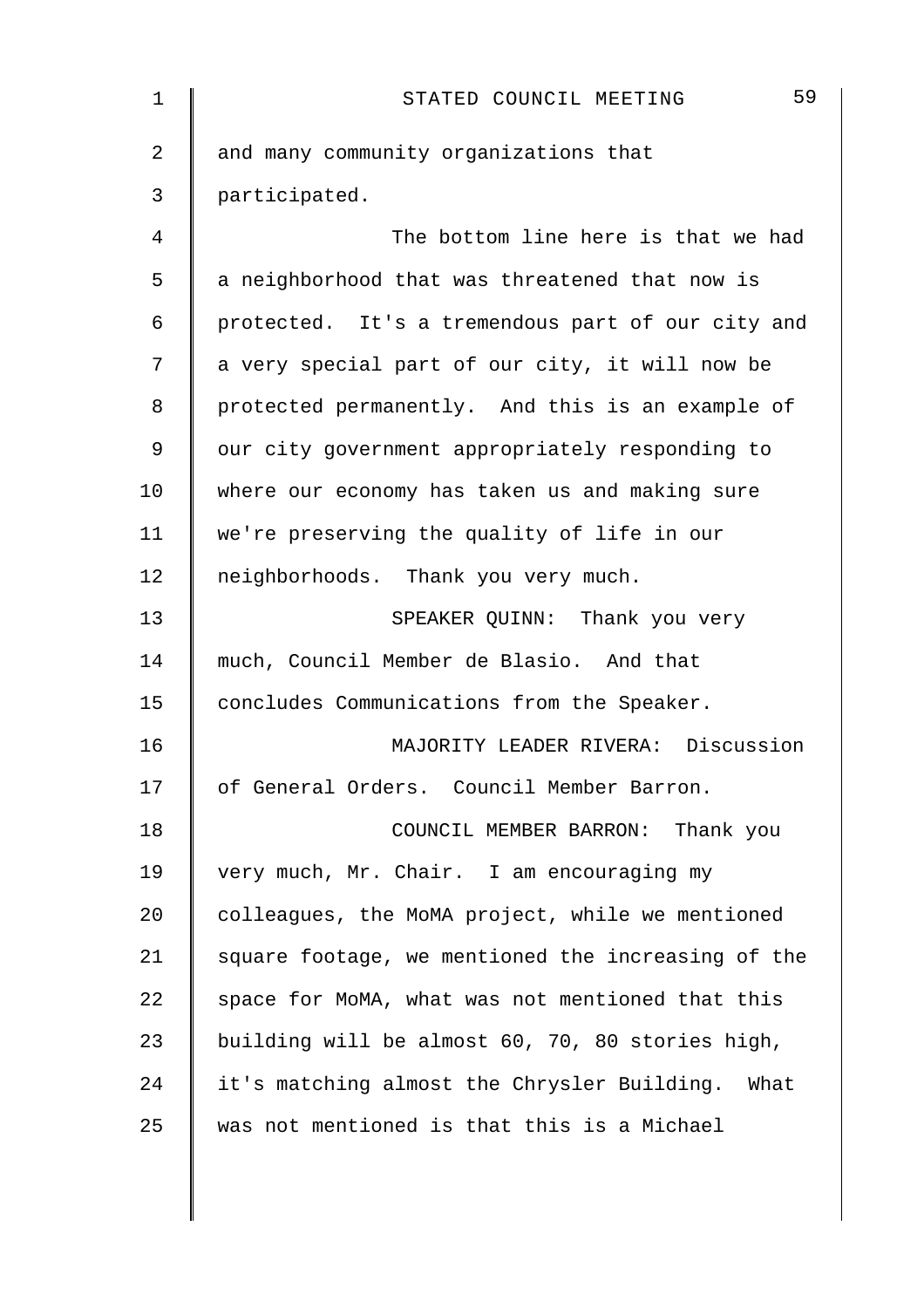and many community organizations that participated.

The bottom line here is that we had a neighborhood that was threatened that now is protected. It's a tremendous part of our city and a very special part of our city, it will now be protected permanently. And this is an example of our city government appropriately responding to where our economy has taken us and making sure we're preserving the quality of life in our neighborhoods. Thank you very much.

SPEAKER QUINN: Thank you very much, Council Member de Blasio. And that concludes Communications from the Speaker.

MAJORITY LEADER RIVERA: Discussion of General Orders. Council Member Barron.

COUNCIL MEMBER BARRON: Thank you very much, Mr. Chair. I am encouraging my colleagues, the MoMA project, while we mentioned square footage, we mentioned the increasing of the space for MoMA, what was not mentioned that this building will be almost 60, 70, 80 stories high, it's matching almost the Chrysler Building. What was not mentioned is that this is a Michael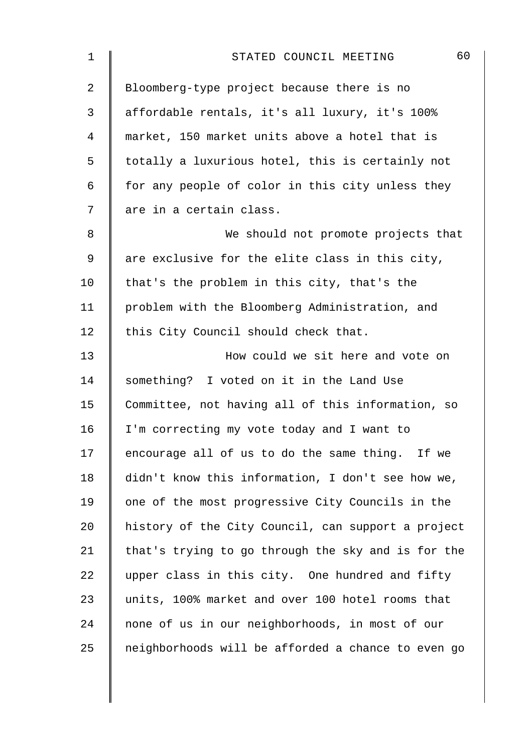Bloomberg-type project because there is no affordable rentals, it's all luxury, it's 100% market, 150 market units above a hotel that is totally a luxurious hotel, this is certainly not for any people of color in this city unless they are in a certain class.

We should not promote projects that are exclusive for the elite class in this city, that's the problem in this city, that's the problem with the Bloomberg Administration, and this City Council should check that.

How could we sit here and vote on something? I voted on it in the Land Use Committee, not having all of this information, so I'm correcting my vote today and I want to encourage all of us to do the same thing. If we didn't know this information, I don't see how we, one of the most progressive City Councils in the history of the City Council, can support a project that's trying to go through the sky and is for the upper class in this city. One hundred and fifty units, 100% market and over 100 hotel rooms that none of us in our neighborhoods, in most of our neighborhoods will be afforded a chance to even go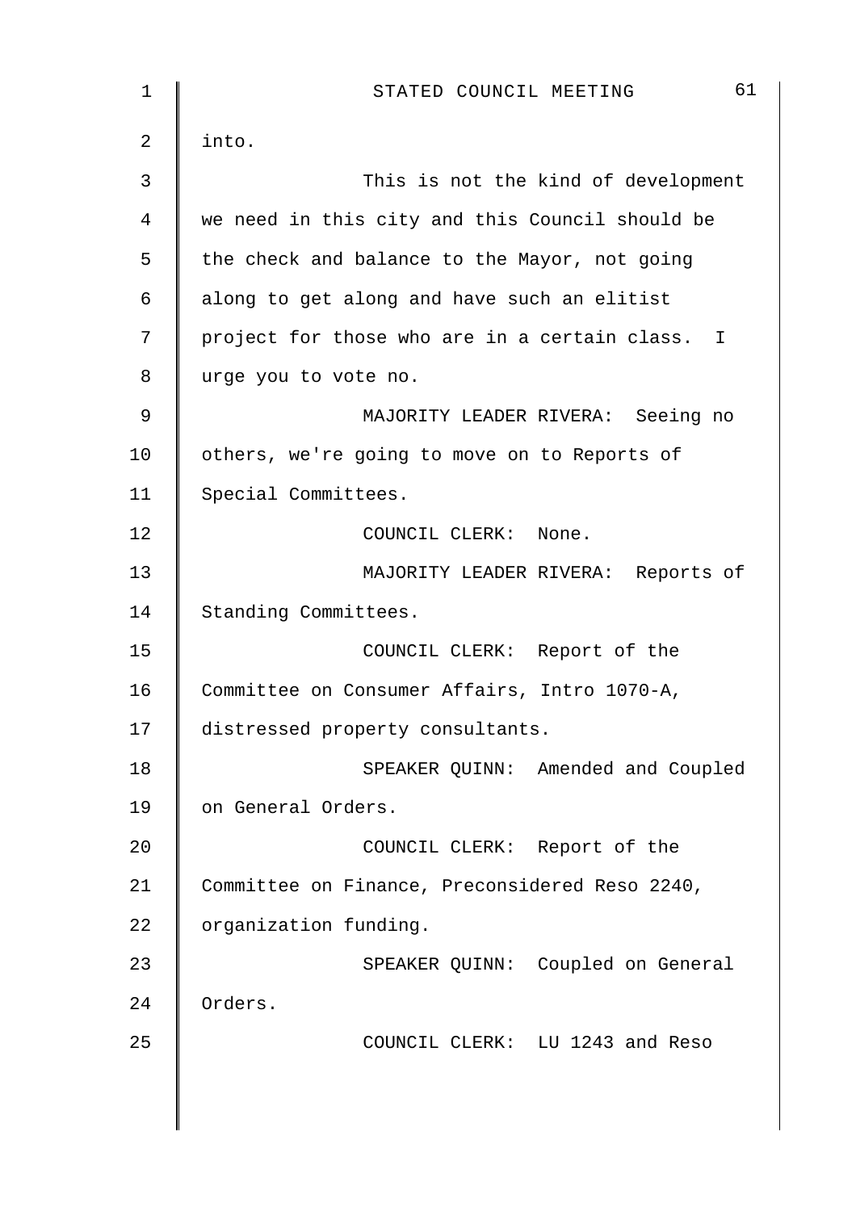into.

This is not the kind of development we need in this city and this Council should be the check and balance to the Mayor, not going along to get along and have such an elitist project for those who are in a certain class. I urge you to vote no.

MAJORITY LEADER RIVERA: Seeing no others, we're going to move on to Reports of Special Committees.

COUNCIL CLERK: None.

MAJORITY LEADER RIVERA: Reports of Standing Committees.

COUNCIL CLERK: Report of the Committee on Consumer Affairs, Intro 1070-A, distressed property consultants.

SPEAKER QUINN: Amended and Coupled on General Orders.

COUNCIL CLERK: Report of the Committee on Finance, Preconsidered Reso 2240, organization funding.

SPEAKER QUINN: Coupled on General Orders.

COUNCIL CLERK: LU 1243 and Reso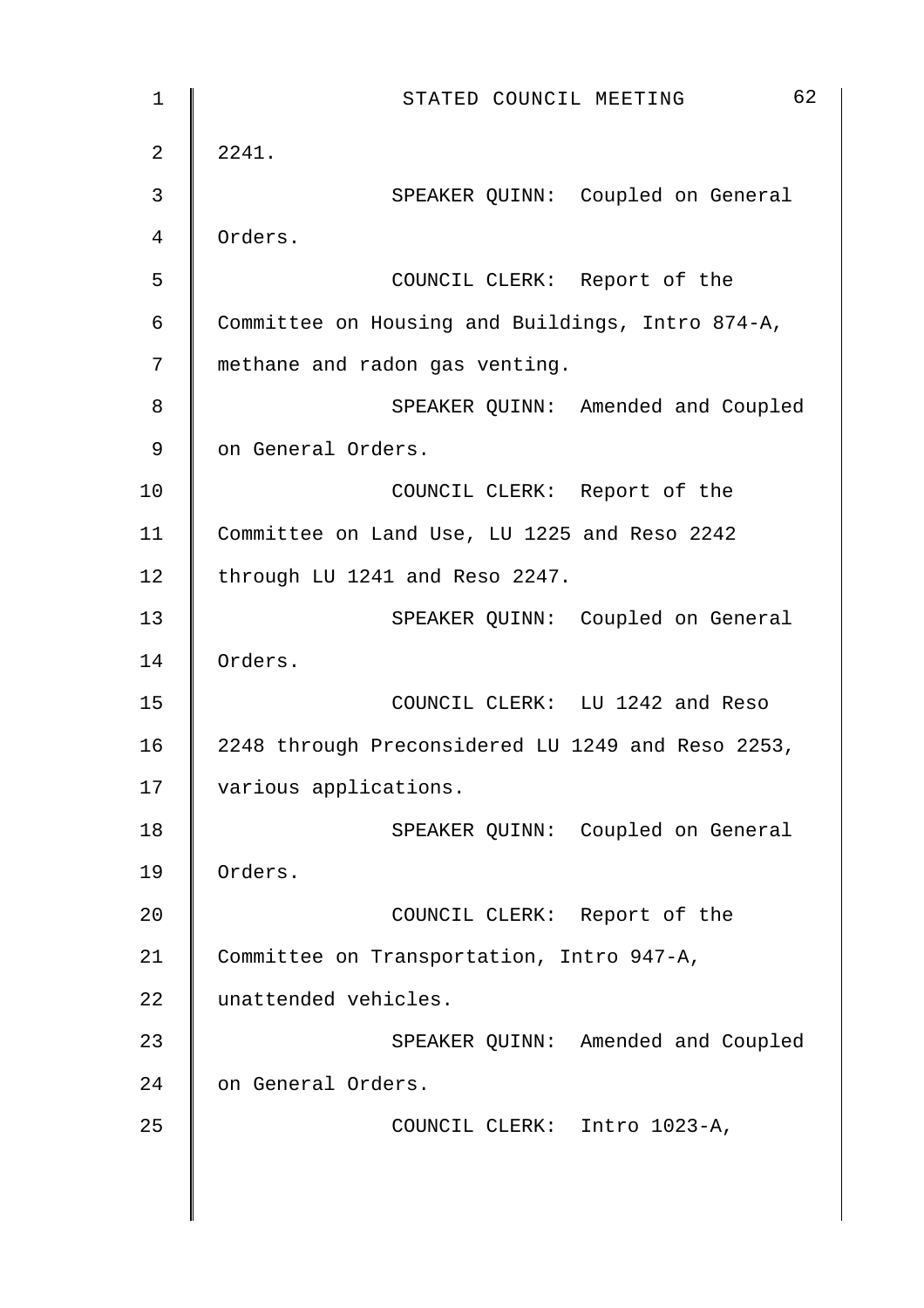2241.

SPEAKER QUINN: Coupled on General Orders.

COUNCIL CLERK: Report of the Committee on Housing and Buildings, Intro 874-A, methane and radon gas venting.

SPEAKER QUINN: Amended and Coupled on General Orders.

COUNCIL CLERK: Report of the Committee on Land Use, LU 1225 and Reso 2242 through LU 1241 and Reso 2247.

SPEAKER QUINN: Coupled on General Orders.

COUNCIL CLERK: LU 1242 and Reso 2248 through Preconsidered LU 1249 and Reso 2253, various applications.

SPEAKER QUINN: Coupled on General Orders.

COUNCIL CLERK: Report of the Committee on Transportation, Intro 947-A, unattended vehicles.

SPEAKER QUINN: Amended and Coupled on General Orders.

COUNCIL CLERK: Intro 1023-A,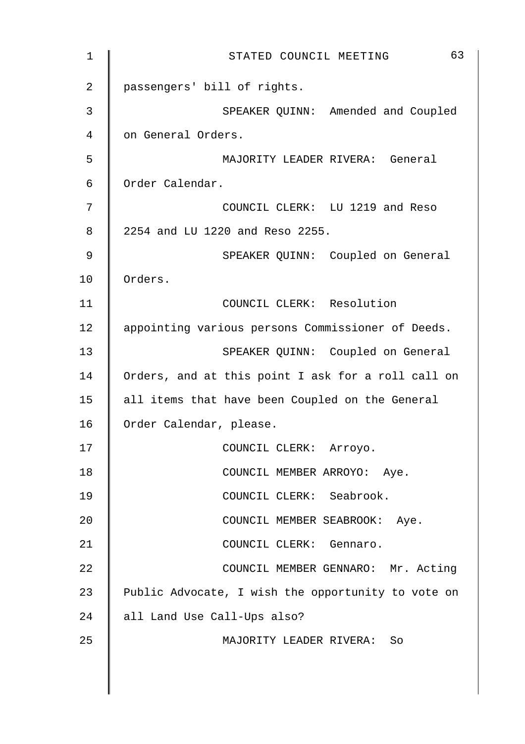passengers' bill of rights.

SPEAKER QUINN: Amended and Coupled on General Orders.

MAJORITY LEADER RIVERA: General Order Calendar.

COUNCIL CLERK: LU 1219 and Reso 2254 and LU 1220 and Reso 2255.

SPEAKER QUINN: Coupled on General Orders.

COUNCIL CLERK: Resolution appointing various persons Commissioner of Deeds.

SPEAKER QUINN: Coupled on General Orders, and at this point I ask for a roll call on all items that have been Coupled on the General Order Calendar, please.

COUNCIL CLERK: Arroyo.

COUNCIL MEMBER ARROYO: Aye.

COUNCIL CLERK: Seabrook.

COUNCIL MEMBER SEABROOK: Aye.

COUNCIL CLERK: Gennaro.

COUNCIL MEMBER GENNARO: Mr. Acting Public Advocate, I wish the opportunity to vote on all Land Use Call-Ups also?

MAJORITY LEADER RIVERA: So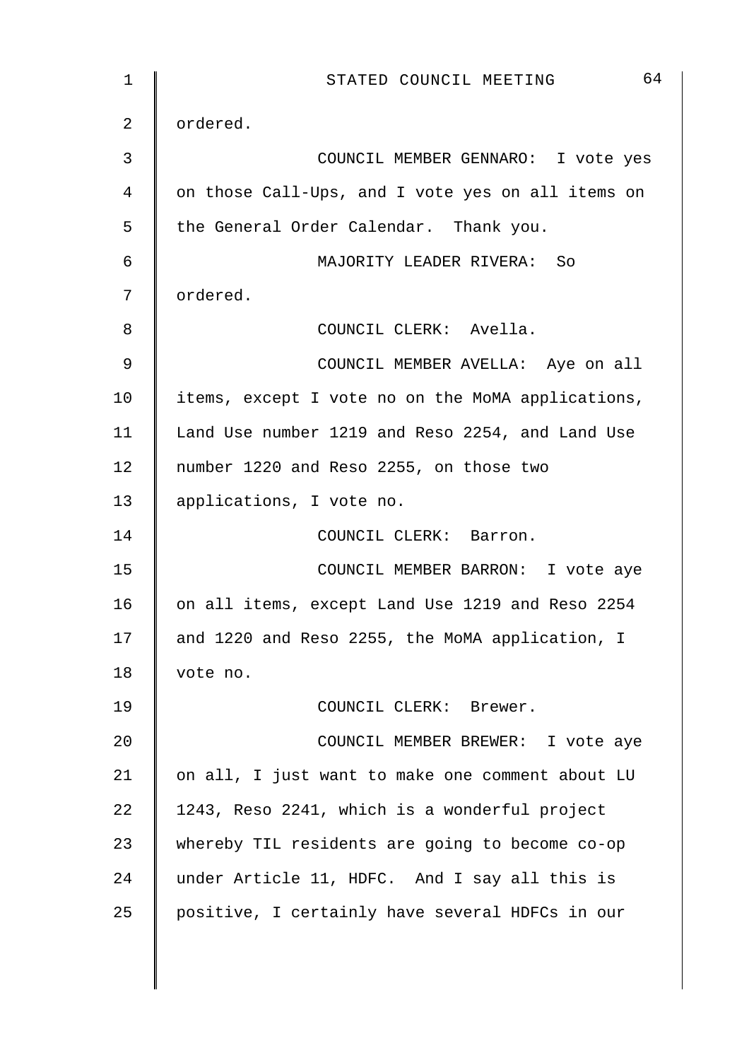ordered.

COUNCIL MEMBER GENNARO: I vote yes on those Call-Ups, and I vote yes on all items on the General Order Calendar. Thank you.

MAJORITY LEADER RIVERA: So ordered.

COUNCIL CLERK: Avella.

COUNCIL MEMBER AVELLA: Aye on all items, except I vote no on the MoMA applications, Land Use number 1219 and Reso 2254, and Land Use number 1220 and Reso 2255, on those two applications, I vote no.

COUNCIL CLERK: Barron.

COUNCIL MEMBER BARRON: I vote aye on all items, except Land Use 1219 and Reso 2254 and 1220 and Reso 2255, the MoMA application, I vote no.

COUNCIL CLERK: Brewer.

COUNCIL MEMBER BREWER: I vote aye on all, I just want to make one comment about LU 1243, Reso 2241, which is a wonderful project whereby TIL residents are going to become co-op under Article 11, HDFC. And I say all this is positive, I certainly have several HDFCs in our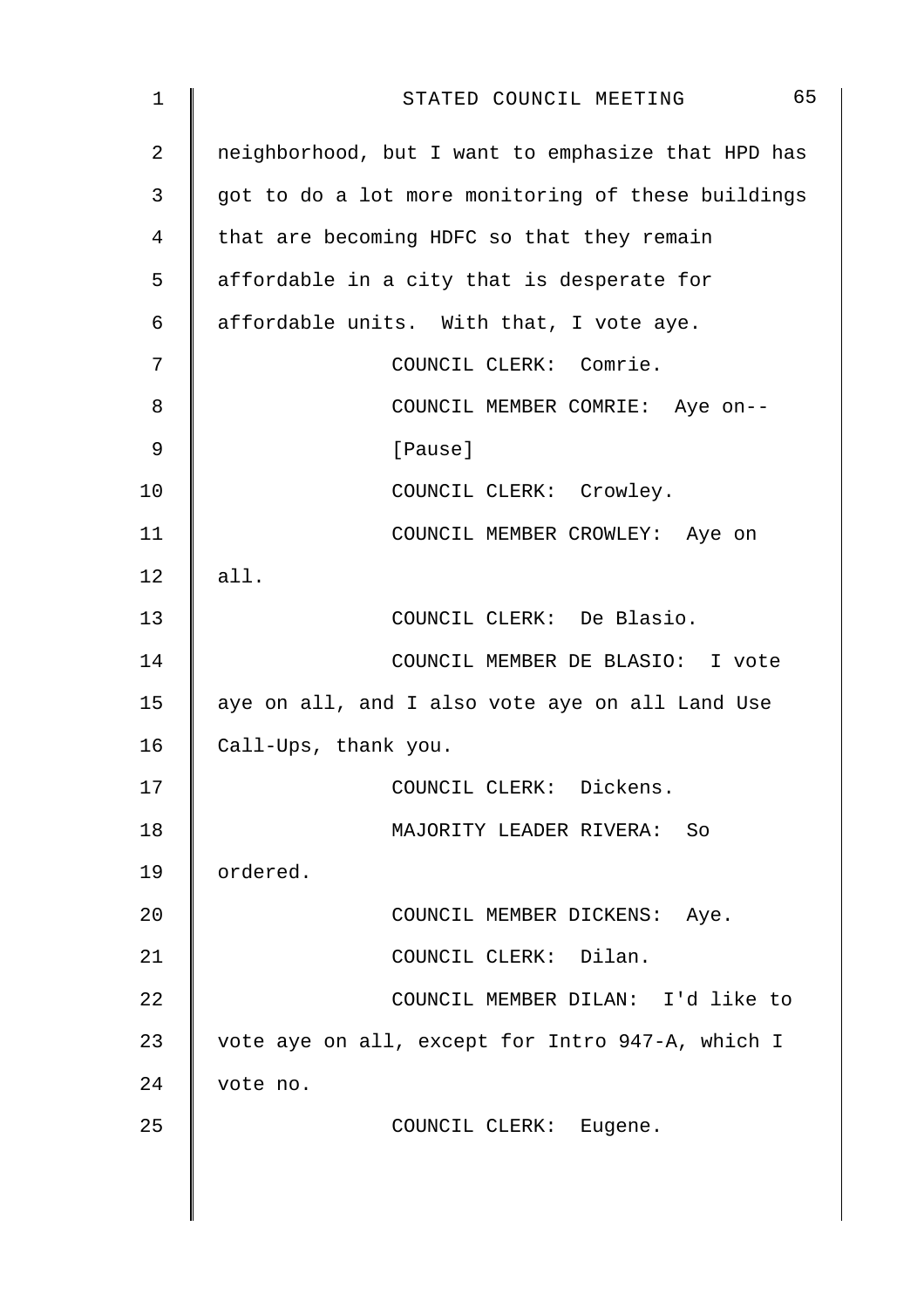neighborhood, but I want to emphasize that HPD has got to do a lot more monitoring of these buildings that are becoming HDFC so that they remain affordable in a city that is desperate for affordable units. With that, I vote aye.

COUNCIL CLERK: Comrie.

COUNCIL MEMBER COMRIE: Aye on--

[Pause]

COUNCIL CLERK: Crowley.

COUNCIL MEMBER CROWLEY: Aye on all.

COUNCIL CLERK: De Blasio.

COUNCIL MEMBER DE BLASIO: I vote aye on all, and I also vote aye on all Land Use Call-Ups, thank you.

COUNCIL CLERK: Dickens.

MAJORITY LEADER RIVERA: So ordered.

COUNCIL MEMBER DICKENS: Aye.

COUNCIL CLERK: Dilan.

COUNCIL MEMBER DILAN: I'd like to vote aye on all, except for Intro 947-A, which I vote no.

COUNCIL CLERK: Eugene.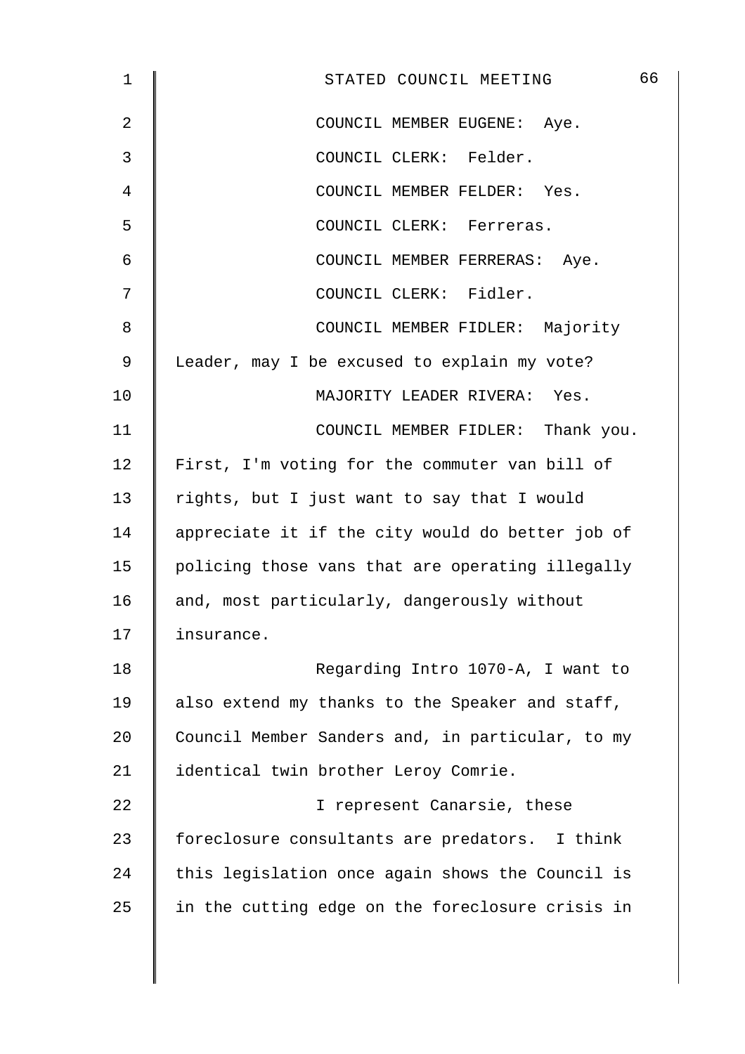COUNCIL MEMBER EUGENE: Aye.

COUNCIL CLERK: Felder.

COUNCIL MEMBER FELDER: Yes.

COUNCIL CLERK: Ferreras.

COUNCIL MEMBER FERRERAS: Aye.

COUNCIL CLERK: Fidler.

COUNCIL MEMBER FIDLER: Majority Leader, may I be excused to explain my vote?

MAJORITY LEADER RIVERA: Yes.

COUNCIL MEMBER FIDLER: Thank you. First, I'm voting for the commuter van bill of rights, but I just want to say that I would appreciate it if the city would do better job of policing those vans that are operating illegally and, most particularly, dangerously without insurance.

Regarding Intro 1070-A, I want to also extend my thanks to the Speaker and staff, Council Member Sanders and, in particular, to my identical twin brother Leroy Comrie.

I represent Canarsie, these foreclosure consultants are predators. I think this legislation once again shows the Council is in the cutting edge on the foreclosure crisis in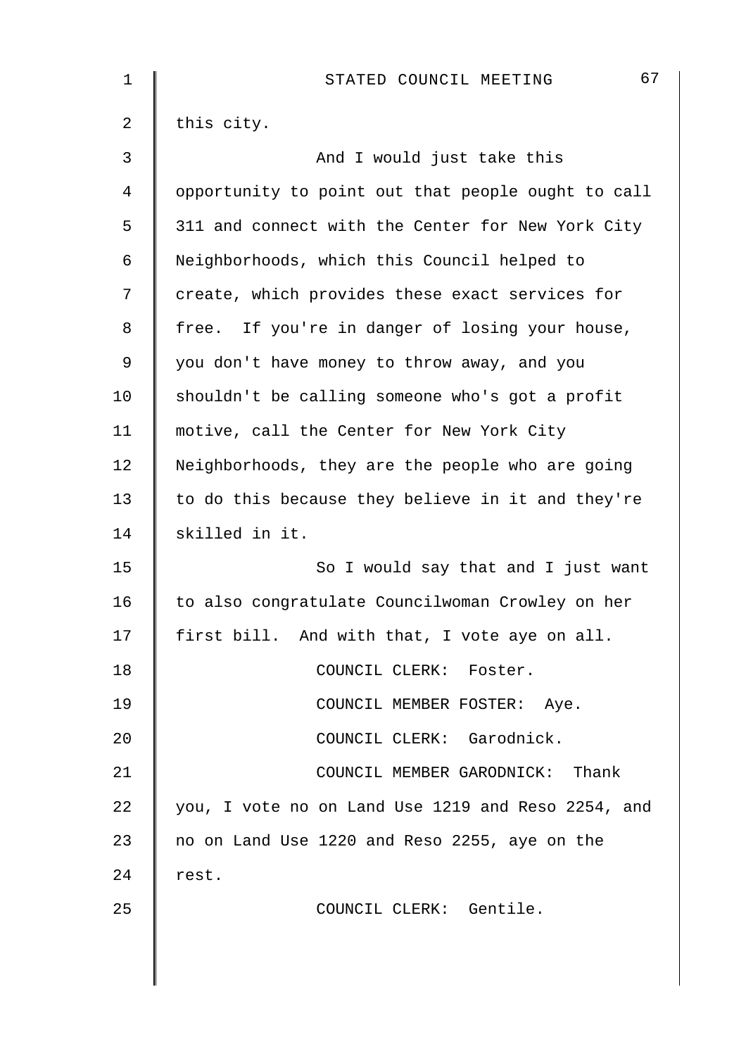this city.

And I would just take this opportunity to point out that people ought to call 311 and connect with the Center for New York City Neighborhoods, which this Council helped to create, which provides these exact services for free. If you're in danger of losing your house, you don't have money to throw away, and you shouldn't be calling someone who's got a profit motive, call the Center for New York City Neighborhoods, they are the people who are going to do this because they believe in it and they're skilled in it.

So I would say that and I just want to also congratulate Councilwoman Crowley on her first bill. And with that, I vote aye on all.

COUNCIL CLERK: Foster.

COUNCIL MEMBER FOSTER: Aye.

COUNCIL CLERK: Garodnick.

COUNCIL MEMBER GARODNICK: Thank you, I vote no on Land Use 1219 and Reso 2254, and no on Land Use 1220 and Reso 2255, aye on the rest.

COUNCIL CLERK: Gentile.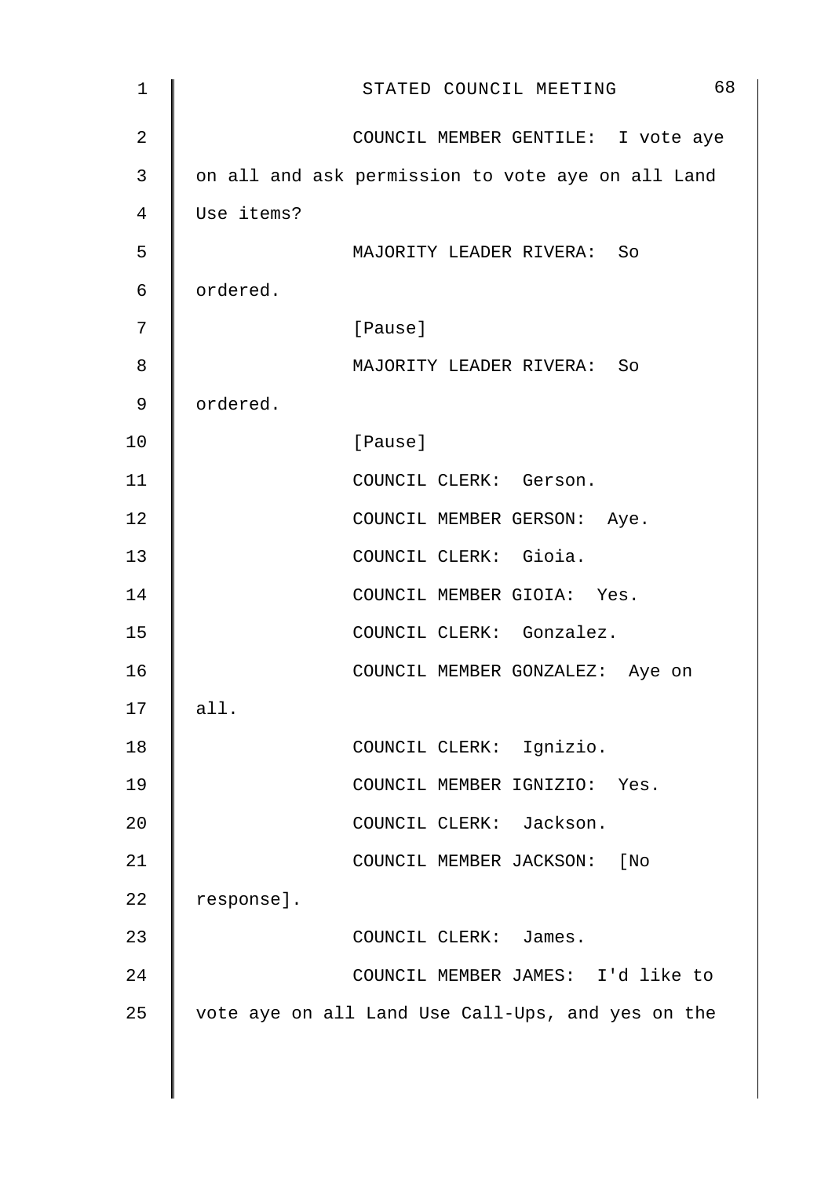COUNCIL MEMBER GENTILE: I vote aye on all and ask permission to vote aye on all Land Use items?

MAJORITY LEADER RIVERA: So ordered.

[Pause]

MAJORITY LEADER RIVERA: So ordered.

[Pause]

COUNCIL CLERK: Gerson.

COUNCIL MEMBER GERSON: Aye.

COUNCIL CLERK: Gioia.

COUNCIL MEMBER GIOIA: Yes.

COUNCIL CLERK: Gonzalez.

COUNCIL MEMBER GONZALEZ: Aye on all.

COUNCIL CLERK: Ignizio.

COUNCIL MEMBER IGNIZIO: Yes.

COUNCIL CLERK: Jackson.

COUNCIL MEMBER JACKSON: [No response].

COUNCIL CLERK: James.

COUNCIL MEMBER JAMES: I'd like to vote aye on all Land Use Call-Ups, and yes on the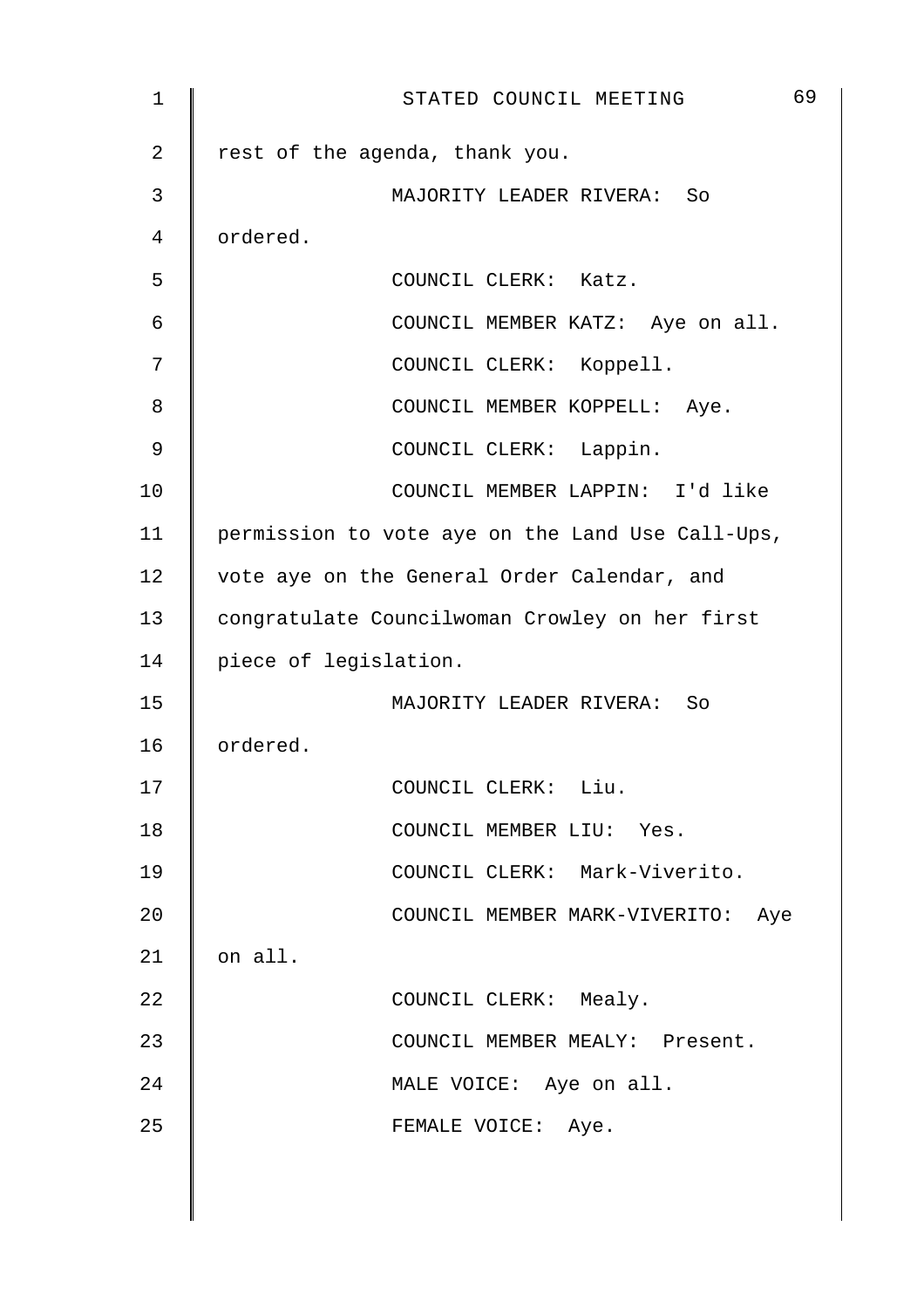rest of the agenda, thank you.

MAJORITY LEADER RIVERA: So ordered.

COUNCIL CLERK: Katz.

COUNCIL MEMBER KATZ: Aye on all.

COUNCIL CLERK: Koppell.

COUNCIL MEMBER KOPPELL: Aye.

COUNCIL CLERK: Lappin.

COUNCIL MEMBER LAPPIN: I'd like permission to vote aye on the Land Use Call-Ups, vote aye on the General Order Calendar, and congratulate Councilwoman Crowley on her first piece of legislation.

MAJORITY LEADER RIVERA: So ordered.

COUNCIL CLERK: Liu.

COUNCIL MEMBER LIU: Yes.

COUNCIL CLERK: Mark-Viverito.

COUNCIL MEMBER MARK-VIVERITO: Aye on all.

COUNCIL CLERK: Mealy.

COUNCIL MEMBER MEALY: Present.

MALE VOICE: Aye on all.

FEMALE VOICE: Aye.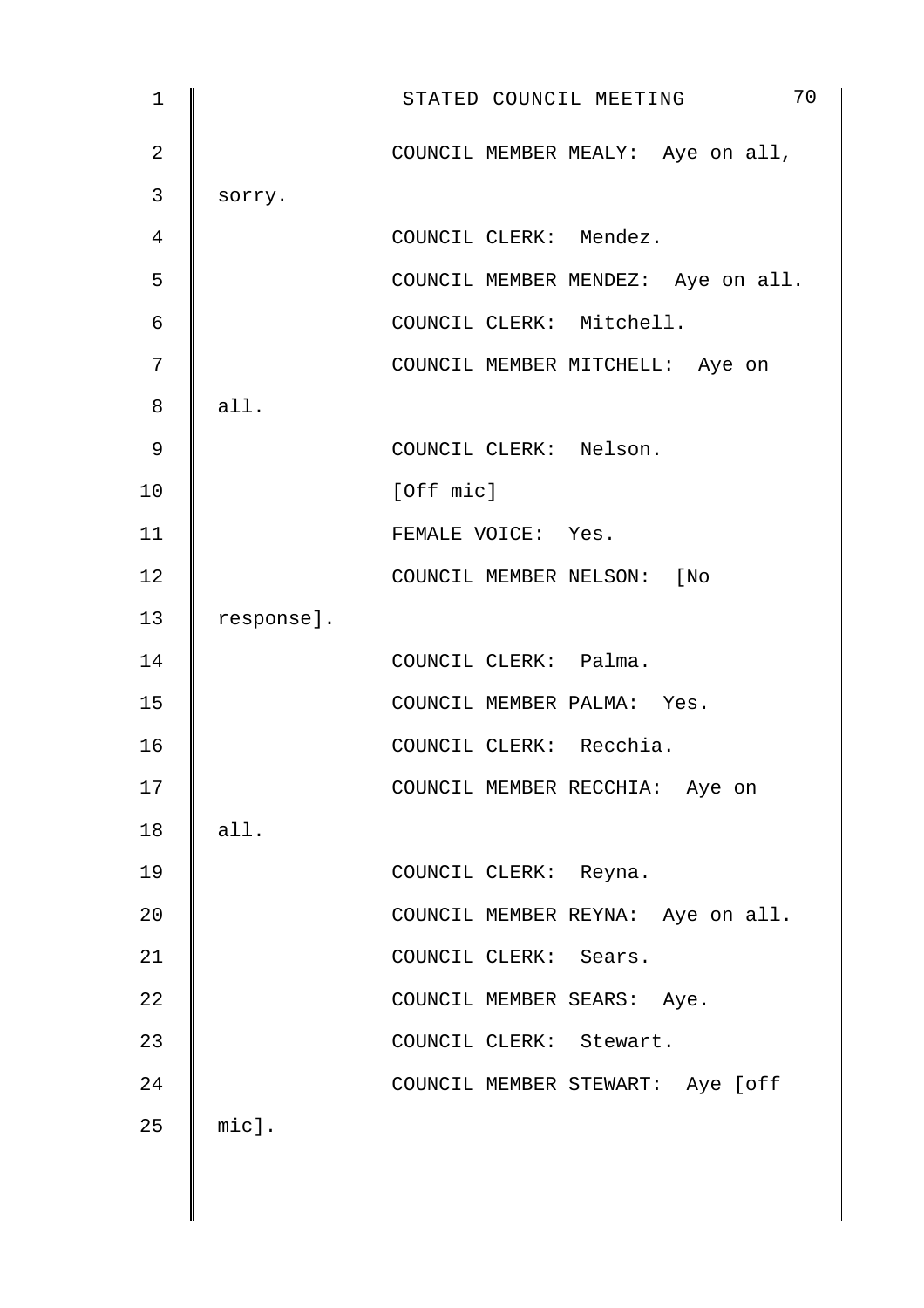COUNCIL MEMBER MEALY: Aye on all, sorry.

COUNCIL CLERK: Mendez.

COUNCIL MEMBER MENDEZ: Aye on all.

COUNCIL CLERK: Mitchell.

COUNCIL MEMBER MITCHELL: Aye on all.

COUNCIL CLERK: Nelson.

[Off mic]

FEMALE VOICE: Yes.

COUNCIL MEMBER NELSON: [No response].

COUNCIL CLERK: Palma.

COUNCIL MEMBER PALMA: Yes.

COUNCIL CLERK: Recchia.

COUNCIL MEMBER RECCHIA: Aye on all.

COUNCIL CLERK: Reyna.

COUNCIL MEMBER REYNA: Aye on all.

COUNCIL CLERK: Sears.

COUNCIL MEMBER SEARS: Aye.

COUNCIL CLERK: Stewart.

COUNCIL MEMBER STEWART: Aye [off mic].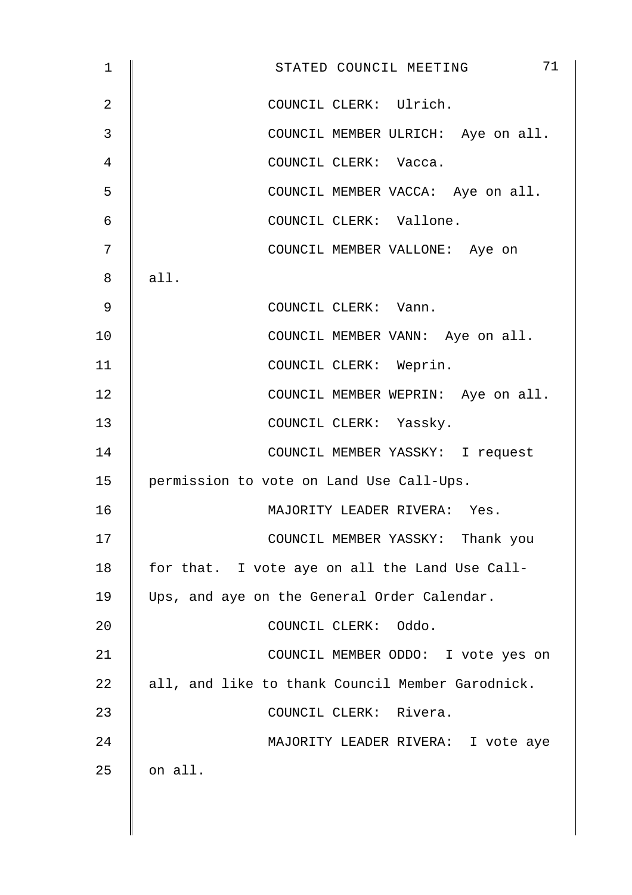COUNCIL CLERK: Ulrich.

COUNCIL MEMBER ULRICH: Aye on all.

COUNCIL CLERK: Vacca.

COUNCIL MEMBER VACCA: Aye on all.

COUNCIL CLERK: Vallone.

COUNCIL MEMBER VALLONE: Aye on all.

COUNCIL CLERK: Vann.

COUNCIL MEMBER VANN: Aye on all.

COUNCIL CLERK: Weprin.

COUNCIL MEMBER WEPRIN: Aye on all.

COUNCIL CLERK: Yassky.

COUNCIL MEMBER YASSKY: I request permission to vote on Land Use Call-Ups.

MAJORITY LEADER RIVERA: Yes.

COUNCIL MEMBER YASSKY: Thank you for that. I vote aye on all the Land Use Call-Ups, and aye on the General Order Calendar.

COUNCIL CLERK: Oddo.

COUNCIL MEMBER ODDO: I vote yes on all, and like to thank Council Member Garodnick.

COUNCIL CLERK: Rivera.

MAJORITY LEADER RIVERA: I vote aye on all.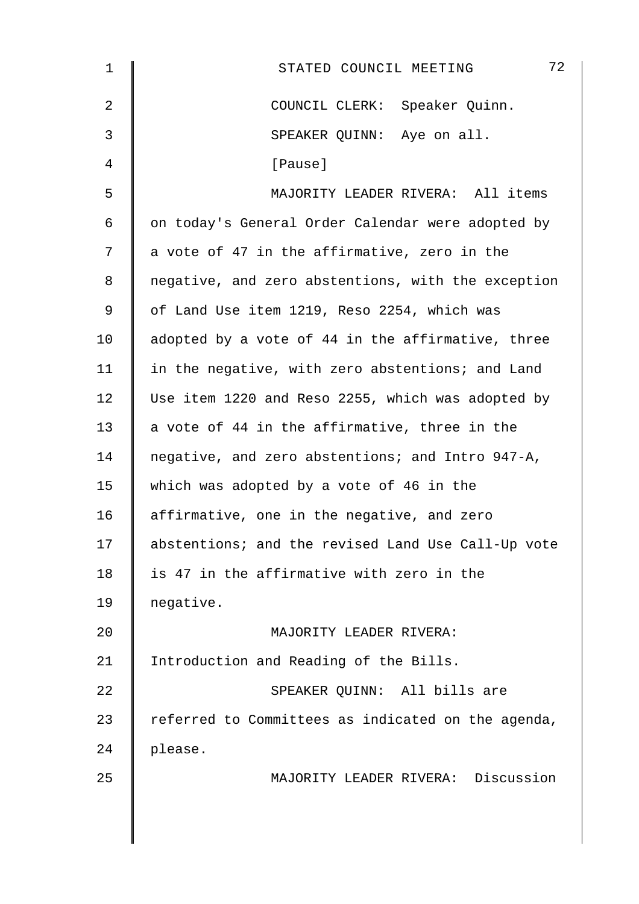COUNCIL CLERK: Speaker Quinn.

SPEAKER QUINN: Aye on all.

[Pause]

MAJORITY LEADER RIVERA: All items on today's General Order Calendar were adopted by a vote of 47 in the affirmative, zero in the negative, and zero abstentions, with the exception of Land Use item 1219, Reso 2254, which was adopted by a vote of 44 in the affirmative, three in the negative, with zero abstentions; and Land Use item 1220 and Reso 2255, which was adopted by a vote of 44 in the affirmative, three in the negative, and zero abstentions; and Intro 947-A, which was adopted by a vote of 46 in the affirmative, one in the negative, and zero abstentions; and the revised Land Use Call-Up vote is 47 in the affirmative with zero in the negative.

MAJORITY LEADER RIVERA: Introduction and Reading of the Bills.

SPEAKER QUINN: All bills are referred to Committees as indicated on the agenda, please.

MAJORITY LEADER RIVERA: Discussion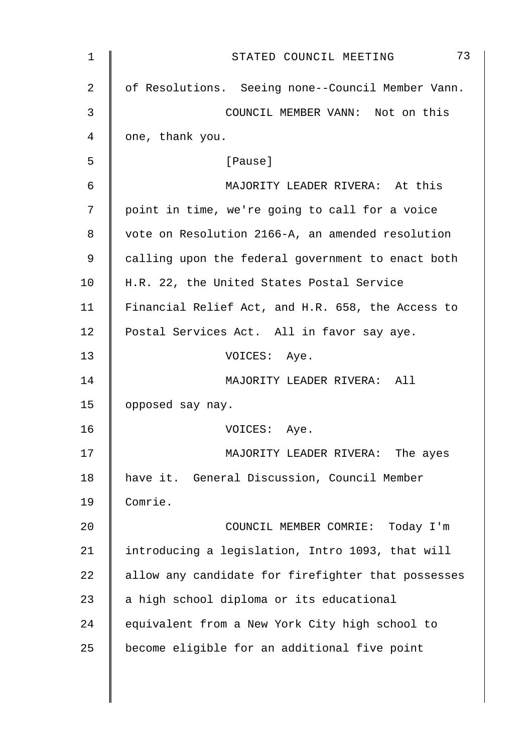of Resolutions. Seeing none--Council Member Vann.

COUNCIL MEMBER VANN: Not on this one, thank you.

[Pause]

MAJORITY LEADER RIVERA: At this point in time, we're going to call for a voice vote on Resolution 2166-A, an amended resolution calling upon the federal government to enact both H.R. 22, the United States Postal Service Financial Relief Act, and H.R. 658, the Access to Postal Services Act. All in favor say aye.

VOICES: Aye.

MAJORITY LEADER RIVERA: All opposed say nay.

VOICES: Aye.

MAJORITY LEADER RIVERA: The ayes have it. General Discussion, Council Member Comrie.

COUNCIL MEMBER COMRIE: Today I'm introducing a legislation, Intro 1093, that will allow any candidate for firefighter that possesses a high school diploma or its educational equivalent from a New York City high school to become eligible for an additional five point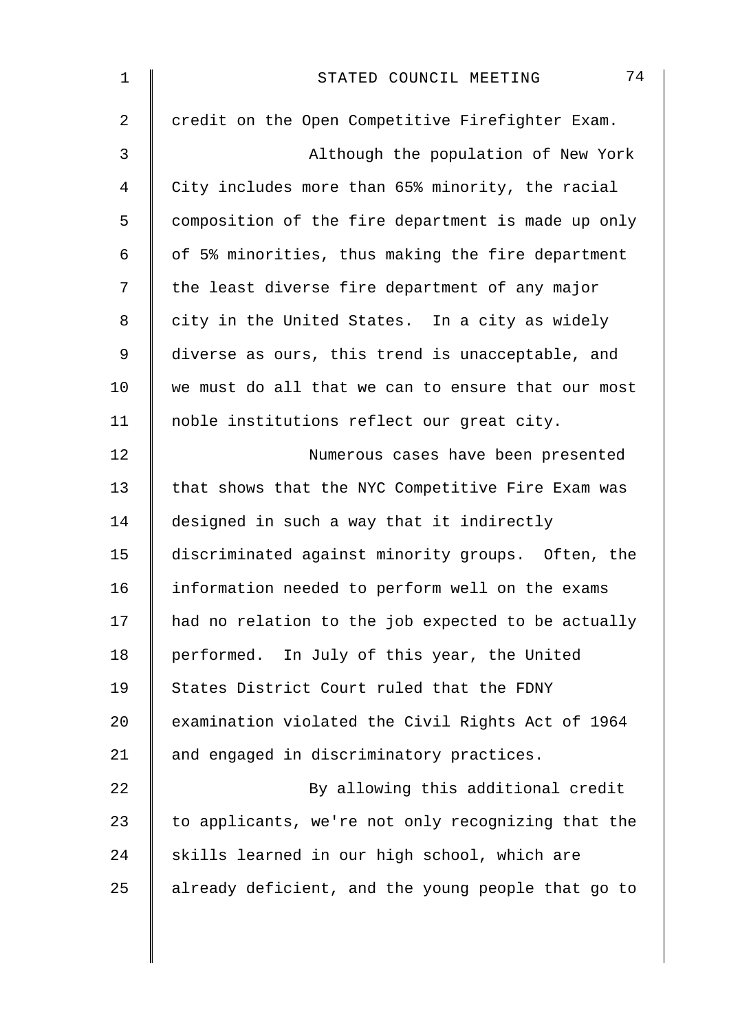credit on the Open Competitive Firefighter Exam.

Although the population of New York City includes more than 65% minority, the racial composition of the fire department is made up only of 5% minorities, thus making the fire department the least diverse fire department of any major city in the United States. In a city as widely diverse as ours, this trend is unacceptable, and we must do all that we can to ensure that our most noble institutions reflect our great city.

Numerous cases have been presented that shows that the NYC Competitive Fire Exam was designed in such a way that it indirectly discriminated against minority groups. Often, the information needed to perform well on the exams had no relation to the job expected to be actually performed. In July of this year, the United States District Court ruled that the FDNY examination violated the Civil Rights Act of 1964 and engaged in discriminatory practices.

By allowing this additional credit to applicants, we're not only recognizing that the skills learned in our high school, which are already deficient, and the young people that go to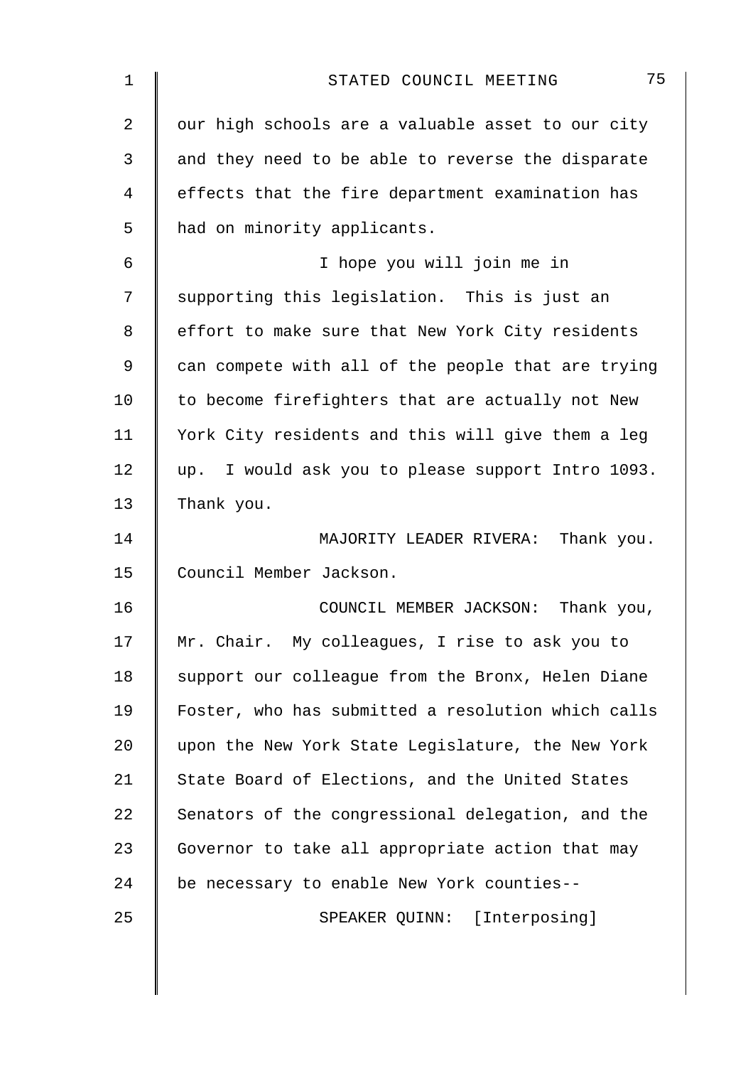our high schools are a valuable asset to our city and they need to be able to reverse the disparate effects that the fire department examination has had on minority applicants.

I hope you will join me in supporting this legislation. This is just an effort to make sure that New York City residents can compete with all of the people that are trying to become firefighters that are actually not New York City residents and this will give them a leg up. I would ask you to please support Intro 1093. Thank you.

MAJORITY LEADER RIVERA: Thank you. Council Member Jackson.

COUNCIL MEMBER JACKSON: Thank you, Mr. Chair. My colleagues, I rise to ask you to support our colleague from the Bronx, Helen Diane Foster, who has submitted a resolution which calls upon the New York State Legislature, the New York State Board of Elections, and the United States Senators of the congressional delegation, and the Governor to take all appropriate action that may be necessary to enable New York counties--

SPEAKER QUINN: [Interposing]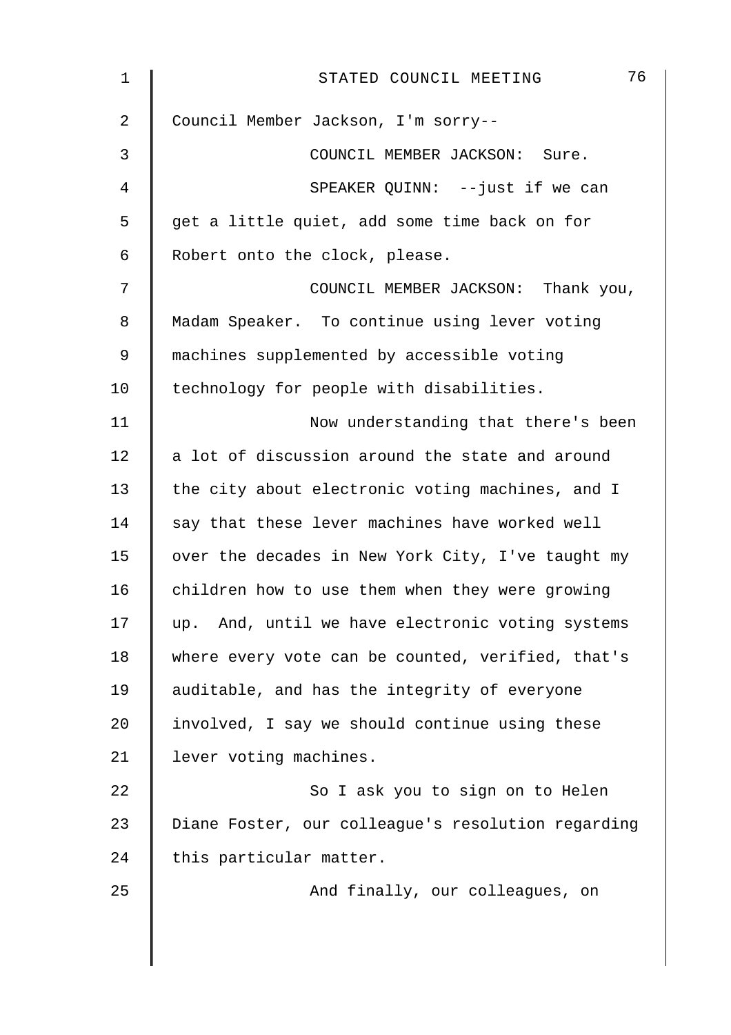Council Member Jackson, I'm sorry--

COUNCIL MEMBER JACKSON: Sure.

SPEAKER QUINN: --just if we can get a little quiet, add some time back on for Robert onto the clock, please.

COUNCIL MEMBER JACKSON: Thank you, Madam Speaker. To continue using lever voting machines supplemented by accessible voting technology for people with disabilities.

Now understanding that there's been a lot of discussion around the state and around the city about electronic voting machines, and I say that these lever machines have worked well over the decades in New York City, I've taught my children how to use them when they were growing up. And, until we have electronic voting systems where every vote can be counted, verified, that's auditable, and has the integrity of everyone involved, I say we should continue using these lever voting machines.

So I ask you to sign on to Helen Diane Foster, our colleague's resolution regarding this particular matter.

And finally, our colleagues, on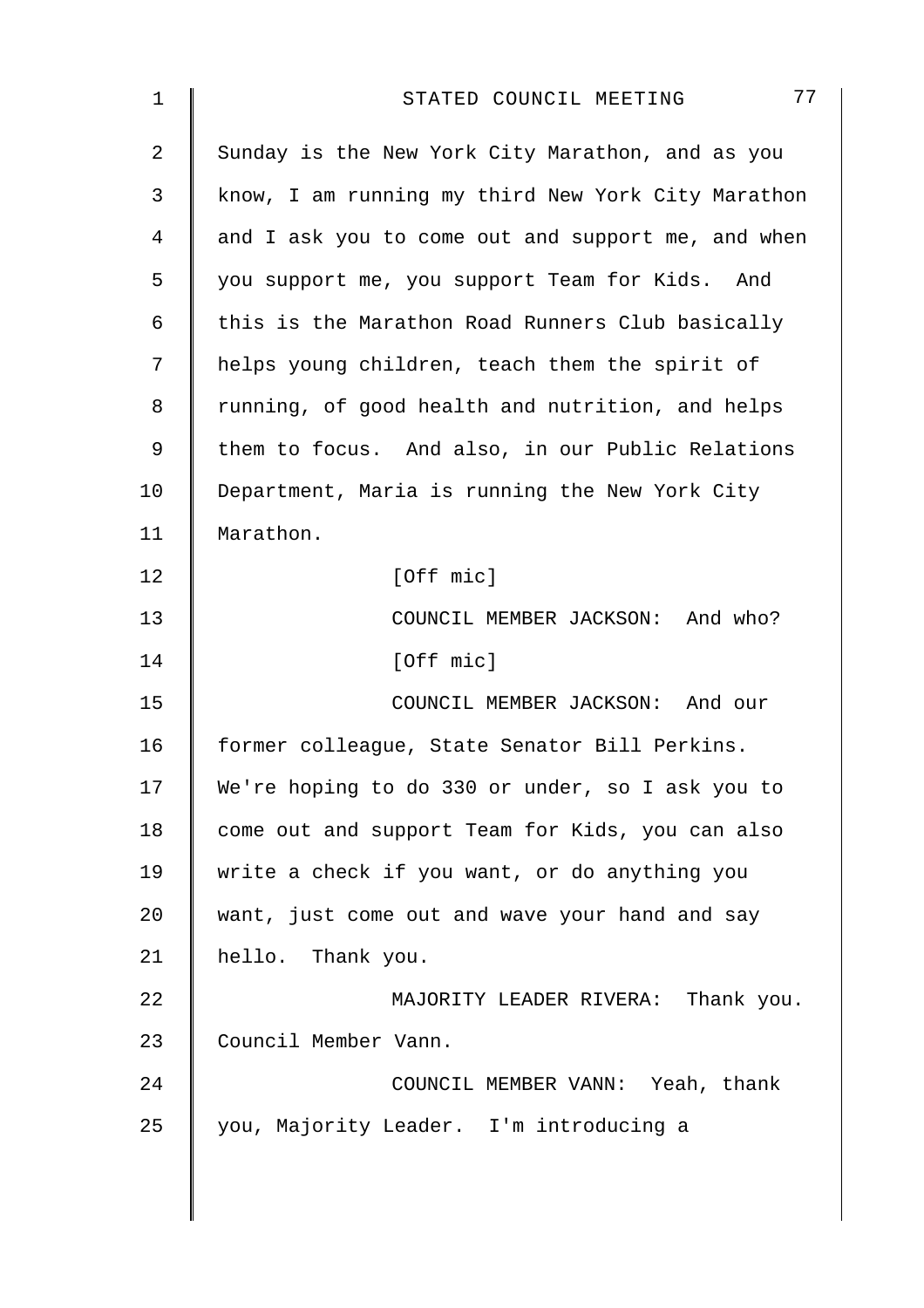Sunday is the New York City Marathon, and as you know, I am running my third New York City Marathon and I ask you to come out and support me, and when you support me, you support Team for Kids. And this is the Marathon Road Runners Club basically helps young children, teach them the spirit of running, of good health and nutrition, and helps them to focus. And also, in our Public Relations Department, Maria is running the New York City Marathon.

[Off mic]

COUNCIL MEMBER JACKSON: And who?

[Off mic]

COUNCIL MEMBER JACKSON: And our former colleague, State Senator Bill Perkins. We're hoping to do 330 or under, so I ask you to come out and support Team for Kids, you can also write a check if you want, or do anything you want, just come out and wave your hand and say hello. Thank you.

MAJORITY LEADER RIVERA: Thank you. Council Member Vann.

COUNCIL MEMBER VANN: Yeah, thank you, Majority Leader. I'm introducing a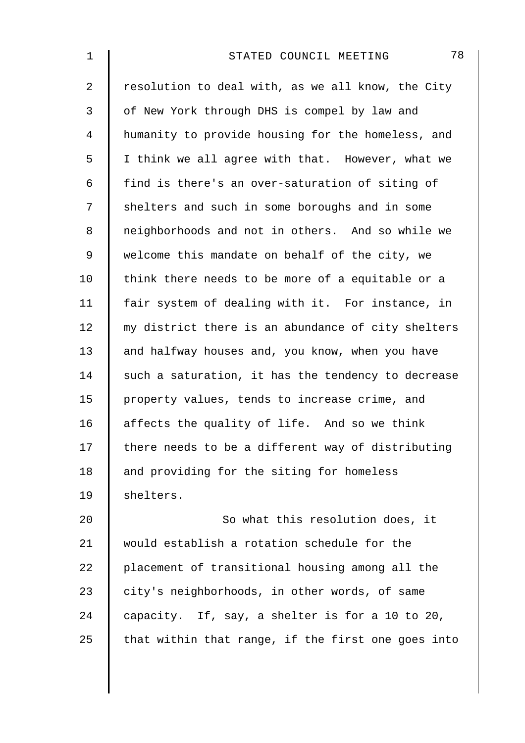resolution to deal with, as we all know, the City of New York through DHS is compel by law and humanity to provide housing for the homeless, and I think we all agree with that. However, what we find is there's an over-saturation of siting of shelters and such in some boroughs and in some neighborhoods and not in others. And so while we welcome this mandate on behalf of the city, we think there needs to be more of a equitable or a fair system of dealing with it. For instance, in my district there is an abundance of city shelters and halfway houses and, you know, when you have such a saturation, it has the tendency to decrease property values, tends to increase crime, and affects the quality of life. And so we think there needs to be a different way of distributing and providing for the siting for homeless shelters.

So what this resolution does, it would establish a rotation schedule for the placement of transitional housing among all the city's neighborhoods, in other words, of same capacity. If, say, a shelter is for a 10 to 20, that within that range, if the first one goes into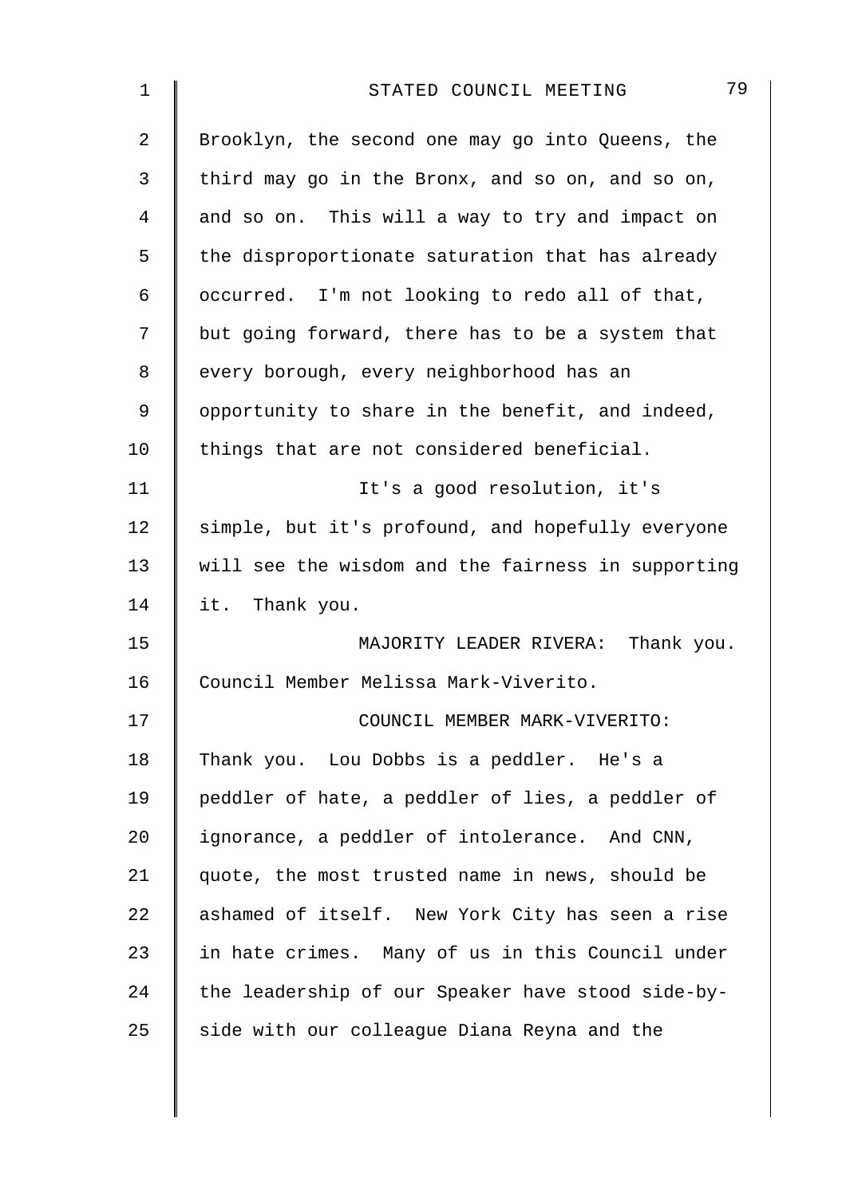Brooklyn, the second one may go into Queens, the third may go in the Bronx, and so on, and so on, and so on. This will a way to try and impact on the disproportionate saturation that has already occurred. I'm not looking to redo all of that, but going forward, there has to be a system that every borough, every neighborhood has an opportunity to share in the benefit, and indeed, things that are not considered beneficial.

It's a good resolution, it's simple, but it's profound, and hopefully everyone will see the wisdom and the fairness in supporting it. Thank you.

MAJORITY LEADER RIVERA: Thank you. Council Member Melissa Mark-Viverito.

COUNCIL MEMBER MARK-VIVERITO: Thank you. Lou Dobbs is a peddler. He's a peddler of hate, a peddler of lies, a peddler of ignorance, a peddler of intolerance. And CNN, quote, the most trusted name in news, should be ashamed of itself. New York City has seen a rise in hate crimes. Many of us in this Council under the leadership of our Speaker have stood side-by-side with our colleague Diana Reyna and the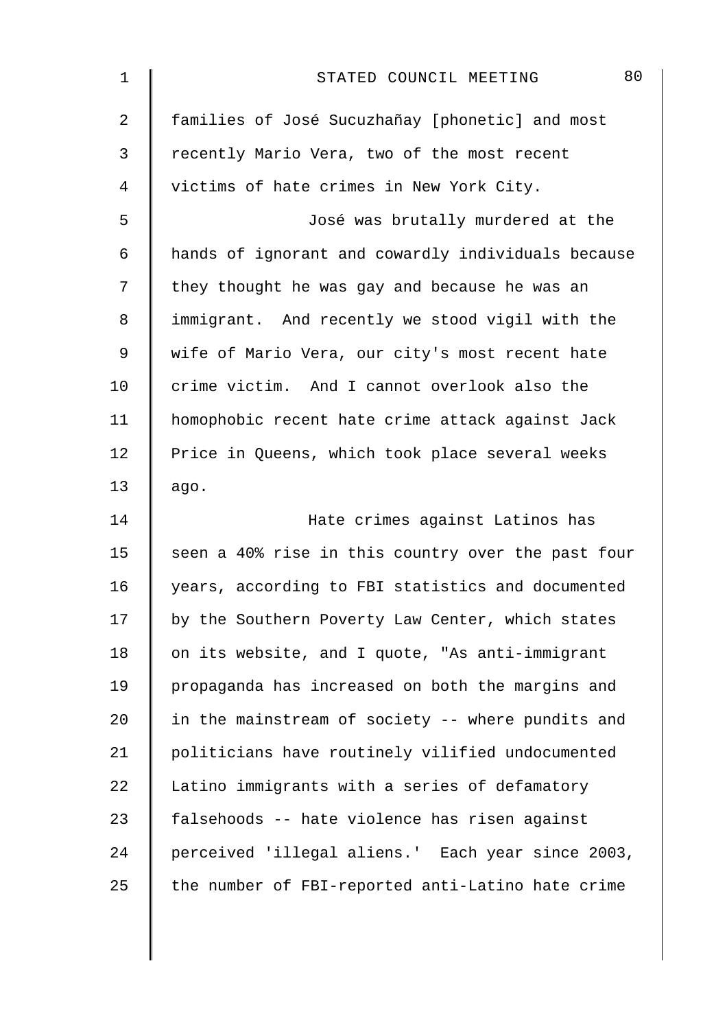families of José Sucuzhañay [phonetic] and most recently Mario Vera, two of the most recent victims of hate crimes in New York City.

José was brutally murdered at the hands of ignorant and cowardly individuals because they thought he was gay and because he was an immigrant. And recently we stood vigil with the wife of Mario Vera, our city's most recent hate crime victim. And I cannot overlook also the homophobic recent hate crime attack against Jack Price in Queens, which took place several weeks ago.

Hate crimes against Latinos has seen a 40% rise in this country over the past four years, according to FBI statistics and documented by the Southern Poverty Law Center, which states on its website, and I quote, "As anti-immigrant propaganda has increased on both the margins and in the mainstream of society -- where pundits and politicians have routinely vilified undocumented Latino immigrants with a series of defamatory falsehoods -- hate violence has risen against perceived 'illegal aliens.' Each year since 2003, the number of FBI-reported anti-Latino hate crime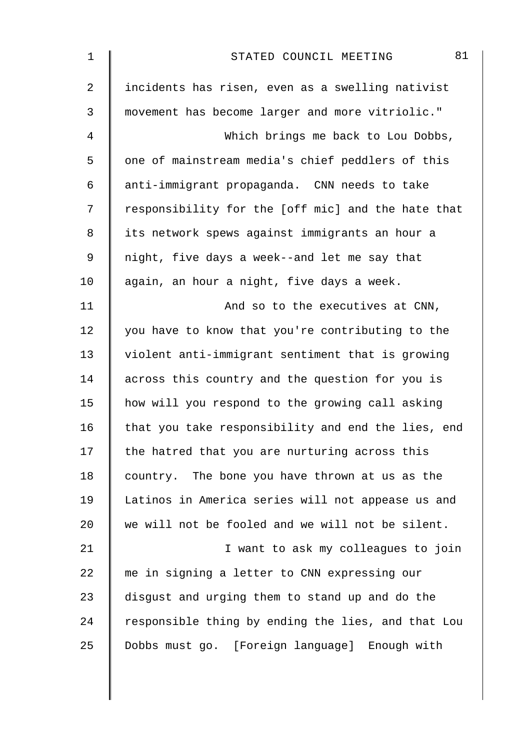incidents has risen, even as a swelling nativist movement has become larger and more vitriolic."

Which brings me back to Lou Dobbs, one of mainstream media's chief peddlers of this anti-immigrant propaganda. CNN needs to take responsibility for the [off mic] and the hate that its network spews against immigrants an hour a night, five days a week--and let me say that again, an hour a night, five days a week.

And so to the executives at CNN, you have to know that you're contributing to the violent anti-immigrant sentiment that is growing across this country and the question for you is how will you respond to the growing call asking that you take responsibility and end the lies, end the hatred that you are nurturing across this country. The bone you have thrown at us as the Latinos in America series will not appease us and we will not be fooled and we will not be silent.

I want to ask my colleagues to join me in signing a letter to CNN expressing our disgust and urging them to stand up and do the responsible thing by ending the lies, and that Lou Dobbs must go. [Foreign language] Enough with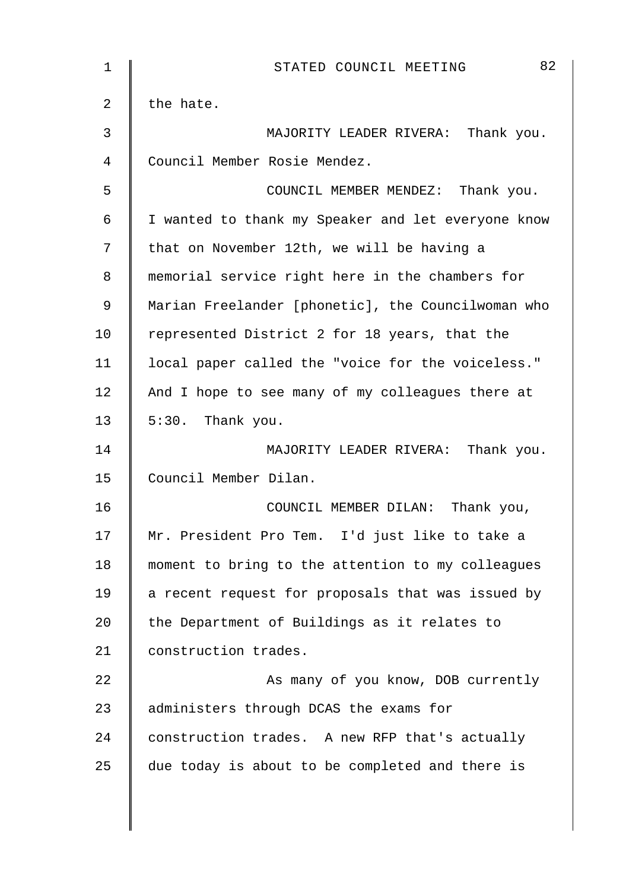the hate.

MAJORITY LEADER RIVERA: Thank you. Council Member Rosie Mendez.

COUNCIL MEMBER MENDEZ: Thank you. I wanted to thank my Speaker and let everyone know that on November 12th, we will be having a memorial service right here in the chambers for Marian Freelander [phonetic], the Councilwoman who represented District 2 for 18 years, that the local paper called the "voice for the voiceless." And I hope to see many of my colleagues there at 5:30. Thank you.

MAJORITY LEADER RIVERA: Thank you. Council Member Dilan.

COUNCIL MEMBER DILAN: Thank you, Mr. President Pro Tem. I'd just like to take a moment to bring to the attention to my colleagues a recent request for proposals that was issued by the Department of Buildings as it relates to construction trades.

As many of you know, DOB currently administers through DCAS the exams for construction trades. A new RFP that's actually due today is about to be completed and there is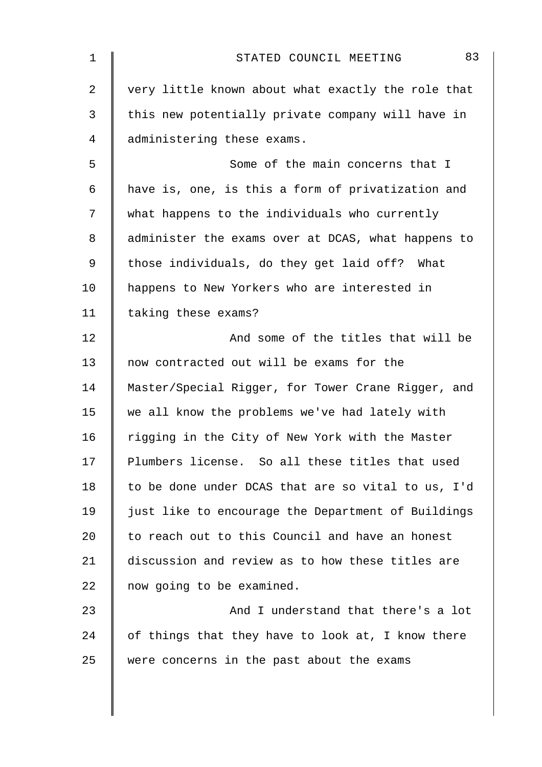very little known about what exactly the role that this new potentially private company will have in administering these exams.

Some of the main concerns that I have is, one, is this a form of privatization and what happens to the individuals who currently administer the exams over at DCAS, what happens to those individuals, do they get laid off? What happens to New Yorkers who are interested in taking these exams?

And some of the titles that will be now contracted out will be exams for the Master/Special Rigger, for Tower Crane Rigger, and we all know the problems we've had lately with rigging in the City of New York with the Master Plumbers license. So all these titles that used to be done under DCAS that are so vital to us, I'd just like to encourage the Department of Buildings to reach out to this Council and have an honest discussion and review as to how these titles are now going to be examined.

And I understand that there's a lot of things that they have to look at, I know there were concerns in the past about the exams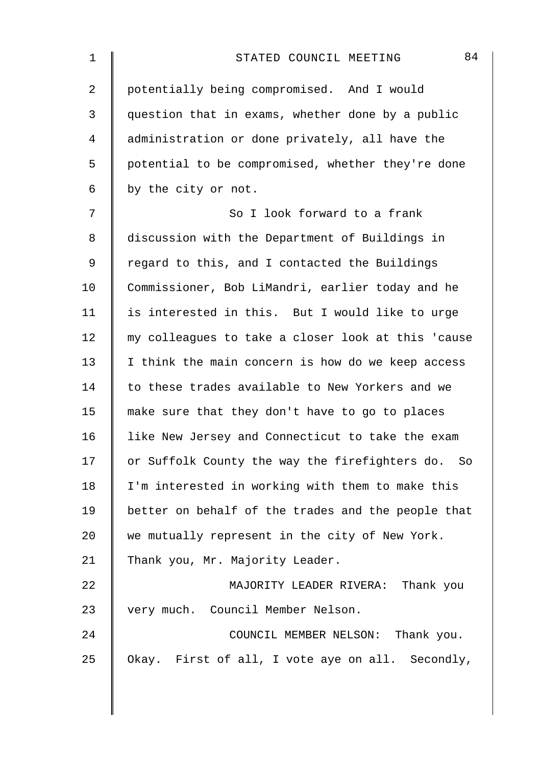potentially being compromised. And I would question that in exams, whether done by a public administration or done privately, all have the potential to be compromised, whether they're done by the city or not.

So I look forward to a frank discussion with the Department of Buildings in regard to this, and I contacted the Buildings Commissioner, Bob LiMandri, earlier today and he is interested in this. But I would like to urge my colleagues to take a closer look at this 'cause I think the main concern is how do we keep access to these trades available to New Yorkers and we make sure that they don't have to go to places like New Jersey and Connecticut to take the exam or Suffolk County the way the firefighters do. So I'm interested in working with them to make this better on behalf of the trades and the people that we mutually represent in the city of New York. Thank you, Mr. Majority Leader.

MAJORITY LEADER RIVERA: Thank you very much. Council Member Nelson.

COUNCIL MEMBER NELSON: Thank you. Okay. First of all, I vote aye on all. Secondly,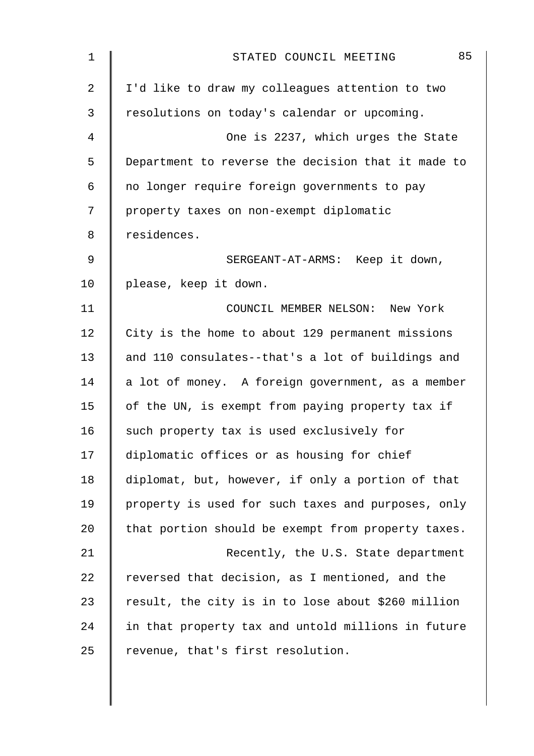I'd like to draw my colleagues attention to two resolutions on today's calendar or upcoming.

One is 2237, which urges the State Department to reverse the decision that it made to no longer require foreign governments to pay property taxes on non-exempt diplomatic residences.

SERGEANT-AT-ARMS: Keep it down, please, keep it down.

COUNCIL MEMBER NELSON: New York City is the home to about 129 permanent missions and 110 consulates--that's a lot of buildings and a lot of money. A foreign government, as a member of the UN, is exempt from paying property tax if such property tax is used exclusively for diplomatic offices or as housing for chief diplomat, but, however, if only a portion of that property is used for such taxes and purposes, only that portion should be exempt from property taxes.

Recently, the U.S. State department reversed that decision, as I mentioned, and the result, the city is in to lose about $260 million in that property tax and untold millions in future revenue, that's first resolution.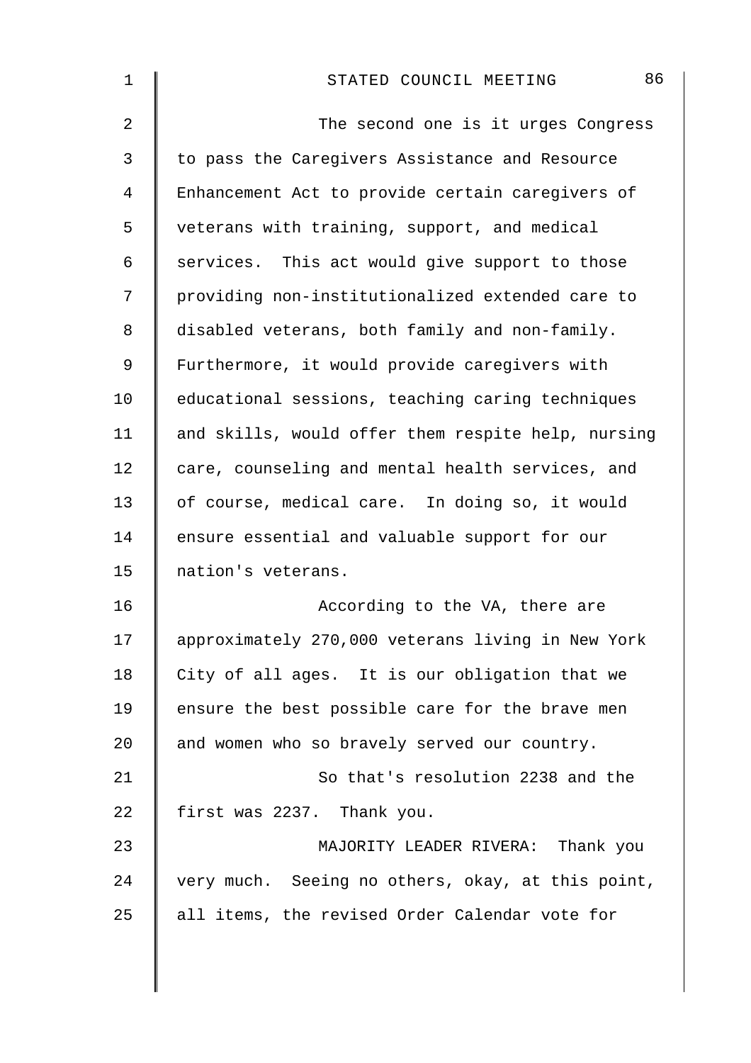The second one is it urges Congress to pass the Caregivers Assistance and Resource Enhancement Act to provide certain caregivers of veterans with training, support, and medical services. This act would give support to those providing non-institutionalized extended care to disabled veterans, both family and non-family. Furthermore, it would provide caregivers with educational sessions, teaching caring techniques and skills, would offer them respite help, nursing care, counseling and mental health services, and of course, medical care. In doing so, it would ensure essential and valuable support for our nation's veterans.

According to the VA, there are approximately 270,000 veterans living in New York City of all ages. It is our obligation that we ensure the best possible care for the brave men and women who so bravely served our country.

So that's resolution 2238 and the first was 2237. Thank you.

MAJORITY LEADER RIVERA: Thank you very much. Seeing no others, okay, at this point, all items, the revised Order Calendar vote for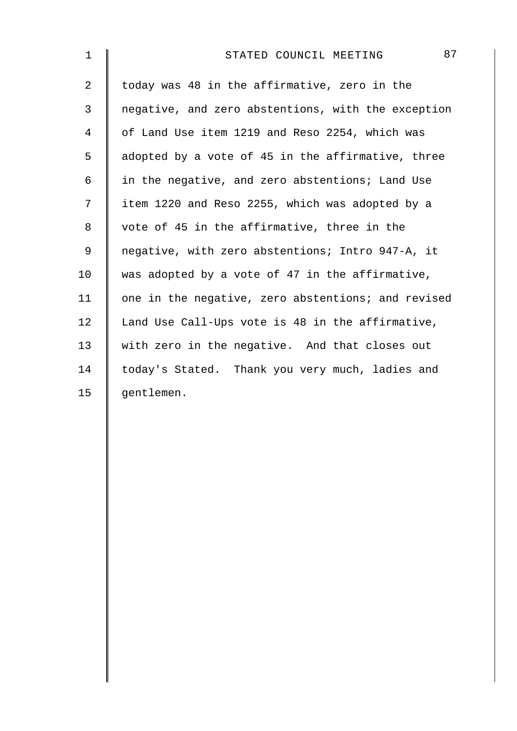today was 48 in the affirmative, zero in the negative, and zero abstentions, with the exception of Land Use item 1219 and Reso 2254, which was adopted by a vote of 45 in the affirmative, three in the negative, and zero abstentions; Land Use item 1220 and Reso 2255, which was adopted by a vote of 45 in the affirmative, three in the negative, with zero abstentions; Intro 947-A, it was adopted by a vote of 47 in the affirmative, one in the negative, zero abstentions; and revised Land Use Call-Ups vote is 48 in the affirmative, with zero in the negative. And that closes out today's Stated. Thank you very much, ladies and gentlemen.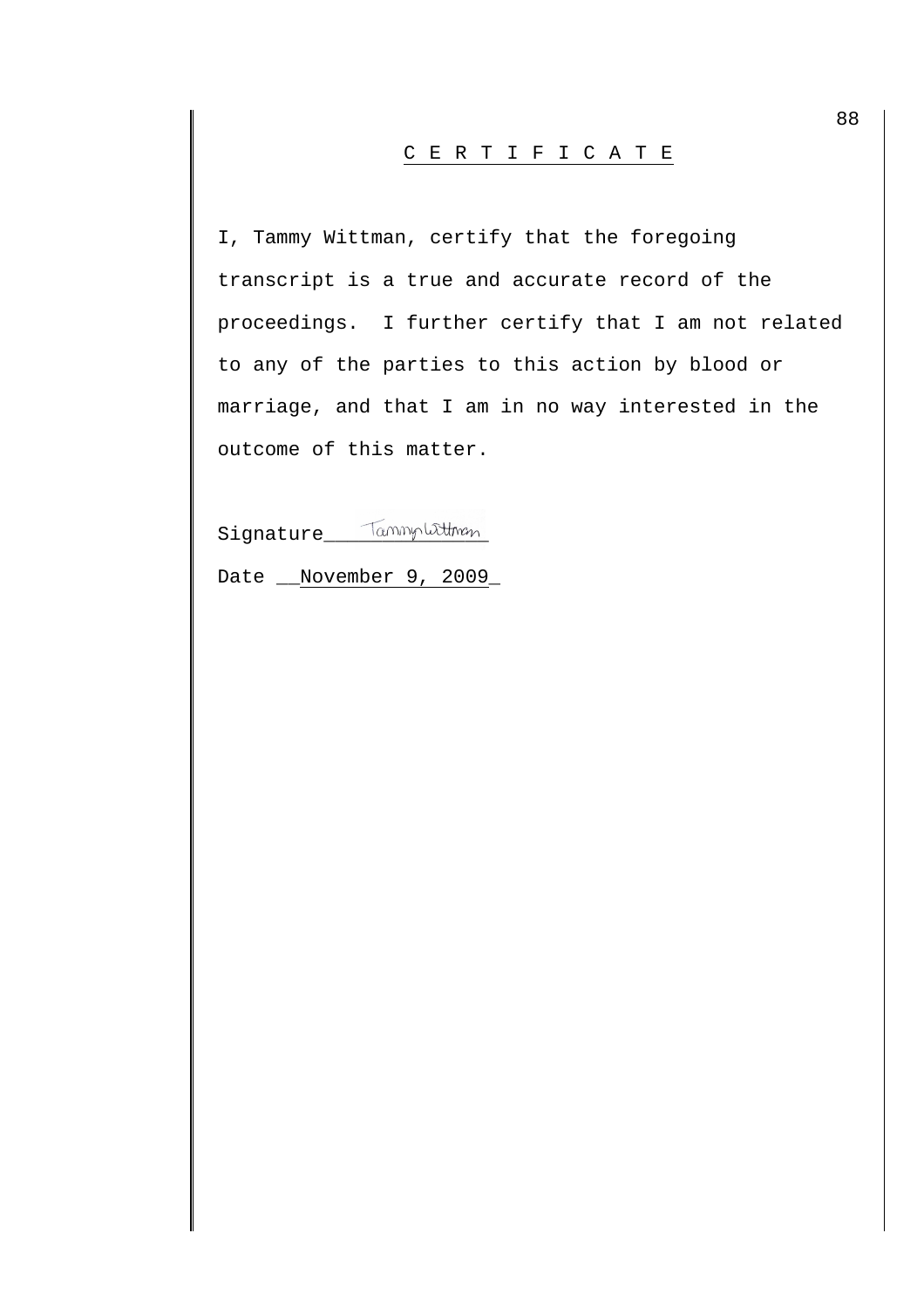# C E R T I F I C A T E

I, Tammy Wittman, certify that the foregoing transcript is a true and accurate record of the proceedings. I further certify that I am not related to any of the parties to this action by blood or marriage, and that I am in no way interested in the outcome of this matter.

Signature\_\_\_Tammy Wittman\_\_\_

Date \_\_November 9, 2009\_